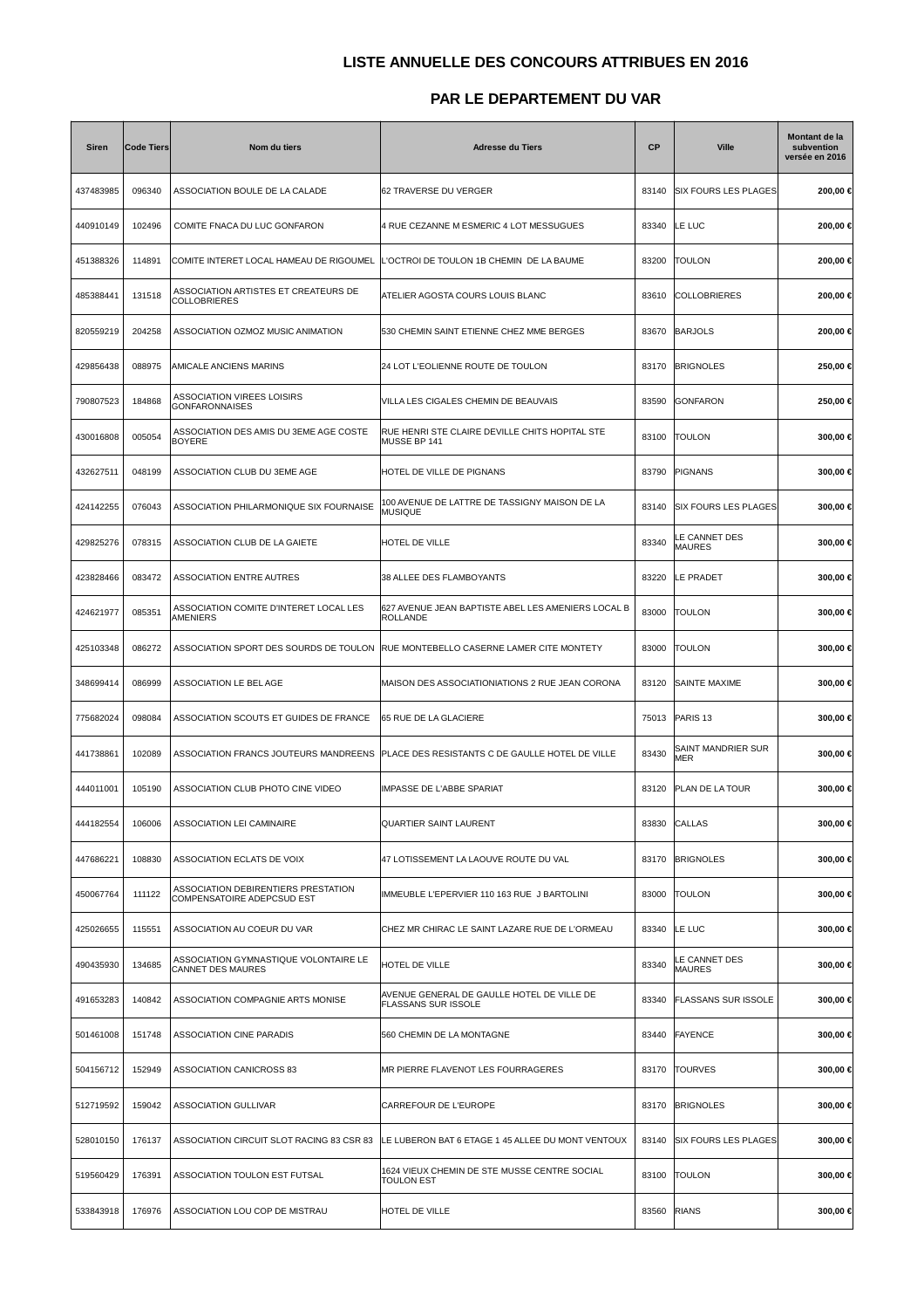# LISTE ANNUELLE DES CONCOURS ATTRIBUES EN 2016

## PAR LE DEPARTEMENT DU VAR

| Siren | Code Tiers | Nom du tiers | Adresse du Tiers | CP | Ville | Montant de la subvention versée en 2016 |
|---|---|---|---|---|---|---|
| 437483985 | 096340 | ASSOCIATION BOULE DE LA CALADE | 62 TRAVERSE DU VERGER | 83140 | SIX FOURS LES PLAGES | **200,00 €** |
| 440910149 | 102496 | COMITE FNACA DU LUC GONFARON | 4 RUE CEZANNE M ESMERIC 4 LOT MESSUGUES | 83340 | LE LUC | **200,00 €** |
| 451388326 | 114891 | COMITE INTERET LOCAL HAMEAU DE RIGOUMEL | L'OCTROI DE TOULON 1B CHEMIN DE LA BAUME | 83200 | TOULON | **200,00 €** |
| 485388441 | 131518 | ASSOCIATION ARTISTES ET CREATEURS DE COLLOBRIERES | ATELIER AGOSTA COURS LOUIS BLANC | 83610 | COLLOBRIERES | **200,00 €** |
| 820559219 | 204258 | ASSOCIATION OZMOZ MUSIC ANIMATION | 530 CHEMIN SAINT ETIENNE CHEZ MME BERGES | 83670 | BARJOLS | **200,00 €** |
| 429856438 | 088975 | AMICALE ANCIENS MARINS | 24 LOT L'EOLIENNE ROUTE DE TOULON | 83170 | BRIGNOLES | **250,00 €** |
| 790807523 | 184868 | ASSOCIATION VIREES LOISIRS GONFARONNAISES | VILLA LES CIGALES CHEMIN DE BEAUVAIS | 83590 | GONFARON | **250,00 €** |
| 430016808 | 005054 | ASSOCIATION DES AMIS DU 3EME AGE COSTE BOYERE | RUE HENRI STE CLAIRE DEVILLE CHITS HOPITAL STE MUSSE BP 141 | 83100 | TOULON | **300,00 €** |
| 432627511 | 048199 | ASSOCIATION CLUB DU 3EME AGE | HOTEL DE VILLE DE PIGNANS | 83790 | PIGNANS | **300,00 €** |
| 424142255 | 076043 | ASSOCIATION PHILARMONIQUE SIX FOURNAISE | 100 AVENUE DE LATTRE DE TASSIGNY MAISON DE LA MUSIQUE | 83140 | SIX FOURS LES PLAGES | **300,00 €** |
| 429825276 | 078315 | ASSOCIATION CLUB DE LA GAIETE | HOTEL DE VILLE | 83340 | LE CANNET DES MAURES | **300,00 €** |
| 423828466 | 083472 | ASSOCIATION ENTRE AUTRES | 38 ALLEE DES FLAMBOYANTS | 83220 | LE PRADET | **300,00 €** |
| 424621977 | 085351 | ASSOCIATION COMITE D'INTERET LOCAL LES AMENIERS | 627 AVENUE JEAN BAPTISTE ABEL LES AMENIERS LOCAL B ROLLANDE | 83000 | TOULON | **300,00 €** |
| 425103348 | 086272 | ASSOCIATION SPORT DES SOURDS DE TOULON | RUE MONTEBELLO CASERNE LAMER CITE MONTETY | 83000 | TOULON | **300,00 €** |
| 348699414 | 086999 | ASSOCIATION LE BEL AGE | MAISON DES ASSOCIATIONIATIONS 2 RUE JEAN CORONA | 83120 | SAINTE MAXIME | **300,00 €** |
| 775682024 | 098084 | ASSOCIATION SCOUTS ET GUIDES DE FRANCE | 65 RUE DE LA GLACIERE | 75013 | PARIS 13 | **300,00 €** |
| 441738861 | 102089 | ASSOCIATION FRANCS JOUTEURS MANDREENS | PLACE DES RESISTANTS C DE GAULLE HOTEL DE VILLE | 83430 | SAINT MANDRIER SUR MER | **300,00 €** |
| 444011001 | 105190 | ASSOCIATION CLUB PHOTO CINE VIDEO | IMPASSE DE L'ABBE SPARIAT | 83120 | PLAN DE LA TOUR | **300,00 €** |
| 444182554 | 106006 | ASSOCIATION LEI CAMINAIRE | QUARTIER SAINT LAURENT | 83830 | CALLAS | **300,00 €** |
| 447686221 | 108830 | ASSOCIATION ECLATS DE VOIX | 47 LOTISSEMENT LA LAOUVE ROUTE DU VAL | 83170 | BRIGNOLES | **300,00 €** |
| 450067764 | 111122 | ASSOCIATION DEBIRENTIERS PRESTATION COMPENSATOIRE ADEPCSUD EST | IMMEUBLE L'EPERVIER 110 163 RUE J BARTOLINI | 83000 | TOULON | **300,00 €** |
| 425026655 | 115551 | ASSOCIATION AU COEUR DU VAR | CHEZ MR CHIRAC LE SAINT LAZARE RUE DE L'ORMEAU | 83340 | LE LUC | **300,00 €** |
| 490435930 | 134685 | ASSOCIATION GYMNASTIQUE VOLONTAIRE LE CANNET DES MAURES | HOTEL DE VILLE | 83340 | LE CANNET DES MAURES | **300,00 €** |
| 491653283 | 140842 | ASSOCIATION COMPAGNIE ARTS MONISE | AVENUE GENERAL DE GAULLE HOTEL DE VILLE DE FLASSANS SUR ISSOLE | 83340 | FLASSANS SUR ISSOLE | **300,00 €** |
| 501461008 | 151748 | ASSOCIATION CINE PARADIS | 560 CHEMIN DE LA MONTAGNE | 83440 | FAYENCE | **300,00 €** |
| 504156712 | 152949 | ASSOCIATION CANICROSS 83 | MR PIERRE FLAVENOT LES FOURRAGERES | 83170 | TOURVES | **300,00 €** |
| 512719592 | 159042 | ASSOCIATION GULLIVAR | CARREFOUR DE L'EUROPE | 83170 | BRIGNOLES | **300,00 €** |
| 528010150 | 176137 | ASSOCIATION CIRCUIT SLOT RACING 83 CSR 83 | LE LUBERON BAT 6 ETAGE 1 45 ALLEE DU MONT VENTOUX | 83140 | SIX FOURS LES PLAGES | **300,00 €** |
| 519560429 | 176391 | ASSOCIATION TOULON EST FUTSAL | 1624 VIEUX CHEMIN DE STE MUSSE CENTRE SOCIAL TOULON EST | 83100 | TOULON | **300,00 €** |
| 533843918 | 176976 | ASSOCIATION LOU COP DE MISTRAU | HOTEL DE VILLE | 83560 | RIANS | **300,00 €** |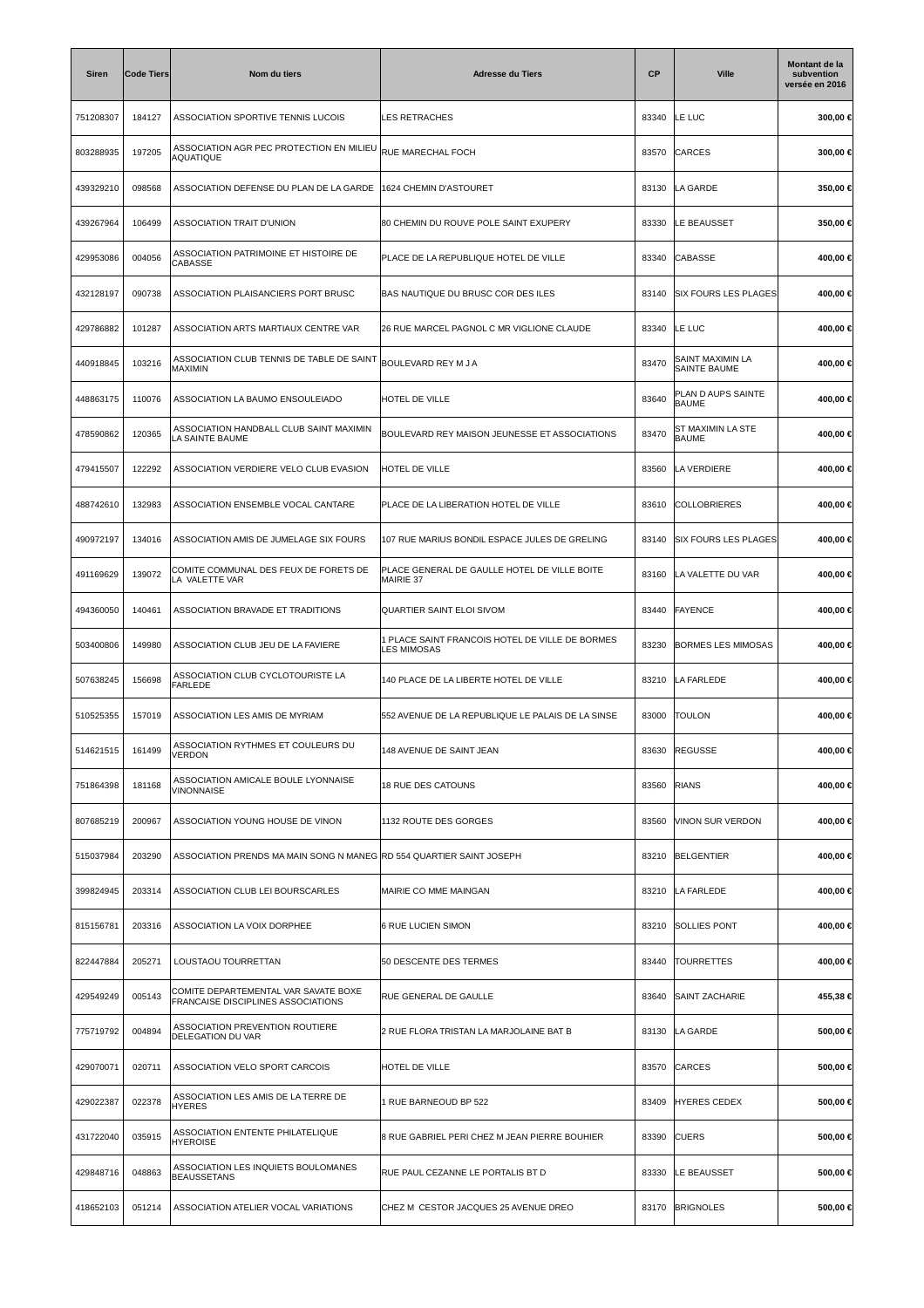| Siren | Code Tiers | Nom du tiers | Adresse du Tiers | CP | Ville | Montant de la subvention versée en 2016 |
|---|---|---|---|---|---|---|
| 751208307 | 184127 | ASSOCIATION SPORTIVE TENNIS LUCOIS | LES RETRACHES | 83340 | LE LUC | 300,00 € |
| 803288935 | 197205 | ASSOCIATION AGR PEC PROTECTION EN MILIEU AQUATIQUE | RUE MARECHAL FOCH | 83570 | CARCES | 300,00 € |
| 439329210 | 098568 | ASSOCIATION DEFENSE DU PLAN DE LA GARDE | 1624 CHEMIN D'ASTOURET | 83130 | LA GARDE | 350,00 € |
| 439267964 | 106499 | ASSOCIATION TRAIT D'UNION | 80 CHEMIN DU ROUVE POLE SAINT EXUPERY | 83330 | LE BEAUSSET | 350,00 € |
| 429953086 | 004056 | ASSOCIATION PATRIMOINE ET HISTOIRE DE CABASSE | PLACE DE LA REPUBLIQUE HOTEL DE VILLE | 83340 | CABASSE | 400,00 € |
| 432128197 | 090738 | ASSOCIATION PLAISANCIERS PORT BRUSC | BAS NAUTIQUE DU BRUSC COR DES ILES | 83140 | SIX FOURS LES PLAGES | 400,00 € |
| 429786882 | 101287 | ASSOCIATION ARTS MARTIAUX CENTRE VAR | 26 RUE MARCEL PAGNOL C MR VIGLIONE CLAUDE | 83340 | LE LUC | 400,00 € |
| 440918845 | 103216 | ASSOCIATION CLUB TENNIS DE TABLE DE SAINT MAXIMIN | BOULEVARD REY M J A | 83470 | SAINT MAXIMIN LA SAINTE BAUME | 400,00 € |
| 448863175 | 110076 | ASSOCIATION LA BAUMO ENSOULEIADO | HOTEL DE VILLE | 83640 | PLAN D AUPS SAINTE BAUME | 400,00 € |
| 478590862 | 120365 | ASSOCIATION HANDBALL CLUB SAINT MAXIMIN LA SAINTE BAUME | BOULEVARD REY MAISON JEUNESSE ET ASSOCIATIONS | 83470 | ST MAXIMIN LA STE BAUME | 400,00 € |
| 479415507 | 122292 | ASSOCIATION VERDIERE VELO CLUB EVASION | HOTEL DE VILLE | 83560 | LA VERDIERE | 400,00 € |
| 488742610 | 132983 | ASSOCIATION ENSEMBLE VOCAL CANTARE | PLACE DE LA LIBERATION HOTEL DE VILLE | 83610 | COLLOBRIERES | 400,00 € |
| 490972197 | 134016 | ASSOCIATION AMIS DE JUMELAGE SIX FOURS | 107 RUE MARIUS BONDIL ESPACE JULES DE GRELING | 83140 | SIX FOURS LES PLAGES | 400,00 € |
| 491169629 | 139072 | COMITE COMMUNAL DES FEUX DE FORETS DE LA VALETTE VAR | PLACE GENERAL DE GAULLE HOTEL DE VILLE BOITE MAIRIE 37 | 83160 | LA VALETTE DU VAR | 400,00 € |
| 494360050 | 140461 | ASSOCIATION BRAVADE ET TRADITIONS | QUARTIER SAINT ELOI SIVOM | 83440 | FAYENCE | 400,00 € |
| 503400806 | 149980 | ASSOCIATION CLUB JEU DE LA FAVIERE | 1 PLACE SAINT FRANCOIS HOTEL DE VILLE DE BORMES LES MIMOSAS | 83230 | BORMES LES MIMOSAS | 400,00 € |
| 507638245 | 156698 | ASSOCIATION CLUB CYCLOTOURISTE LA FARLEDE | 140 PLACE DE LA LIBERTE HOTEL DE VILLE | 83210 | LA FARLEDE | 400,00 € |
| 510525355 | 157019 | ASSOCIATION LES AMIS DE MYRIAM | 552 AVENUE DE LA REPUBLIQUE LE PALAIS DE LA SINSE | 83000 | TOULON | 400,00 € |
| 514621515 | 161499 | ASSOCIATION RYTHMES ET COULEURS DU VERDON | 148 AVENUE DE SAINT JEAN | 83630 | REGUSSE | 400,00 € |
| 751864398 | 181168 | ASSOCIATION AMICALE BOULE LYONNAISE VINONNAISE | 18 RUE DES CATOUNS | 83560 | RIANS | 400,00 € |
| 807685219 | 200967 | ASSOCIATION YOUNG HOUSE DE VINON | 1132 ROUTE DES GORGES | 83560 | VINON SUR VERDON | 400,00 € |
| 515037984 | 203290 | ASSOCIATION PRENDS MA MAIN SONG N MANEG | RD 554 QUARTIER SAINT JOSEPH | 83210 | BELGENTIER | 400,00 € |
| 399824945 | 203314 | ASSOCIATION CLUB LEI BOURSCARLES | MAIRIE CO MME MAINGAN | 83210 | LA FARLEDE | 400,00 € |
| 815156781 | 203316 | ASSOCIATION LA VOIX DORPHEE | 6 RUE LUCIEN SIMON | 83210 | SOLLIES PONT | 400,00 € |
| 822447884 | 205271 | LOUSTAOU TOURRETTAN | 50 DESCENTE DES TERMES | 83440 | TOURRETTES | 400,00 € |
| 429549249 | 005143 | COMITE DEPARTEMENTAL VAR SAVATE BOXE FRANCAISE DISCIPLINES ASSOCIATIONS | RUE GENERAL DE GAULLE | 83640 | SAINT ZACHARIE | 455,38 € |
| 775719792 | 004894 | ASSOCIATION PREVENTION ROUTIERE DELEGATION DU VAR | 2 RUE FLORA TRISTAN LA MARJOLAINE BAT B | 83130 | LA GARDE | 500,00 € |
| 429070071 | 020711 | ASSOCIATION VELO SPORT CARCOIS | HOTEL DE VILLE | 83570 | CARCES | 500,00 € |
| 429022387 | 022378 | ASSOCIATION LES AMIS DE LA TERRE DE HYERES | 1 RUE BARNEOUD BP 522 | 83409 | HYERES CEDEX | 500,00 € |
| 431722040 | 035915 | ASSOCIATION ENTENTE PHILATELIQUE HYEROISE | 8 RUE GABRIEL PERI CHEZ M JEAN PIERRE BOUHIER | 83390 | CUERS | 500,00 € |
| 429848716 | 048863 | ASSOCIATION LES INQUIETS BOULOMANES BEAUSSETANS | RUE PAUL CEZANNE LE PORTALIS BT D | 83330 | LE BEAUSSET | 500,00 € |
| 418652103 | 051214 | ASSOCIATION ATELIER VOCAL VARIATIONS | CHEZ M CESTOR JACQUES 25 AVENUE DREO | 83170 | BRIGNOLES | 500,00 € |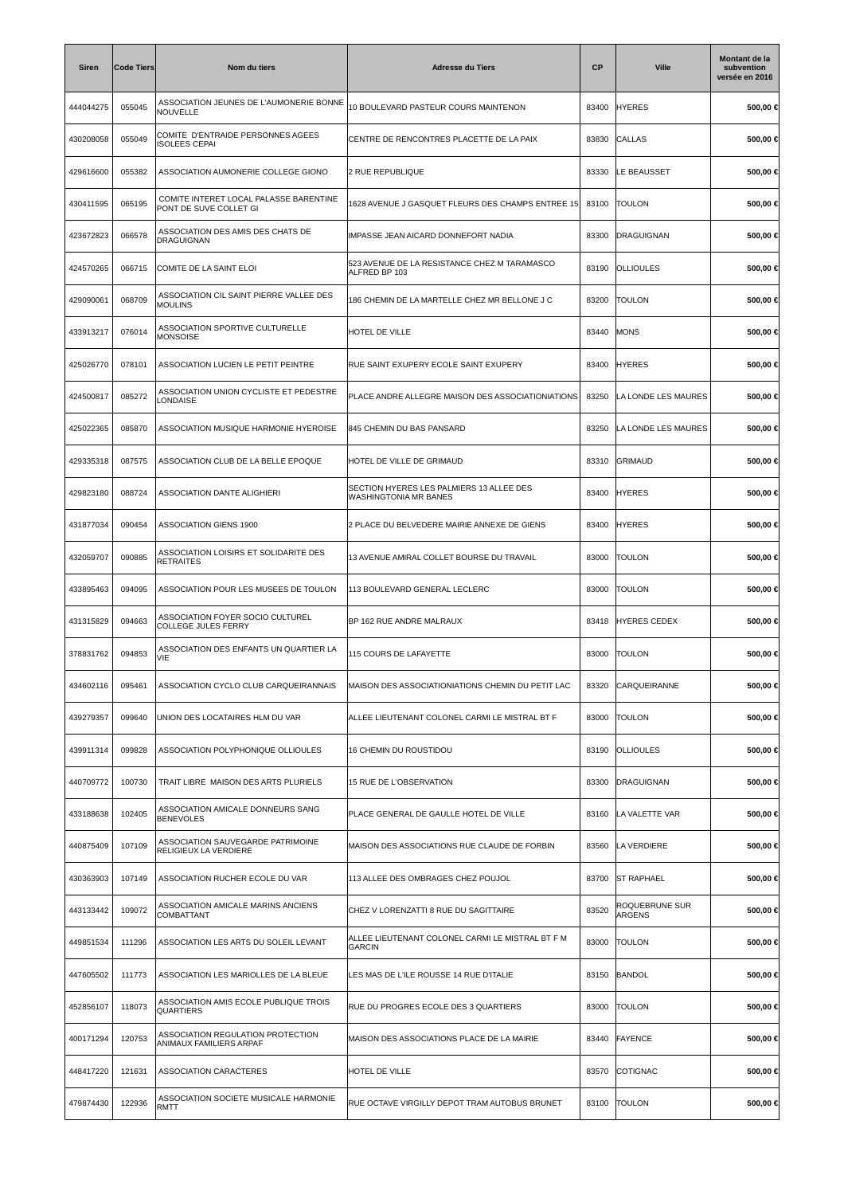| Siren | Code Tiers | Nom du tiers | Adresse du Tiers | CP | Ville | Montant de la subvention versée en 2016 |
|---|---|---|---|---|---|---|
| 444044275 | 055045 | ASSOCIATION JEUNES DE L'AUMONERIE BONNE NOUVELLE | 10 BOULEVARD PASTEUR COURS MAINTENON | 83400 | HYERES | 500,00 € |
| 430208058 | 055049 | COMITE D'ENTRAIDE PERSONNES AGEES ISOLEES CEPAI | CENTRE DE RENCONTRES PLACETTE DE LA PAIX | 83830 | CALLAS | 500,00 € |
| 429616600 | 055382 | ASSOCIATION AUMONERIE COLLEGE GIONO | 2 RUE REPUBLIQUE | 83330 | LE BEAUSSET | 500,00 € |
| 430411595 | 065195 | COMITE INTERET LOCAL PALASSE BARENTINE PONT DE SUVE COLLET GI | 1628 AVENUE J GASQUET FLEURS DES CHAMPS ENTREE 15 | 83100 | TOULON | 500,00 € |
| 423672823 | 066578 | ASSOCIATION DES AMIS DES CHATS DE DRAGUIGNAN | IMPASSE JEAN AICARD DONNEFORT NADIA | 83300 | DRAGUIGNAN | 500,00 € |
| 424570265 | 066715 | COMITE DE LA SAINT ELOI | 523 AVENUE DE LA RESISTANCE CHEZ M TARAMASCO ALFRED BP 103 | 83190 | OLLIOULES | 500,00 € |
| 429090061 | 068709 | ASSOCIATION CIL SAINT PIERRE VALLEE DES MOULINS | 186 CHEMIN DE LA MARTELLE CHEZ MR BELLONE J C | 83200 | TOULON | 500,00 € |
| 433913217 | 076014 | ASSOCIATION SPORTIVE CULTURELLE MONSOISE | HOTEL DE VILLE | 83440 | MONS | 500,00 € |
| 425026770 | 078101 | ASSOCIATION LUCIEN LE PETIT PEINTRE | RUE SAINT EXUPERY ECOLE SAINT EXUPERY | 83400 | HYERES | 500,00 € |
| 424500817 | 085272 | ASSOCIATION UNION CYCLISTE ET PEDESTRE LONDAISE | PLACE ANDRE ALLEGRE MAISON DES ASSOCIATIONIATIONS | 83250 | LA LONDE LES MAURES | 500,00 € |
| 425022365 | 085870 | ASSOCIATION MUSIQUE HARMONIE HYEROISE | 845 CHEMIN DU BAS PANSARD | 83250 | LA LONDE LES MAURES | 500,00 € |
| 429335318 | 087575 | ASSOCIATION CLUB DE LA BELLE EPOQUE | HOTEL DE VILLE DE GRIMAUD | 83310 | GRIMAUD | 500,00 € |
| 429823180 | 088724 | ASSOCIATION DANTE ALIGHIERI | SECTION HYERES LES PALMIERS 13 ALLEE DES WASHINGTONIA MR BANES | 83400 | HYERES | 500,00 € |
| 431877034 | 090454 | ASSOCIATION GIENS 1900 | 2 PLACE DU BELVEDERE MAIRIE ANNEXE DE GIENS | 83400 | HYERES | 500,00 € |
| 432059707 | 090885 | ASSOCIATION LOISIRS ET SOLIDARITE DES RETRAITES | 13 AVENUE AMIRAL COLLET BOURSE DU TRAVAIL | 83000 | TOULON | 500,00 € |
| 433895463 | 094095 | ASSOCIATION POUR LES MUSEES DE TOULON | 113 BOULEVARD GENERAL LECLERC | 83000 | TOULON | 500,00 € |
| 431315829 | 094663 | ASSOCIATION FOYER SOCIO CULTUREL COLLEGE JULES FERRY | BP 162 RUE ANDRE MALRAUX | 83418 | HYERES CEDEX | 500,00 € |
| 378831762 | 094853 | ASSOCIATION DES ENFANTS UN QUARTIER LA VIE | 115 COURS DE LAFAYETTE | 83000 | TOULON | 500,00 € |
| 434602116 | 095461 | ASSOCIATION CYCLO CLUB CARQUEIRANNAIS | MAISON DES ASSOCIATIONIATIONS CHEMIN DU PETIT LAC | 83320 | CARQUEIRANNE | 500,00 € |
| 439279357 | 099640 | UNION DES LOCATAIRES HLM DU VAR | ALLEE LIEUTENANT COLONEL CARMI LE MISTRAL BT F | 83000 | TOULON | 500,00 € |
| 439911314 | 099828 | ASSOCIATION POLYPHONIQUE OLLIOULES | 16 CHEMIN DU ROUSTIDOU | 83190 | OLLIOULES | 500,00 € |
| 440709772 | 100730 | TRAIT LIBRE MAISON DES ARTS PLURIELS | 15 RUE DE L'OBSERVATION | 83300 | DRAGUIGNAN | 500,00 € |
| 433188638 | 102405 | ASSOCIATION AMICALE DONNEURS SANG BENEVOLES | PLACE GENERAL DE GAULLE HOTEL DE VILLE | 83160 | LA VALETTE VAR | 500,00 € |
| 440875409 | 107109 | ASSOCIATION SAUVEGARDE PATRIMOINE RELIGIEUX LA VERDIERE | MAISON DES ASSOCIATIONS RUE CLAUDE DE FORBIN | 83560 | LA VERDIERE | 500,00 € |
| 430363903 | 107149 | ASSOCIATION RUCHER ECOLE DU VAR | 113 ALLEE DES OMBRAGES CHEZ POUJOL | 83700 | ST RAPHAEL | 500,00 € |
| 443133442 | 109072 | ASSOCIATION AMICALE MARINS ANCIENS COMBATTANT | CHEZ V LORENZATTI 8 RUE DU SAGITTAIRE | 83520 | ROQUEBRUNE SUR ARGENS | 500,00 € |
| 449851534 | 111296 | ASSOCIATION LES ARTS DU SOLEIL LEVANT | ALLEE LIEUTENANT COLONEL CARMI LE MISTRAL BT F M GARCIN | 83000 | TOULON | 500,00 € |
| 447605502 | 111773 | ASSOCIATION LES MARIOLLES DE LA BLEUE | LES MAS DE L'ILE ROUSSE 14 RUE D'ITALIE | 83150 | BANDOL | 500,00 € |
| 452856107 | 118073 | ASSOCIATION AMIS ECOLE PUBLIQUE TROIS QUARTIERS | RUE DU PROGRES ECOLE DES 3 QUARTIERS | 83000 | TOULON | 500,00 € |
| 400171294 | 120753 | ASSOCIATION REGULATION PROTECTION ANIMAUX FAMILIERS ARPAF | MAISON DES ASSOCIATIONS PLACE DE LA MAIRIE | 83440 | FAYENCE | 500,00 € |
| 448417220 | 121631 | ASSOCIATION CARACTERES | HOTEL DE VILLE | 83570 | COTIGNAC | 500,00 € |
| 479874430 | 122936 | ASSOCIATION SOCIETE MUSICALE HARMONIE RMTT | RUE OCTAVE VIRGILLY DEPOT TRAM AUTOBUS BRUNET | 83100 | TOULON | 500,00 € |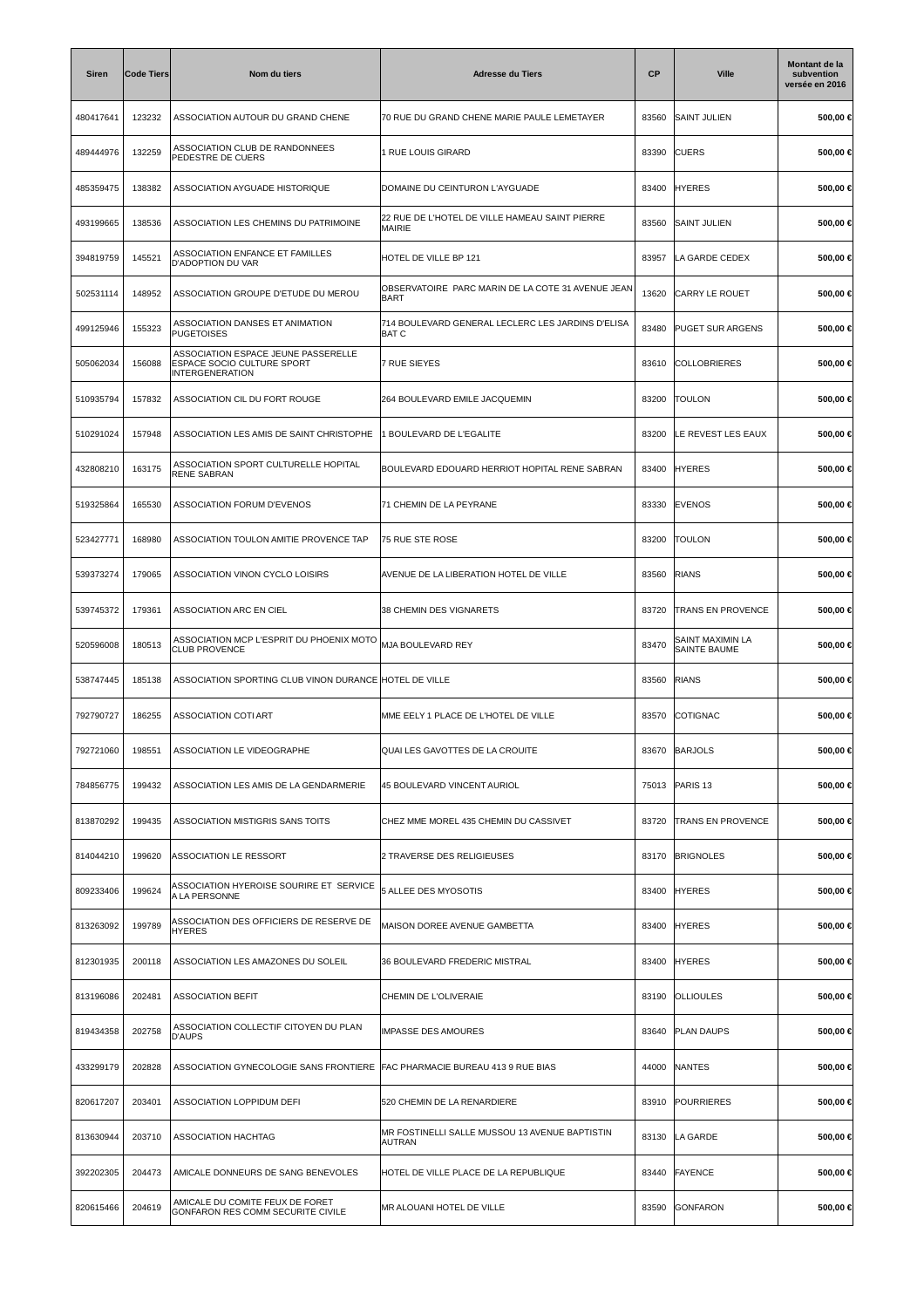| Siren | Code Tiers | Nom du tiers | Adresse du Tiers | CP | Ville | Montant de la subvention versée en 2016 |
|---|---|---|---|---|---|---|
| 480417641 | 123232 | ASSOCIATION AUTOUR DU GRAND CHENE | 70 RUE DU GRAND CHENE MARIE PAULE LEMETAYER | 83560 | SAINT JULIEN | 500,00 € |
| 489444976 | 132259 | ASSOCIATION CLUB DE RANDONNEES PEDESTRE DE CUERS | 1 RUE LOUIS GIRARD | 83390 | CUERS | 500,00 € |
| 485359475 | 138382 | ASSOCIATION AYGUADE HISTORIQUE | DOMAINE DU CEINTURON L'AYGUADE | 83400 | HYERES | 500,00 € |
| 493199665 | 138536 | ASSOCIATION LES CHEMINS DU PATRIMOINE | 22 RUE DE L'HOTEL DE VILLE HAMEAU SAINT PIERRE MAIRIE | 83560 | SAINT JULIEN | 500,00 € |
| 394819759 | 145521 | ASSOCIATION ENFANCE ET FAMILLES D'ADOPTION DU VAR | HOTEL DE VILLE BP 121 | 83957 | LA GARDE CEDEX | 500,00 € |
| 502531114 | 148952 | ASSOCIATION GROUPE D'ETUDE DU MEROU | OBSERVATOIRE PARC MARIN DE LA COTE 31 AVENUE JEAN BART | 13620 | CARRY LE ROUET | 500,00 € |
| 499125946 | 155323 | ASSOCIATION DANSES ET ANIMATION PUGETOISES | 714 BOULEVARD GENERAL LECLERC LES JARDINS D'ELISA BAT C | 83480 | PUGET SUR ARGENS | 500,00 € |
| 505062034 | 156088 | ASSOCIATION ESPACE JEUNE PASSERELLE ESPACE SOCIO CULTURE SPORT INTERGENERATION | 7 RUE SIEYES | 83610 | COLLOBRIERES | 500,00 € |
| 510935794 | 157832 | ASSOCIATION CIL DU FORT ROUGE | 264 BOULEVARD EMILE JACQUEMIN | 83200 | TOULON | 500,00 € |
| 510291024 | 157948 | ASSOCIATION LES AMIS DE SAINT CHRISTOPHE | 1 BOULEVARD DE L'EGALITE | 83200 | LE REVEST LES EAUX | 500,00 € |
| 432808210 | 163175 | ASSOCIATION SPORT CULTURELLE HOPITAL RENE SABRAN | BOULEVARD EDOUARD HERRIOT HOPITAL RENE SABRAN | 83400 | HYERES | 500,00 € |
| 519325864 | 165530 | ASSOCIATION FORUM D'EVENOS | 71 CHEMIN DE LA PEYRANE | 83330 | EVENOS | 500,00 € |
| 523427771 | 168980 | ASSOCIATION TOULON AMITIE PROVENCE TAP | 75 RUE STE ROSE | 83200 | TOULON | 500,00 € |
| 539373274 | 179065 | ASSOCIATION VINON CYCLO LOISIRS | AVENUE DE LA LIBERATION HOTEL DE VILLE | 83560 | RIANS | 500,00 € |
| 539745372 | 179361 | ASSOCIATION ARC EN CIEL | 38 CHEMIN DES VIGNARETS | 83720 | TRANS EN PROVENCE | 500,00 € |
| 520596008 | 180513 | ASSOCIATION MCP L'ESPRIT DU PHOENIX MOTO CLUB PROVENCE | MJA BOULEVARD REY | 83470 | SAINT MAXIMIN LA SAINTE BAUME | 500,00 € |
| 538747445 | 185138 | ASSOCIATION SPORTING CLUB VINON DURANCE | HOTEL DE VILLE | 83560 | RIANS | 500,00 € |
| 792790727 | 186255 | ASSOCIATION COTI ART | MME EELY 1 PLACE DE L'HOTEL DE VILLE | 83570 | COTIGNAC | 500,00 € |
| 792721060 | 198551 | ASSOCIATION LE VIDEOGRAPHE | QUAI LES GAVOTTES DE LA CROUITE | 83670 | BARJOLS | 500,00 € |
| 784856775 | 199432 | ASSOCIATION LES AMIS DE LA GENDARMERIE | 45 BOULEVARD VINCENT AURIOL | 75013 | PARIS 13 | 500,00 € |
| 813870292 | 199435 | ASSOCIATION MISTIGRIS SANS TOITS | CHEZ MME MOREL 435 CHEMIN DU CASSIVET | 83720 | TRANS EN PROVENCE | 500,00 € |
| 814044210 | 199620 | ASSOCIATION LE RESSORT | 2 TRAVERSE DES RELIGIEUSES | 83170 | BRIGNOLES | 500,00 € |
| 809233406 | 199624 | ASSOCIATION HYEROISE SOURIRE ET SERVICE A LA PERSONNE | 5 ALLEE DES MYOSOTIS | 83400 | HYERES | 500,00 € |
| 813263092 | 199789 | ASSOCIATION DES OFFICIERS DE RESERVE DE HYERES | MAISON DOREE AVENUE GAMBETTA | 83400 | HYERES | 500,00 € |
| 812301935 | 200118 | ASSOCIATION LES AMAZONES DU SOLEIL | 36 BOULEVARD FREDERIC MISTRAL | 83400 | HYERES | 500,00 € |
| 813196086 | 202481 | ASSOCIATION BEFIT | CHEMIN DE L'OLIVERAIE | 83190 | OLLIOULES | 500,00 € |
| 819434358 | 202758 | ASSOCIATION COLLECTIF CITOYEN DU PLAN D'AUPS | IMPASSE DES AMOURES | 83640 | PLAN DAUPS | 500,00 € |
| 433299179 | 202828 | ASSOCIATION GYNECOLOGIE SANS FRONTIERE | FAC PHARMACIE BUREAU 413 9 RUE BIAS | 44000 | NANTES | 500,00 € |
| 820617207 | 203401 | ASSOCIATION LOPPIDUM DEFI | 520 CHEMIN DE LA RENARDIERE | 83910 | POURRIERES | 500,00 € |
| 813630944 | 203710 | ASSOCIATION HACHTAG | MR FOSTINELLI SALLE MUSSOU 13 AVENUE BAPTISTIN AUTRAN | 83130 | LA GARDE | 500,00 € |
| 392202305 | 204473 | AMICALE DONNEURS DE SANG BENEVOLES | HOTEL DE VILLE PLACE DE LA REPUBLIQUE | 83440 | FAYENCE | 500,00 € |
| 820615466 | 204619 | AMICALE DU COMITE FEUX DE FORET GONFARON RES COMM SECURITE CIVILE | MR ALOUANI HOTEL DE VILLE | 83590 | GONFARON | 500,00 € |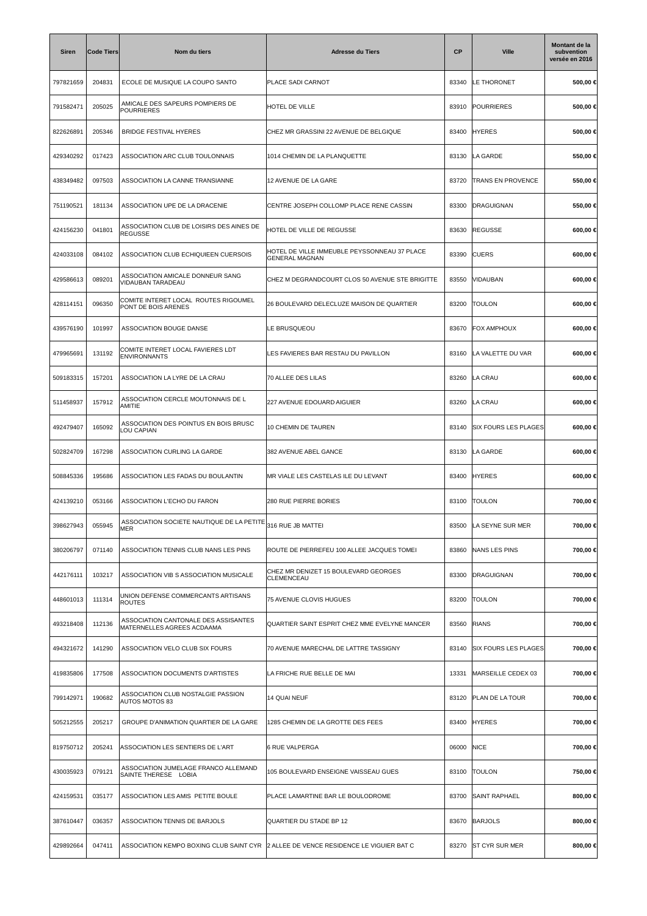| Siren | Code Tiers | Nom du tiers | Adresse du Tiers | CP | Ville | Montant de la subvention versée en 2016 |
|---|---|---|---|---|---|---|
| 797821659 | 204831 | ECOLE DE MUSIQUE LA COUPO SANTO | PLACE SADI CARNOT | 83340 | LE THORONET | **500,00 €** |
| 791582471 | 205025 | AMICALE DES SAPEURS POMPIERS DE POURRIERES | HOTEL DE VILLE | 83910 | POURRIERES | **500,00 €** |
| 822626891 | 205346 | BRIDGE FESTIVAL HYERES | CHEZ MR GRASSINI 22 AVENUE DE BELGIQUE | 83400 | HYERES | **500,00 €** |
| 429340292 | 017423 | ASSOCIATION ARC CLUB TOULONNAIS | 1014 CHEMIN DE LA PLANQUETTE | 83130 | LA GARDE | **550,00 €** |
| 438349482 | 097503 | ASSOCIATION LA CANNE TRANSIANNE | 12 AVENUE DE LA GARE | 83720 | TRANS EN PROVENCE | **550,00 €** |
| 751190521 | 181134 | ASSOCIATION UPE DE LA DRACENIE | CENTRE JOSEPH COLLOMP PLACE RENE CASSIN | 83300 | DRAGUIGNAN | **550,00 €** |
| 424156230 | 041801 | ASSOCIATION CLUB DE LOISIRS DES AINES DE REGUSSE | HOTEL DE VILLE DE REGUSSE | 83630 | REGUSSE | **600,00 €** |
| 424033108 | 084102 | ASSOCIATION CLUB ECHIQUIEEN CUERSOIS | HOTEL DE VILLE IMMEUBLE PEYSSONNEAU 37 PLACE GENERAL MAGNAN | 83390 | CUERS | **600,00 €** |
| 429586613 | 089201 | ASSOCIATION AMICALE DONNEUR SANG VIDAUBAN TARADEAU | CHEZ M DEGRANDCOURT CLOS 50 AVENUE STE BRIGITTE | 83550 | VIDAUBAN | **600,00 €** |
| 428114151 | 096350 | COMITE INTERET LOCAL ROUTES RIGOUMEL PONT DE BOIS ARENES | 26 BOULEVARD DELECLUZE MAISON DE QUARTIER | 83200 | TOULON | **600,00 €** |
| 439576190 | 101997 | ASSOCIATION BOUGE DANSE | LE BRUSQUEOU | 83670 | FOX AMPHOUX | **600,00 €** |
| 479965691 | 131192 | COMITE INTERET LOCAL FAVIERES LDT ENVIRONNANTS | LES FAVIERES BAR RESTAU DU PAVILLON | 83160 | LA VALETTE DU VAR | **600,00 €** |
| 509183315 | 157201 | ASSOCIATION LA LYRE DE LA CRAU | 70 ALLEE DES LILAS | 83260 | LA CRAU | **600,00 €** |
| 511458937 | 157912 | ASSOCIATION CERCLE MOUTONNAIS DE L AMITIE | 227 AVENUE EDOUARD AIGUIER | 83260 | LA CRAU | **600,00 €** |
| 492479407 | 165092 | ASSOCIATION DES POINTUS EN BOIS BRUSC LOU CAPIAN | 10 CHEMIN DE TAUREN | 83140 | SIX FOURS LES PLAGES | **600,00 €** |
| 502824709 | 167298 | ASSOCIATION CURLING LA GARDE | 382 AVENUE ABEL GANCE | 83130 | LA GARDE | **600,00 €** |
| 508845336 | 195686 | ASSOCIATION LES FADAS DU BOULANTIN | MR VIALE LES CASTELAS ILE DU LEVANT | 83400 | HYERES | **600,00 €** |
| 424139210 | 053166 | ASSOCIATION L'ECHO DU FARON | 280 RUE PIERRE BORIES | 83100 | TOULON | **700,00 €** |
| 398627943 | 055945 | ASSOCIATION SOCIETE NAUTIQUE DE LA PETITE MER | 316 RUE JB MATTEI | 83500 | LA SEYNE SUR MER | **700,00 €** |
| 380206797 | 071140 | ASSOCIATION TENNIS CLUB NANS LES PINS | ROUTE DE PIERREFEU 100 ALLEE JACQUES TOMEI | 83860 | NANS LES PINS | **700,00 €** |
| 442176111 | 103217 | ASSOCIATION VIB S ASSOCIATION MUSICALE | CHEZ MR DENIZET 15 BOULEVARD GEORGES CLEMENCEAU | 83300 | DRAGUIGNAN | **700,00 €** |
| 448601013 | 111314 | UNION DEFENSE COMMERCANTS ARTISANS ROUTES | 75 AVENUE CLOVIS HUGUES | 83200 | TOULON | **700,00 €** |
| 493218408 | 112136 | ASSOCIATION CANTONALE DES ASSISANTES MATERNELLES AGREES ACDAAMA | QUARTIER SAINT ESPRIT CHEZ MME EVELYNE MANCER | 83560 | RIANS | **700,00 €** |
| 494321672 | 141290 | ASSOCIATION VELO CLUB SIX FOURS | 70 AVENUE MARECHAL DE LATTRE TASSIGNY | 83140 | SIX FOURS LES PLAGES | **700,00 €** |
| 419835806 | 177508 | ASSOCIATION DOCUMENTS D'ARTISTES | LA FRICHE RUE BELLE DE MAI | 13331 | MARSEILLE CEDEX 03 | **700,00 €** |
| 799142971 | 190682 | ASSOCIATION CLUB NOSTALGIE PASSION AUTOS MOTOS 83 | 14 QUAI NEUF | 83120 | PLAN DE LA TOUR | **700,00 €** |
| 505212555 | 205217 | GROUPE D'ANIMATION QUARTIER DE LA GARE | 1285 CHEMIN DE LA GROTTE DES FEES | 83400 | HYERES | **700,00 €** |
| 819750712 | 205241 | ASSOCIATION LES SENTIERS DE L'ART | 6 RUE VALPERGA | 06000 | NICE | **700,00 €** |
| 430035923 | 079121 | ASSOCIATION JUMELAGE FRANCO ALLEMAND SAINTE THERESE LOBIA | 105 BOULEVARD ENSEIGNE VAISSEAU GUES | 83100 | TOULON | **750,00 €** |
| 424159531 | 035177 | ASSOCIATION LES AMIS PETITE BOULE | PLACE LAMARTINE BAR LE BOULODROME | 83700 | SAINT RAPHAEL | **800,00 €** |
| 387610447 | 036357 | ASSOCIATION TENNIS DE BARJOLS | QUARTIER DU STADE BP 12 | 83670 | BARJOLS | **800,00 €** |
| 429892664 | 047411 | ASSOCIATION KEMPO BOXING CLUB SAINT CYR | 2 ALLEE DE VENCE RESIDENCE LE VIGUIER BAT C | 83270 | ST CYR SUR MER | **800,00 €** |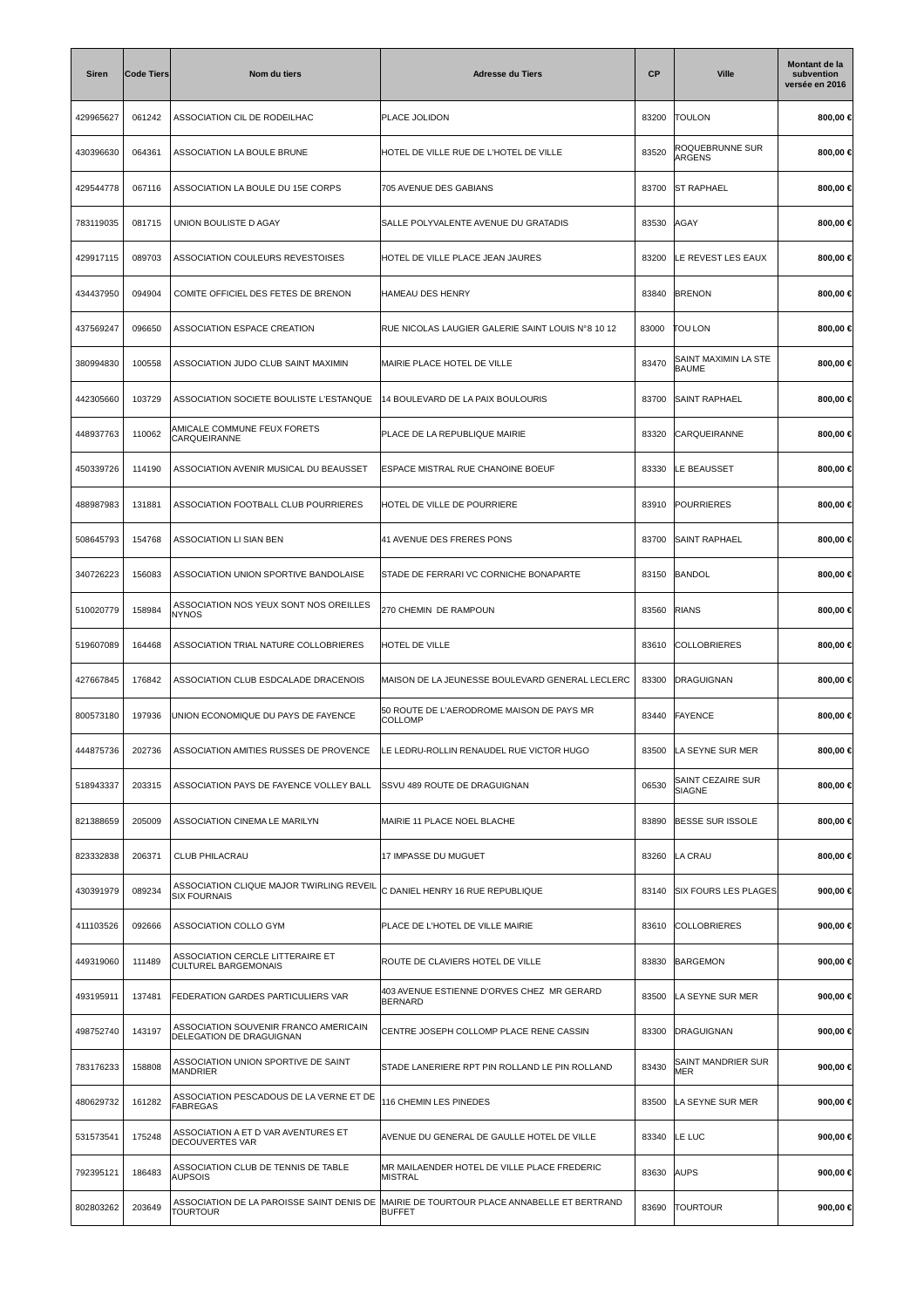| Siren | Code Tiers | Nom du tiers | Adresse du Tiers | CP | Ville | Montant de la subvention versée en 2016 |
|---|---|---|---|---|---|---|
| 429965627 | 061242 | ASSOCIATION CIL DE RODEILHAC | PLACE JOLIDON | 83200 | TOULON | 800,00 € |
| 430396630 | 064361 | ASSOCIATION LA BOULE BRUNE | HOTEL DE VILLE RUE DE L'HOTEL DE VILLE | 83520 | ROQUEBRUNNE SUR ARGENS | 800,00 € |
| 429544778 | 067116 | ASSOCIATION LA BOULE DU 15E CORPS | 705 AVENUE DES GABIANS | 83700 | ST RAPHAEL | 800,00 € |
| 783119035 | 081715 | UNION BOULISTE D AGAY | SALLE POLYVALENTE AVENUE DU GRATADIS | 83530 | AGAY | 800,00 € |
| 429917115 | 089703 | ASSOCIATION COULEURS REVESTOISES | HOTEL DE VILLE PLACE JEAN JAURES | 83200 | LE REVEST LES EAUX | 800,00 € |
| 434437950 | 094904 | COMITE OFFICIEL DES FETES DE BRENON | HAMEAU DES HENRY | 83840 | BRENON | 800,00 € |
| 437569247 | 096650 | ASSOCIATION ESPACE CREATION | RUE NICOLAS LAUGIER GALERIE SAINT LOUIS N°8 10 12 | 83000 | TOU LON | 800,00 € |
| 380994830 | 100558 | ASSOCIATION JUDO CLUB SAINT MAXIMIN | MAIRIE PLACE HOTEL DE VILLE | 83470 | SAINT MAXIMIN LA STE BAUME | 800,00 € |
| 442305660 | 103729 | ASSOCIATION SOCIETE BOULISTE L'ESTANQUE | 14 BOULEVARD DE LA PAIX BOULOURIS | 83700 | SAINT RAPHAEL | 800,00 € |
| 448937763 | 110062 | AMICALE COMMUNE FEUX FORETS CARQUEIRANNE | PLACE DE LA REPUBLIQUE MAIRIE | 83320 | CARQUEIRANNE | 800,00 € |
| 450339726 | 114190 | ASSOCIATION AVENIR MUSICAL DU BEAUSSET | ESPACE MISTRAL RUE CHANOINE BOEUF | 83330 | LE BEAUSSET | 800,00 € |
| 488987983 | 131881 | ASSOCIATION FOOTBALL CLUB POURRIERES | HOTEL DE VILLE DE POURRIERE | 83910 | POURRIERES | 800,00 € |
| 508645793 | 154768 | ASSOCIATION LI SIAN BEN | 41 AVENUE DES FRERES PONS | 83700 | SAINT RAPHAEL | 800,00 € |
| 340726223 | 156083 | ASSOCIATION UNION SPORTIVE BANDOLAISE | STADE DE FERRARI VC CORNICHE BONAPARTE | 83150 | BANDOL | 800,00 € |
| 510020779 | 158984 | ASSOCIATION NOS YEUX SONT NOS OREILLES NYNOS | 270 CHEMIN DE RAMPOUN | 83560 | RIANS | 800,00 € |
| 519607089 | 164468 | ASSOCIATION TRIAL NATURE COLLOBRIERES | HOTEL DE VILLE | 83610 | COLLOBRIERES | 800,00 € |
| 427667845 | 176842 | ASSOCIATION CLUB ESDCALADE DRACENOIS | MAISON DE LA JEUNESSE BOULEVARD GENERAL LECLERC | 83300 | DRAGUIGNAN | 800,00 € |
| 800573180 | 197936 | UNION ECONOMIQUE DU PAYS DE FAYENCE | 50 ROUTE DE L'AERODROME MAISON DE PAYS MR COLLOMP | 83440 | FAYENCE | 800,00 € |
| 444875736 | 202736 | ASSOCIATION AMITIES RUSSES DE PROVENCE | LE LEDRU-ROLLIN RENAUDEL RUE VICTOR HUGO | 83500 | LA SEYNE SUR MER | 800,00 € |
| 518943337 | 203315 | ASSOCIATION PAYS DE FAYENCE VOLLEY BALL | SSVU 489 ROUTE DE DRAGUIGNAN | 06530 | SAINT CEZAIRE SUR SIAGNE | 800,00 € |
| 821388659 | 205009 | ASSOCIATION CINEMA LE MARILYN | MAIRIE 11 PLACE NOEL BLACHE | 83890 | BESSE SUR ISSOLE | 800,00 € |
| 823332838 | 206371 | CLUB PHILACRAU | 17 IMPASSE DU MUGUET | 83260 | LA CRAU | 800,00 € |
| 430391979 | 089234 | ASSOCIATION CLIQUE MAJOR TWIRLING REVEIL SIX FOURNAIS | C DANIEL HENRY 16 RUE REPUBLIQUE | 83140 | SIX FOURS LES PLAGES | 900,00 € |
| 411103526 | 092666 | ASSOCIATION COLLO GYM | PLACE DE L'HOTEL DE VILLE MAIRIE | 83610 | COLLOBRIERES | 900,00 € |
| 449319060 | 111489 | ASSOCIATION CERCLE LITTERAIRE ET CULTUREL BARGEMONAIS | ROUTE DE CLAVIERS HOTEL DE VILLE | 83830 | BARGEMON | 900,00 € |
| 493195911 | 137481 | FEDERATION GARDES PARTICULIERS VAR | 403 AVENUE ESTIENNE D'ORVES CHEZ MR GERARD BERNARD | 83500 | LA SEYNE SUR MER | 900,00 € |
| 498752740 | 143197 | ASSOCIATION SOUVENIR FRANCO AMERICAIN DELEGATION DE DRAGUIGNAN | CENTRE JOSEPH COLLOMP PLACE RENE CASSIN | 83300 | DRAGUIGNAN | 900,00 € |
| 783176233 | 158808 | ASSOCIATION UNION SPORTIVE DE SAINT MANDRIER | STADE LANERIERE RPT PIN ROLLAND LE PIN ROLLAND | 83430 | SAINT MANDRIER SUR MER | 900,00 € |
| 480629732 | 161282 | ASSOCIATION PESCADOUS DE LA VERNE ET DE FABREGAS | 116 CHEMIN LES PINEDES | 83500 | LA SEYNE SUR MER | 900,00 € |
| 531573541 | 175248 | ASSOCIATION A ET D VAR AVENTURES ET DECOUVERTES VAR | AVENUE DU GENERAL DE GAULLE HOTEL DE VILLE | 83340 | LE LUC | 900,00 € |
| 792395121 | 186483 | ASSOCIATION CLUB DE TENNIS DE TABLE AUPSOIS | MR MAILAENDER HOTEL DE VILLE PLACE FREDERIC MISTRAL | 83630 | AUPS | 900,00 € |
| 802803262 | 203649 | ASSOCIATION DE LA PAROISSE SAINT DENIS DE TOURTOUR | MAIRIE DE TOURTOUR PLACE ANNABELLE ET BERTRAND BUFFET | 83690 | TOURTOUR | 900,00 € |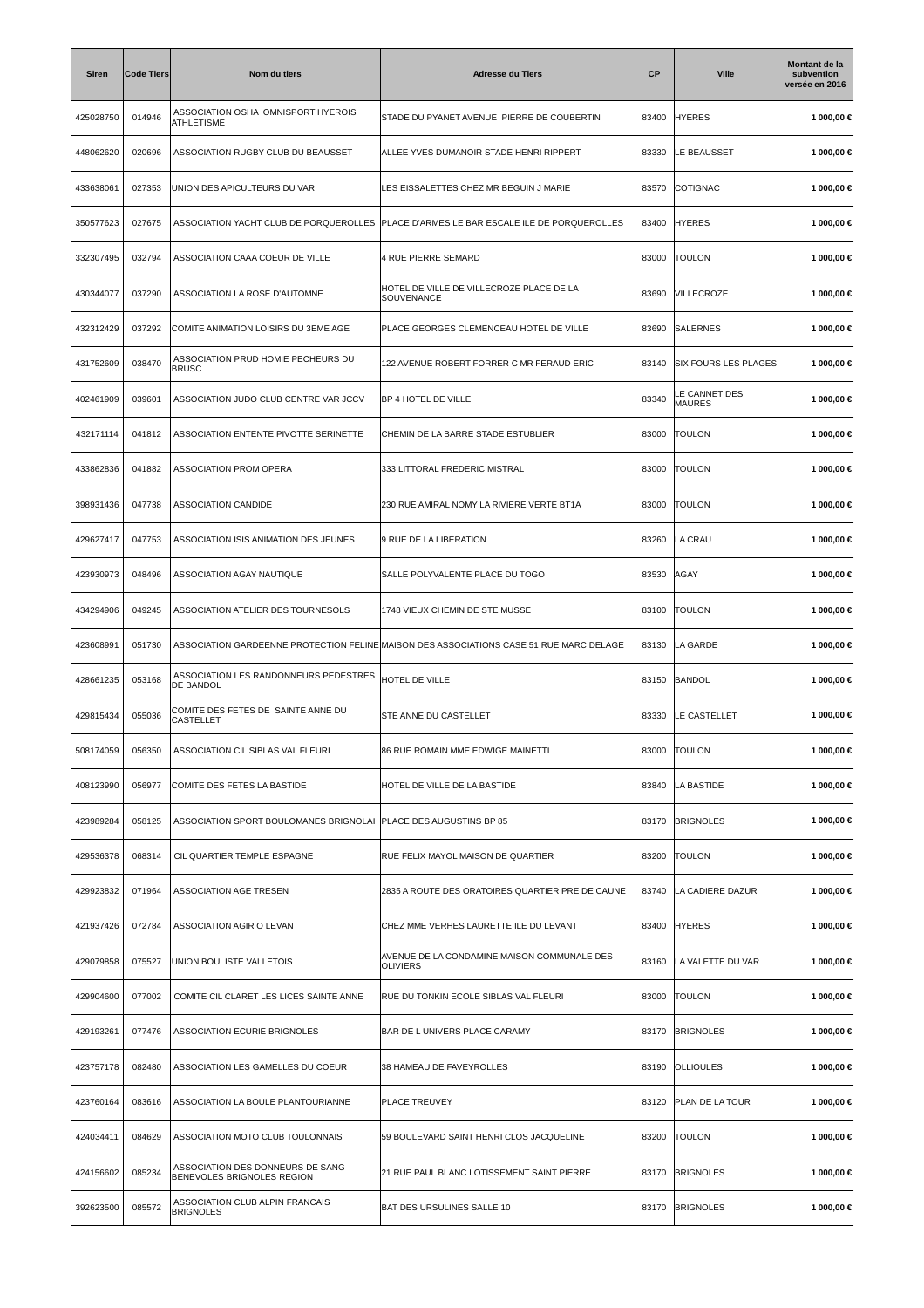| Siren | Code Tiers | Nom du tiers | Adresse du Tiers | CP | Ville | Montant de la subvention versée en 2016 |
|---|---|---|---|---|---|---|
| 425028750 | 014946 | ASSOCIATION OSHA OMNISPORT HYEROIS ATHLETISME | STADE DU PYANET AVENUE PIERRE DE COUBERTIN | 83400 | HYERES | **1 000,00 €** |
| 448062620 | 020696 | ASSOCIATION RUGBY CLUB DU BEAUSSET | ALLEE YVES DUMANOIR STADE HENRI RIPPERT | 83330 | LE BEAUSSET | **1 000,00 €** |
| 433638061 | 027353 | UNION DES APICULTEURS DU VAR | LES EISSALETTES CHEZ MR BEGUIN J MARIE | 83570 | COTIGNAC | **1 000,00 €** |
| 350577623 | 027675 | ASSOCIATION YACHT CLUB DE PORQUEROLLES | PLACE D'ARMES LE BAR ESCALE ILE DE PORQUEROLLES | 83400 | HYERES | **1 000,00 €** |
| 332307495 | 032794 | ASSOCIATION CAAA COEUR DE VILLE | 4 RUE PIERRE SEMARD | 83000 | TOULON | **1 000,00 €** |
| 430344077 | 037290 | ASSOCIATION LA ROSE D'AUTOMNE | HOTEL DE VILLE DE VILLECROZE PLACE DE LA SOUVENANCE | 83690 | VILLECROZE | **1 000,00 €** |
| 432312429 | 037292 | COMITE ANIMATION LOISIRS DU 3EME AGE | PLACE GEORGES CLEMENCEAU HOTEL DE VILLE | 83690 | SALERNES | **1 000,00 €** |
| 431752609 | 038470 | ASSOCIATION PRUD HOMIE PECHEURS DU BRUSC | 122 AVENUE ROBERT FORRER C MR FERAUD ERIC | 83140 | SIX FOURS LES PLAGES | **1 000,00 €** |
| 402461909 | 039601 | ASSOCIATION JUDO CLUB CENTRE VAR JCCV | BP 4 HOTEL DE VILLE | 83340 | LE CANNET DES MAURES | **1 000,00 €** |
| 432171114 | 041812 | ASSOCIATION ENTENTE PIVOTTE SERINETTE | CHEMIN DE LA BARRE STADE ESTUBLIER | 83000 | TOULON | **1 000,00 €** |
| 433862836 | 041882 | ASSOCIATION PROM OPERA | 333 LITTORAL FREDERIC MISTRAL | 83000 | TOULON | **1 000,00 €** |
| 398931436 | 047738 | ASSOCIATION CANDIDE | 230 RUE AMIRAL NOMY LA RIVIERE VERTE BT1A | 83000 | TOULON | **1 000,00 €** |
| 429627417 | 047753 | ASSOCIATION ISIS ANIMATION DES JEUNES | 9 RUE DE LA LIBERATION | 83260 | LA CRAU | **1 000,00 €** |
| 423930973 | 048496 | ASSOCIATION AGAY NAUTIQUE | SALLE POLYVALENTE PLACE DU TOGO | 83530 | AGAY | **1 000,00 €** |
| 434294906 | 049245 | ASSOCIATION ATELIER DES TOURNESOLS | 1748 VIEUX CHEMIN DE STE MUSSE | 83100 | TOULON | **1 000,00 €** |
| 423608991 | 051730 | ASSOCIATION GARDEENNE PROTECTION FELINE | MAISON DES ASSOCIATIONS CASE 51 RUE MARC DELAGE | 83130 | LA GARDE | **1 000,00 €** |
| 428661235 | 053168 | ASSOCIATION LES RANDONNEURS PEDESTRES DE BANDOL | HOTEL DE VILLE | 83150 | BANDOL | **1 000,00 €** |
| 429815434 | 055036 | COMITE DES FETES DE SAINTE ANNE DU CASTELLET | STE ANNE DU CASTELLET | 83330 | LE CASTELLET | **1 000,00 €** |
| 508174059 | 056350 | ASSOCIATION CIL SIBLAS VAL FLEURI | 86 RUE ROMAIN MME EDWIGE MAINETTI | 83000 | TOULON | **1 000,00 €** |
| 408123990 | 056977 | COMITE DES FETES LA BASTIDE | HOTEL DE VILLE DE LA BASTIDE | 83840 | LA BASTIDE | **1 000,00 €** |
| 423989284 | 058125 | ASSOCIATION SPORT BOULOMANES BRIGNOLAI | PLACE DES AUGUSTINS BP 85 | 83170 | BRIGNOLES | **1 000,00 €** |
| 429536378 | 068314 | CIL QUARTIER TEMPLE ESPAGNE | RUE FELIX MAYOL MAISON DE QUARTIER | 83200 | TOULON | **1 000,00 €** |
| 429923832 | 071964 | ASSOCIATION AGE TRESEN | 2835 A ROUTE DES ORATOIRES QUARTIER PRE DE CAUNE | 83740 | LA CADIERE DAZUR | **1 000,00 €** |
| 421937426 | 072784 | ASSOCIATION AGIR O LEVANT | CHEZ MME VERHES LAURETTE ILE DU LEVANT | 83400 | HYERES | **1 000,00 €** |
| 429079858 | 075527 | UNION BOULISTE VALLETOIS | AVENUE DE LA CONDAMINE MAISON COMMUNALE DES OLIVIERS | 83160 | LA VALETTE DU VAR | **1 000,00 €** |
| 429904600 | 077002 | COMITE CIL CLARET LES LICES SAINTE ANNE | RUE DU TONKIN ECOLE SIBLAS VAL FLEURI | 83000 | TOULON | **1 000,00 €** |
| 429193261 | 077476 | ASSOCIATION ECURIE BRIGNOLES | BAR DE L UNIVERS PLACE CARAMY | 83170 | BRIGNOLES | **1 000,00 €** |
| 423757178 | 082480 | ASSOCIATION LES GAMELLES DU COEUR | 38 HAMEAU DE FAVEYROLLES | 83190 | OLLIOULES | **1 000,00 €** |
| 423760164 | 083616 | ASSOCIATION LA BOULE PLANTOURIANNE | PLACE TREUVEY | 83120 | PLAN DE LA TOUR | **1 000,00 €** |
| 424034411 | 084629 | ASSOCIATION MOTO CLUB TOULONNAIS | 59 BOULEVARD SAINT HENRI CLOS JACQUELINE | 83200 | TOULON | **1 000,00 €** |
| 424156602 | 085234 | ASSOCIATION DES DONNEURS DE SANG BENEVOLES BRIGNOLES REGION | 21 RUE PAUL BLANC LOTISSEMENT SAINT PIERRE | 83170 | BRIGNOLES | **1 000,00 €** |
| 392623500 | 085572 | ASSOCIATION CLUB ALPIN FRANCAIS BRIGNOLES | BAT DES URSULINES SALLE 10 | 83170 | BRIGNOLES | **1 000,00 €** |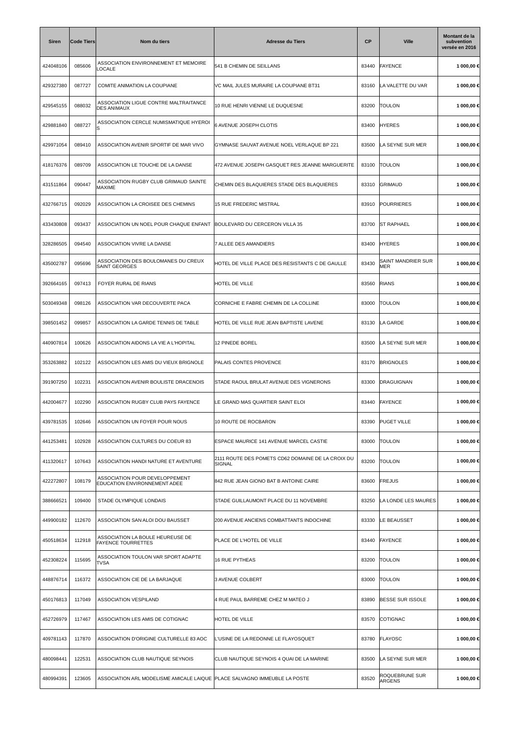| Siren | Code Tiers | Nom du tiers | Adresse du Tiers | CP | Ville | Montant de la subvention versée en 2016 |
|---|---|---|---|---|---|---|
| 424048106 | 085606 | ASSOCIATION ENVIRONNEMENT ET MEMOIRE LOCALE | 541 B CHEMIN DE SEILLANS | 83440 | FAYENCE | 1 000,00 € |
| 429327380 | 087727 | COMITE ANIMATION LA COUPIANE | VC MAIL JULES MURAIRE LA COUPIANE BT31 | 83160 | LA VALETTE DU VAR | 1 000,00 € |
| 429545155 | 088032 | ASSOCIATION LIGUE CONTRE MALTRAITANCE DES ANIMAUX | 10 RUE HENRI VIENNE LE DUQUESNE | 83200 | TOULON | 1 000,00 € |
| 429881840 | 088727 | ASSOCIATION CERCLE NUMISMATIQUE HYEROIS | 6 AVENUE JOSEPH CLOTIS | 83400 | HYERES | 1 000,00 € |
| 429971054 | 089410 | ASSOCIATION AVENIR SPORTIF DE MAR VIVO | GYMNASE SAUVAT AVENUE NOEL VERLAQUE BP 221 | 83500 | LA SEYNE SUR MER | 1 000,00 € |
| 418176376 | 089709 | ASSOCIATION LE TOUCHE DE LA DANSE | 472 AVENUE JOSEPH GASQUET RES JEANNE MARGUERITE | 83100 | TOULON | 1 000,00 € |
| 431511864 | 090447 | ASSOCIATION RUGBY CLUB GRIMAUD SAINTE MAXIME | CHEMIN DES BLAQUIERES STADE DES BLAQUIERES | 83310 | GRIMAUD | 1 000,00 € |
| 432766715 | 092029 | ASSOCIATION LA CROISEE DES CHEMINS | 15 RUE FREDERIC MISTRAL | 83910 | POURRIERES | 1 000,00 € |
| 433430808 | 093437 | ASSOCIATION UN NOEL POUR CHAQUE ENFANT | BOULEVARD DU CERCERON VILLA 35 | 83700 | ST RAPHAEL | 1 000,00 € |
| 328286505 | 094540 | ASSOCIATION VIVRE LA DANSE | 7 ALLEE DES AMANDIERS | 83400 | HYERES | 1 000,00 € |
| 435002787 | 095696 | ASSOCIATION DES BOULOMANES DU CREUX SAINT GEORGES | HOTEL DE VILLE PLACE DES RESISTANTS C DE GAULLE | 83430 | SAINT MANDRIER SUR MER | 1 000,00 € |
| 392664165 | 097413 | FOYER RURAL DE RIANS | HOTEL DE VILLE | 83560 | RIANS | 1 000,00 € |
| 503049348 | 098126 | ASSOCIATION VAR DECOUVERTE PACA | CORNICHE E FABRE CHEMIN DE LA COLLINE | 83000 | TOULON | 1 000,00 € |
| 398501452 | 099857 | ASSOCIATION LA GARDE TENNIS DE TABLE | HOTEL DE VILLE RUE JEAN BAPTISTE LAVENE | 83130 | LA GARDE | 1 000,00 € |
| 440907814 | 100626 | ASSOCIATION AIDONS LA VIE A L'HOPITAL | 12 PINEDE BOREL | 83500 | LA SEYNE SUR MER | 1 000,00 € |
| 353263882 | 102122 | ASSOCIATION LES AMIS DU VIEUX BRIGNOLE | PALAIS CONTES PROVENCE | 83170 | BRIGNOLES | 1 000,00 € |
| 391907250 | 102231 | ASSOCIATION AVENIR BOULISTE DRACENOIS | STADE RAOUL BRULAT AVENUE DES VIGNERONS | 83300 | DRAGUIGNAN | 1 000,00 € |
| 442004677 | 102290 | ASSOCIATION RUGBY CLUB PAYS FAYENCE | LE GRAND MAS QUARTIER SAINT ELOI | 83440 | FAYENCE | 1 000,00 € |
| 439781535 | 102646 | ASSOCIATION UN FOYER POUR NOUS | 10 ROUTE DE ROCBARON | 83390 | PUGET VILLE | 1 000,00 € |
| 441253481 | 102928 | ASSOCIATION CULTURES DU COEUR 83 | ESPACE MAURICE 141 AVENUE MARCEL CASTIE | 83000 | TOULON | 1 000,00 € |
| 411320617 | 107643 | ASSOCIATION HANDI NATURE ET AVENTURE | 2111 ROUTE DES POMETS CD62 DOMAINE DE LA CROIX DU SIGNAL | 83200 | TOULON | 1 000,00 € |
| 422272807 | 108179 | ASSOCIATION POUR DEVELOPPEMENT EDUCATION ENVIRONNEMENT ADEE | 842 RUE JEAN GIONO BAT B ANTOINE CAIRE | 83600 | FREJUS | 1 000,00 € |
| 388666521 | 109400 | STADE OLYMPIQUE LONDAIS | STADE GUILLAUMONT PLACE DU 11 NOVEMBRE | 83250 | LA LONDE LES MAURES | 1 000,00 € |
| 449900182 | 112670 | ASSOCIATION SAN ALOI DOU BAUSSET | 200 AVENUE ANCIENS COMBATTANTS INDOCHINE | 83330 | LE BEAUSSET | 1 000,00 € |
| 450518634 | 112918 | ASSOCIATION LA BOULE HEUREUSE DE FAYENCE TOURRETTES | PLACE DE L'HOTEL DE VILLE | 83440 | FAYENCE | 1 000,00 € |
| 452308224 | 115695 | ASSOCIATION TOULON VAR SPORT ADAPTE TVSA | 16 RUE PYTHEAS | 83200 | TOULON | 1 000,00 € |
| 448876714 | 116372 | ASSOCIATION CIE DE LA BARJAQUE | 3 AVENUE COLBERT | 83000 | TOULON | 1 000,00 € |
| 450176813 | 117049 | ASSOCIATION VESPILAND | 4 RUE PAUL BARREME CHEZ M MATEO J | 83890 | BESSE SUR ISSOLE | 1 000,00 € |
| 452726979 | 117467 | ASSOCIATION LES AMIS DE COTIGNAC | HOTEL DE VILLE | 83570 | COTIGNAC | 1 000,00 € |
| 409781143 | 117870 | ASSOCIATION D'ORIGINE CULTURELLE 83 AOC | L'USINE DE LA REDONNE LE FLAYOSQUET | 83780 | FLAYOSC | 1 000,00 € |
| 480098441 | 122531 | ASSOCIATION CLUB NAUTIQUE SEYNOIS | CLUB NAUTIQUE SEYNOIS 4 QUAI DE LA MARINE | 83500 | LA SEYNE SUR MER | 1 000,00 € |
| 480994391 | 123605 | ASSOCIATION ARL MODELISME AMICALE LAIQUE | PLACE SALVAGNO IMMEUBLE LA POSTE | 83520 | ROQUEBRUNE SUR ARGENS | 1 000,00 € |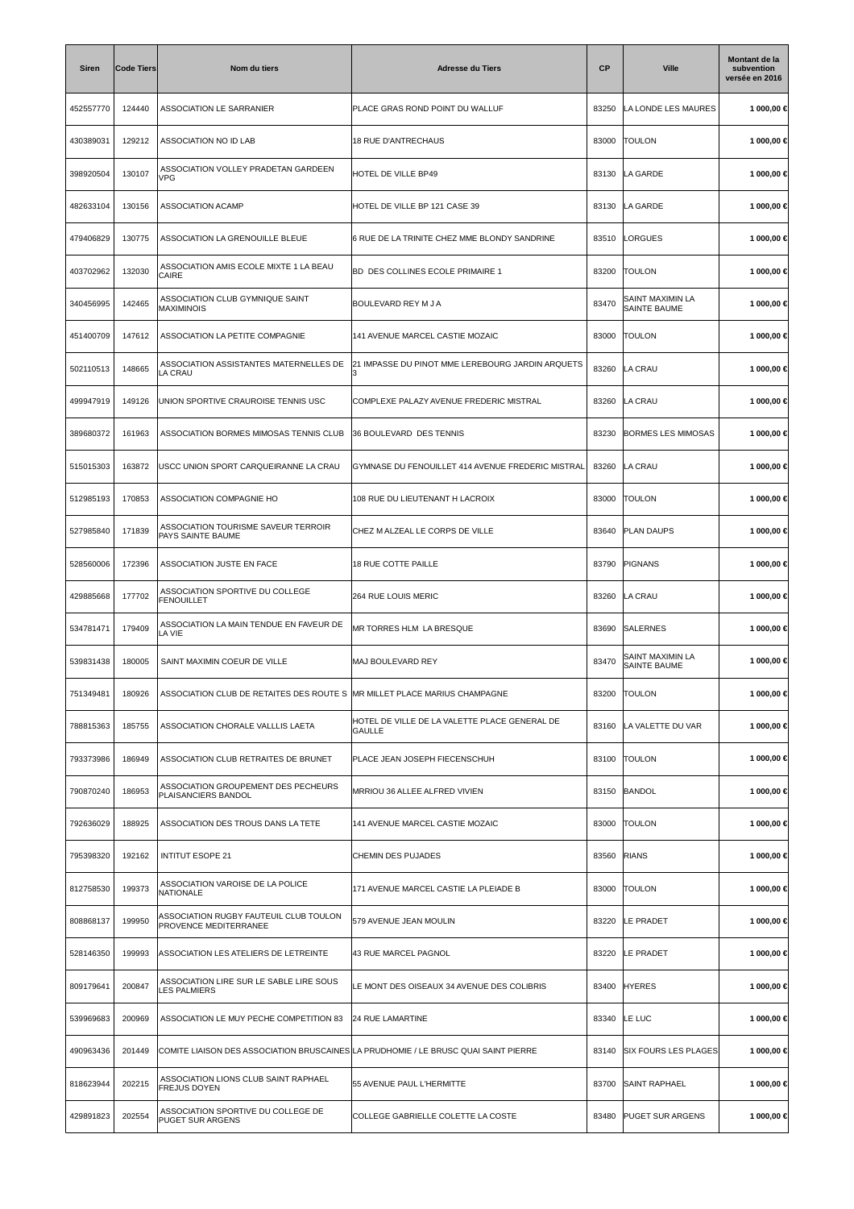| Siren | Code Tiers | Nom du tiers | Adresse du Tiers | CP | Ville | Montant de la subvention versée en 2016 |
|---|---|---|---|---|---|---|
| 452557770 | 124440 | ASSOCIATION LE SARRANIER | PLACE GRAS ROND POINT DU WALLUF | 83250 | LA LONDE LES MAURES | 1 000,00 € |
| 430389031 | 129212 | ASSOCIATION NO ID LAB | 18 RUE D'ANTRECHAUS | 83000 | TOULON | 1 000,00 € |
| 398920504 | 130107 | ASSOCIATION VOLLEY PRADETAN GARDEEN VPG | HOTEL DE VILLE BP49 | 83130 | LA GARDE | 1 000,00 € |
| 482633104 | 130156 | ASSOCIATION ACAMP | HOTEL DE VILLE BP 121 CASE 39 | 83130 | LA GARDE | 1 000,00 € |
| 479406829 | 130775 | ASSOCIATION LA GRENOUILLE BLEUE | 6 RUE DE LA TRINITE CHEZ MME BLONDY SANDRINE | 83510 | LORGUES | 1 000,00 € |
| 403702962 | 132030 | ASSOCIATION AMIS ECOLE MIXTE 1 LA BEAU CAIRE | BD DES COLLINES ECOLE PRIMAIRE 1 | 83200 | TOULON | 1 000,00 € |
| 340456995 | 142465 | ASSOCIATION CLUB GYMNIQUE SAINT MAXIMINOIS | BOULEVARD REY M J A | 83470 | SAINT MAXIMIN LA SAINTE BAUME | 1 000,00 € |
| 451400709 | 147612 | ASSOCIATION LA PETITE COMPAGNIE | 141 AVENUE MARCEL CASTIE MOZAIC | 83000 | TOULON | 1 000,00 € |
| 502110513 | 148665 | ASSOCIATION ASSISTANTES MATERNELLES DE LA CRAU | 21 IMPASSE DU PINOT MME LEREBOURG JARDIN ARQUETS 3 | 83260 | LA CRAU | 1 000,00 € |
| 499947919 | 149126 | UNION SPORTIVE CRAUROISE TENNIS USC | COMPLEXE PALAZY AVENUE FREDERIC MISTRAL | 83260 | LA CRAU | 1 000,00 € |
| 389680372 | 161963 | ASSOCIATION BORMES MIMOSAS TENNIS CLUB | 36 BOULEVARD DES TENNIS | 83230 | BORMES LES MIMOSAS | 1 000,00 € |
| 515015303 | 163872 | USCC UNION SPORT CARQUEIRANNE LA CRAU | GYMNASE DU FENOUILLET 414 AVENUE FREDERIC MISTRAL | 83260 | LA CRAU | 1 000,00 € |
| 512985193 | 170853 | ASSOCIATION COMPAGNIE HO | 108 RUE DU LIEUTENANT H LACROIX | 83000 | TOULON | 1 000,00 € |
| 527985840 | 171839 | ASSOCIATION TOURISME SAVEUR TERROIR PAYS SAINTE BAUME | CHEZ M ALZEAL LE CORPS DE VILLE | 83640 | PLAN DAUPS | 1 000,00 € |
| 528560006 | 172396 | ASSOCIATION JUSTE EN FACE | 18 RUE COTTE PAILLE | 83790 | PIGNANS | 1 000,00 € |
| 429885668 | 177702 | ASSOCIATION SPORTIVE DU COLLEGE FENOUILLET | 264 RUE LOUIS MERIC | 83260 | LA CRAU | 1 000,00 € |
| 534781471 | 179409 | ASSOCIATION LA MAIN TENDUE EN FAVEUR DE LA VIE | MR TORRES HLM LA BRESQUE | 83690 | SALERNES | 1 000,00 € |
| 539831438 | 180005 | SAINT MAXIMIN COEUR DE VILLE | MAJ BOULEVARD REY | 83470 | SAINT MAXIMIN LA SAINTE BAUME | 1 000,00 € |
| 751349481 | 180926 | ASSOCIATION CLUB DE RETAITES DES ROUTE S | MR MILLET PLACE MARIUS CHAMPAGNE | 83200 | TOULON | 1 000,00 € |
| 788815363 | 185755 | ASSOCIATION CHORALE VALLLIS LAETA | HOTEL DE VILLE DE LA VALETTE PLACE GENERAL DE GAULLE | 83160 | LA VALETTE DU VAR | 1 000,00 € |
| 793373986 | 186949 | ASSOCIATION CLUB RETRAITES DE BRUNET | PLACE JEAN JOSEPH FIECENSCHUH | 83100 | TOULON | 1 000,00 € |
| 790870240 | 186953 | ASSOCIATION GROUPEMENT DES PECHEURS PLAISANCIERS BANDOL | MRRIOU 36 ALLEE ALFRED VIVIEN | 83150 | BANDOL | 1 000,00 € |
| 792636029 | 188925 | ASSOCIATION DES TROUS DANS LA TETE | 141 AVENUE MARCEL CASTIE MOZAIC | 83000 | TOULON | 1 000,00 € |
| 795398320 | 192162 | INTITUT ESOPE 21 | CHEMIN DES PUJADES | 83560 | RIANS | 1 000,00 € |
| 812758530 | 199373 | ASSOCIATION VAROISE DE LA POLICE NATIONALE | 171 AVENUE MARCEL CASTIE LA PLEIADE B | 83000 | TOULON | 1 000,00 € |
| 808868137 | 199950 | ASSOCIATION RUGBY FAUTEUIL CLUB TOULON PROVENCE MEDITERRANEE | 579 AVENUE JEAN MOULIN | 83220 | LE PRADET | 1 000,00 € |
| 528146350 | 199993 | ASSOCIATION LES ATELIERS DE LETREINTE | 43 RUE MARCEL PAGNOL | 83220 | LE PRADET | 1 000,00 € |
| 809179641 | 200847 | ASSOCIATION LIRE SUR LE SABLE LIRE SOUS LES PALMIERS | LE MONT DES OISEAUX 34 AVENUE DES COLIBRIS | 83400 | HYERES | 1 000,00 € |
| 539969683 | 200969 | ASSOCIATION LE MUY PECHE COMPETITION 83 | 24 RUE LAMARTINE | 83340 | LE LUC | 1 000,00 € |
| 490963436 | 201449 | COMITE LIAISON DES ASSOCIATION BRUSCAINES | LA PRUDHOMIE / LE BRUSC QUAI SAINT PIERRE | 83140 | SIX FOURS LES PLAGES | 1 000,00 € |
| 818623944 | 202215 | ASSOCIATION LIONS CLUB SAINT RAPHAEL FREJUS DOYEN | 55 AVENUE PAUL L'HERMITTE | 83700 | SAINT RAPHAEL | 1 000,00 € |
| 429891823 | 202554 | ASSOCIATION SPORTIVE DU COLLEGE DE PUGET SUR ARGENS | COLLEGE GABRIELLE COLETTE LA COSTE | 83480 | PUGET SUR ARGENS | 1 000,00 € |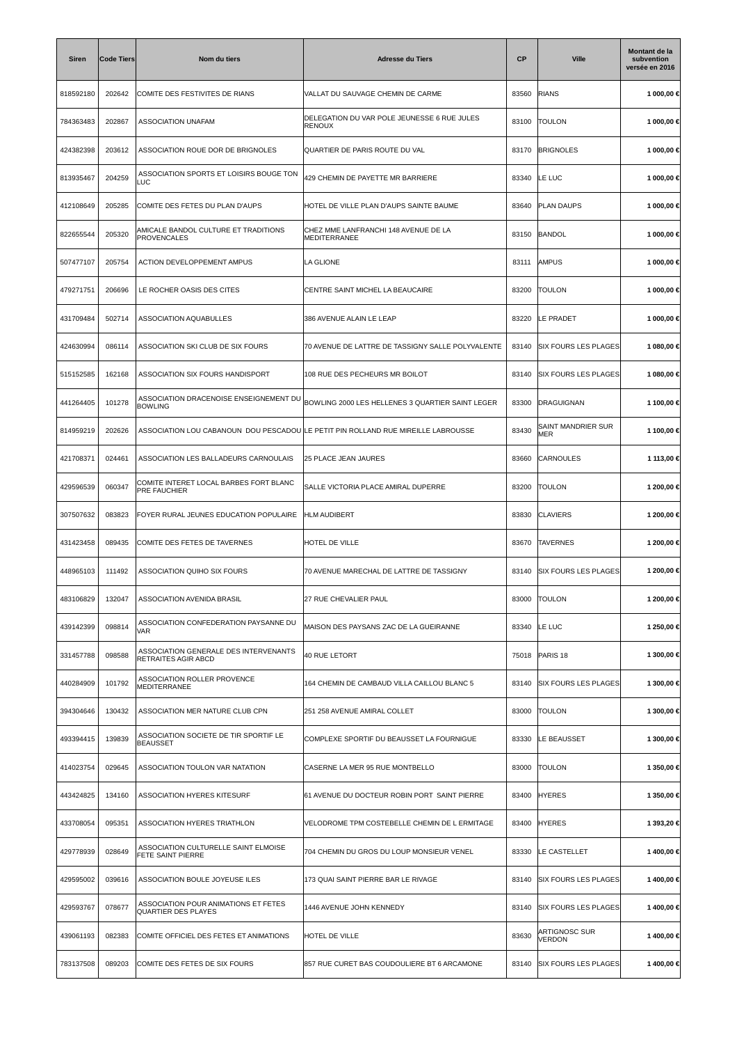| Siren | Code Tiers | Nom du tiers | Adresse du Tiers | CP | Ville | Montant de la subvention versée en 2016 |
|---|---|---|---|---|---|---|
| 818592180 | 202642 | COMITE DES FESTIVITES DE RIANS | VALLAT DU SAUVAGE CHEMIN DE CARME | 83560 | RIANS | **1 000,00 €** |
| 784363483 | 202867 | ASSOCIATION UNAFAM | DELEGATION DU VAR POLE JEUNESSE 6 RUE JULES RENOUX | 83100 | TOULON | **1 000,00 €** |
| 424382398 | 203612 | ASSOCIATION ROUE DOR DE BRIGNOLES | QUARTIER DE PARIS ROUTE DU VAL | 83170 | BRIGNOLES | **1 000,00 €** |
| 813935467 | 204259 | ASSOCIATION SPORTS ET LOISIRS BOUGE TON LUC | 429 CHEMIN DE PAYETTE MR BARRIERE | 83340 | LE LUC | **1 000,00 €** |
| 412108649 | 205285 | COMITE DES FETES DU PLAN D'AUPS | HOTEL DE VILLE PLAN D'AUPS SAINTE BAUME | 83640 | PLAN DAUPS | **1 000,00 €** |
| 822655544 | 205320 | AMICALE BANDOL CULTURE ET TRADITIONS PROVENCALES | CHEZ MME LANFRANCHI 148 AVENUE DE LA MEDITERRANEE | 83150 | BANDOL | **1 000,00 €** |
| 507477107 | 205754 | ACTION DEVELOPPEMENT AMPUS | LA GLIONE | 83111 | AMPUS | **1 000,00 €** |
| 479271751 | 206696 | LE ROCHER OASIS DES CITES | CENTRE SAINT MICHEL LA BEAUCAIRE | 83200 | TOULON | **1 000,00 €** |
| 431709484 | 502714 | ASSOCIATION AQUABULLES | 386 AVENUE ALAIN LE LEAP | 83220 | LE PRADET | **1 000,00 €** |
| 424630994 | 086114 | ASSOCIATION SKI CLUB DE SIX FOURS | 70 AVENUE DE LATTRE DE TASSIGNY SALLE POLYVALENTE | 83140 | SIX FOURS LES PLAGES | **1 080,00 €** |
| 515152585 | 162168 | ASSOCIATION SIX FOURS HANDISPORT | 108 RUE DES PECHEURS MR BOILOT | 83140 | SIX FOURS LES PLAGES | **1 080,00 €** |
| 441264405 | 101278 | ASSOCIATION DRACENOISE ENSEIGNEMENT DU BOWLING | BOWLING 2000 LES HELLENES 3 QUARTIER SAINT LEGER | 83300 | DRAGUIGNAN | **1 100,00 €** |
| 814959219 | 202626 | ASSOCIATION LOU CABANOUN DOU PESCADOU | LE PETIT PIN ROLLAND RUE MIREILLE LABROUSSE | 83430 | SAINT MANDRIER SUR MER | **1 100,00 €** |
| 421708371 | 024461 | ASSOCIATION LES BALLADEURS CARNOULAIS | 25 PLACE JEAN JAURES | 83660 | CARNOULES | **1 113,00 €** |
| 429596539 | 060347 | COMITE INTERET LOCAL BARBES FORT BLANC PRE FAUCHIER | SALLE VICTORIA PLACE AMIRAL DUPERRE | 83200 | TOULON | **1 200,00 €** |
| 307507632 | 083823 | FOYER RURAL JEUNES EDUCATION POPULAIRE | HLM AUDIBERT | 83830 | CLAVIERS | **1 200,00 €** |
| 431423458 | 089435 | COMITE DES FETES DE TAVERNES | HOTEL DE VILLE | 83670 | TAVERNES | **1 200,00 €** |
| 448965103 | 111492 | ASSOCIATION QUIHO SIX FOURS | 70 AVENUE MARECHAL DE LATTRE DE TASSIGNY | 83140 | SIX FOURS LES PLAGES | **1 200,00 €** |
| 483106829 | 132047 | ASSOCIATION AVENIDA BRASIL | 27 RUE CHEVALIER PAUL | 83000 | TOULON | **1 200,00 €** |
| 439142399 | 098814 | ASSOCIATION CONFEDERATION PAYSANNE DU VAR | MAISON DES PAYSANS ZAC DE LA GUEIRANNE | 83340 | LE LUC | **1 250,00 €** |
| 331457788 | 098588 | ASSOCIATION GENERALE DES INTERVENANTS RETRAITES AGIR ABCD | 40 RUE LETORT | 75018 | PARIS 18 | **1 300,00 €** |
| 440284909 | 101792 | ASSOCIATION ROLLER PROVENCE MEDITERRANEE | 164 CHEMIN DE CAMBAUD VILLA CAILLOU BLANC 5 | 83140 | SIX FOURS LES PLAGES | **1 300,00 €** |
| 394304646 | 130432 | ASSOCIATION MER NATURE CLUB CPN | 251 258 AVENUE AMIRAL COLLET | 83000 | TOULON | **1 300,00 €** |
| 493394415 | 139839 | ASSOCIATION SOCIETE DE TIR SPORTIF LE BEAUSSET | COMPLEXE SPORTIF DU BEAUSSET LA FOURNIGUE | 83330 | LE BEAUSSET | **1 300,00 €** |
| 414023754 | 029645 | ASSOCIATION TOULON VAR NATATION | CASERNE LA MER 95 RUE MONTBELLO | 83000 | TOULON | **1 350,00 €** |
| 443424825 | 134160 | ASSOCIATION HYERES KITESURF | 61 AVENUE DU DOCTEUR ROBIN PORT SAINT PIERRE | 83400 | HYERES | **1 350,00 €** |
| 433708054 | 095351 | ASSOCIATION HYERES TRIATHLON | VELODROME TPM COSTEBELLE CHEMIN DE L ERMITAGE | 83400 | HYERES | **1 393,20 €** |
| 429778939 | 028649 | ASSOCIATION CULTURELLE SAINT ELMOISE FETE SAINT PIERRE | 704 CHEMIN DU GROS DU LOUP MONSIEUR VENEL | 83330 | LE CASTELLET | **1 400,00 €** |
| 429595002 | 039616 | ASSOCIATION BOULE JOYEUSE ILES | 173 QUAI SAINT PIERRE BAR LE RIVAGE | 83140 | SIX FOURS LES PLAGES | **1 400,00 €** |
| 429593767 | 078677 | ASSOCIATION POUR ANIMATIONS ET FETES QUARTIER DES PLAYES | 1446 AVENUE JOHN KENNEDY | 83140 | SIX FOURS LES PLAGES | **1 400,00 €** |
| 439061193 | 082383 | COMITE OFFICIEL DES FETES ET ANIMATIONS | HOTEL DE VILLE | 83630 | ARTIGNOSC SUR VERDON | **1 400,00 €** |
| 783137508 | 089203 | COMITE DES FETES DE SIX FOURS | 857 RUE CURET BAS COUDOULIERE BT 6 ARCAMONE | 83140 | SIX FOURS LES PLAGES | **1 400,00 €** |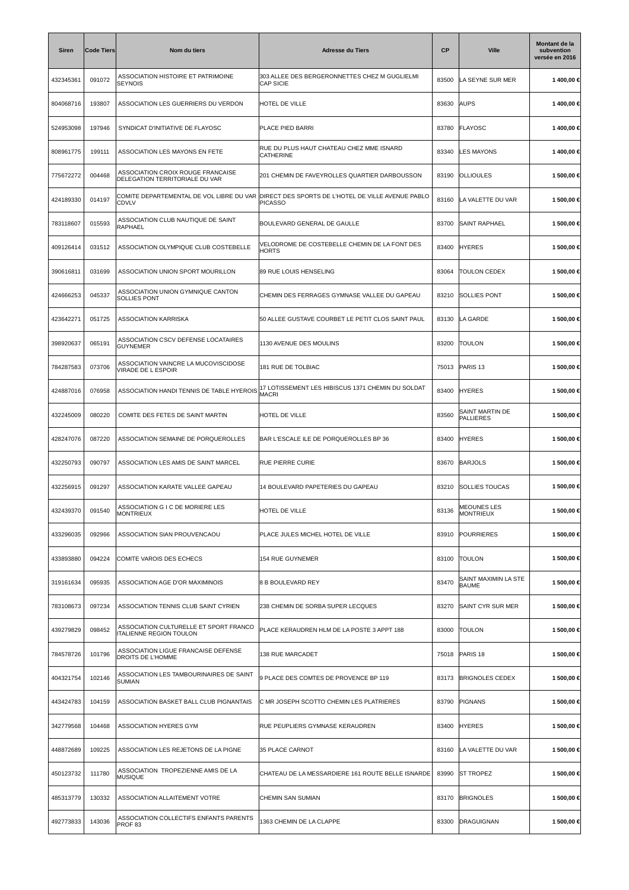| Siren | Code Tiers | Nom du tiers | Adresse du Tiers | CP | Ville | Montant de la subvention versée en 2016 |
|---|---|---|---|---|---|---|
| 432345361 | 091072 | ASSOCIATION HISTOIRE ET PATRIMOINE SEYNOIS | 303 ALLEE DES BERGERONNETTES CHEZ M GUGLIELMI CAP SICIE | 83500 | LA SEYNE SUR MER | 1 400,00 € |
| 804068716 | 193807 | ASSOCIATION LES GUERRIERS DU VERDON | HOTEL DE VILLE | 83630 | AUPS | 1 400,00 € |
| 524953098 | 197946 | SYNDICAT D'INITIATIVE DE FLAYOSC | PLACE PIED BARRI | 83780 | FLAYOSC | 1 400,00 € |
| 808961775 | 199111 | ASSOCIATION LES MAYONS EN FETE | RUE DU PLUS HAUT CHATEAU CHEZ MME ISNARD CATHERINE | 83340 | LES MAYONS | 1 400,00 € |
| 775672272 | 004468 | ASSOCIATION CROIX ROUGE FRANCAISE DELEGATION TERRITORIALE DU VAR | 201 CHEMIN DE FAVEYROLLES QUARTIER DARBOUSSON | 83190 | OLLIOULES | 1 500,00 € |
| 424189330 | 014197 | COMITE DEPARTEMENTAL DE VOL LIBRE DU VAR CDVLV | DIRECT DES SPORTS DE L'HOTEL DE VILLE AVENUE PABLO PICASSO | 83160 | LA VALETTE DU VAR | 1 500,00 € |
| 783118607 | 015593 | ASSOCIATION CLUB NAUTIQUE DE SAINT RAPHAEL | BOULEVARD GENERAL DE GAULLE | 83700 | SAINT RAPHAEL | 1 500,00 € |
| 409126414 | 031512 | ASSOCIATION OLYMPIQUE CLUB COSTEBELLE | VELODROME DE COSTEBELLE CHEMIN DE LA FONT DES HORTS | 83400 | HYERES | 1 500,00 € |
| 390616811 | 031699 | ASSOCIATION UNION SPORT MOURILLON | 89 RUE LOUIS HENSELING | 83064 | TOULON CEDEX | 1 500,00 € |
| 424666253 | 045337 | ASSOCIATION UNION GYMNIQUE CANTON SOLLIES PONT | CHEMIN DES FERRAGES GYMNASE VALLEE DU GAPEAU | 83210 | SOLLIES PONT | 1 500,00 € |
| 423642271 | 051725 | ASSOCIATION KARRISKA | 50 ALLEE GUSTAVE COURBET LE PETIT CLOS SAINT PAUL | 83130 | LA GARDE | 1 500,00 € |
| 398920637 | 065191 | ASSOCIATION CSCV DEFENSE LOCATAIRES GUYNEMER | 1130 AVENUE DES MOULINS | 83200 | TOULON | 1 500,00 € |
| 784287583 | 073706 | ASSOCIATION VAINCRE LA MUCOVISCIDOSE VIRADE DE L ESPOIR | 181 RUE DE TOLBIAC | 75013 | PARIS 13 | 1 500,00 € |
| 424887016 | 076958 | ASSOCIATION HANDI TENNIS DE TABLE HYEROIS | 17 LOTISSEMENT LES HIBISCUS 1371 CHEMIN DU SOLDAT MACRI | 83400 | HYERES | 1 500,00 € |
| 432245009 | 080220 | COMITE DES FETES DE SAINT MARTIN | HOTEL DE VILLE | 83560 | SAINT MARTIN DE PALLIERES | 1 500,00 € |
| 428247076 | 087220 | ASSOCIATION SEMAINE DE PORQUEROLLES | BAR L'ESCALE ILE DE PORQUEROLLES BP 36 | 83400 | HYERES | 1 500,00 € |
| 432250793 | 090797 | ASSOCIATION LES AMIS DE SAINT MARCEL | RUE PIERRE CURIE | 83670 | BARJOLS | 1 500,00 € |
| 432256915 | 091297 | ASSOCIATION KARATE VALLEE GAPEAU | 14 BOULEVARD PAPETERIES DU GAPEAU | 83210 | SOLLIES TOUCAS | 1 500,00 € |
| 432439370 | 091540 | ASSOCIATION G I C DE MORIERE LES MONTRIEUX | HOTEL DE VILLE | 83136 | MEOUNES LES MONTRIEUX | 1 500,00 € |
| 433296035 | 092966 | ASSOCIATION SIAN PROUVENCAOU | PLACE JULES MICHEL HOTEL DE VILLE | 83910 | POURRIERES | 1 500,00 € |
| 433893880 | 094224 | COMITE VAROIS DES ECHECS | 154 RUE GUYNEMER | 83100 | TOULON | 1 500,00 € |
| 319161634 | 095935 | ASSOCIATION AGE D'OR MAXIMINOIS | 8 B BOULEVARD REY | 83470 | SAINT MAXIMIN LA STE BAUME | 1 500,00 € |
| 783108673 | 097234 | ASSOCIATION TENNIS CLUB SAINT CYRIEN | 238 CHEMIN DE SORBA SUPER LECQUES | 83270 | SAINT CYR SUR MER | 1 500,00 € |
| 439279829 | 098452 | ASSOCIATION CULTURELLE ET SPORT FRANCO ITALIENNE REGION TOULON | PLACE KERAUDREN HLM DE LA POSTE 3 APPT 188 | 83000 | TOULON | 1 500,00 € |
| 784578726 | 101796 | ASSOCIATION LIGUE FRANCAISE DEFENSE DROITS DE L'HOMME | 138 RUE MARCADET | 75018 | PARIS 18 | 1 500,00 € |
| 404321754 | 102146 | ASSOCIATION LES TAMBOURINAIRES DE SAINT SUMIAN | 9 PLACE DES COMTES DE PROVENCE BP 119 | 83173 | BRIGNOLES CEDEX | 1 500,00 € |
| 443424783 | 104159 | ASSOCIATION BASKET BALL CLUB PIGNANTAIS | C MR JOSEPH SCOTTO CHEMIN LES PLATRIERES | 83790 | PIGNANS | 1 500,00 € |
| 342779568 | 104468 | ASSOCIATION HYERES GYM | RUE PEUPLIERS GYMNASE KERAUDREN | 83400 | HYERES | 1 500,00 € |
| 448872689 | 109225 | ASSOCIATION LES REJETONS DE LA PIGNE | 35 PLACE CARNOT | 83160 | LA VALETTE DU VAR | 1 500,00 € |
| 450123732 | 111780 | ASSOCIATION TROPEZIENNE AMIS DE LA MUSIQUE | CHATEAU DE LA MESSARDIERE 161 ROUTE BELLE ISNARDE | 83990 | ST TROPEZ | 1 500,00 € |
| 485313779 | 130332 | ASSOCIATION ALLAITEMENT VOTRE | CHEMIN SAN SUMIAN | 83170 | BRIGNOLES | 1 500,00 € |
| 492773833 | 143036 | ASSOCIATION COLLECTIFS ENFANTS PARENTS PROF 83 | 1363 CHEMIN DE LA CLAPPE | 83300 | DRAGUIGNAN | 1 500,00 € |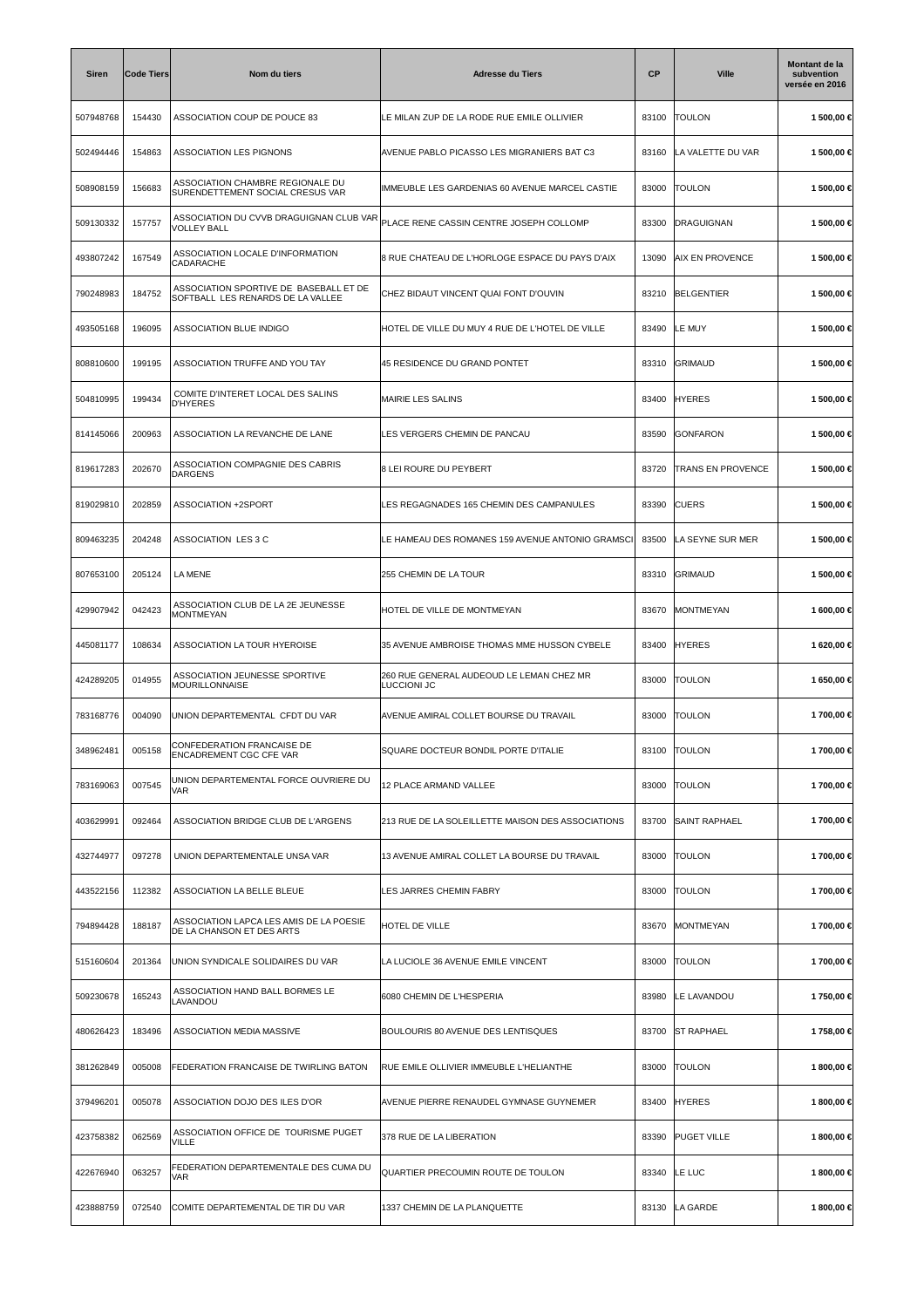| Siren | Code Tiers | Nom du tiers | Adresse du Tiers | CP | Ville | Montant de la subvention versée en 2016 |
|---|---|---|---|---|---|---|
| 507948768 | 154430 | ASSOCIATION COUP DE POUCE 83 | LE MILAN ZUP DE LA RODE RUE EMILE OLLIVIER | 83100 | TOULON | 1 500,00 € |
| 502494446 | 154863 | ASSOCIATION LES PIGNONS | AVENUE PABLO PICASSO LES MIGRANIERS BAT C3 | 83160 | LA VALETTE DU VAR | 1 500,00 € |
| 508908159 | 156683 | ASSOCIATION CHAMBRE REGIONALE DU SURENDETTEMENT SOCIAL CRESUS VAR | IMMEUBLE LES GARDENIAS 60 AVENUE MARCEL CASTIE | 83000 | TOULON | 1 500,00 € |
| 509130332 | 157757 | ASSOCIATION DU CVVB DRAGUIGNAN CLUB VAR VOLLEY BALL | PLACE RENE CASSIN CENTRE JOSEPH COLLOMP | 83300 | DRAGUIGNAN | 1 500,00 € |
| 493807242 | 167549 | ASSOCIATION LOCALE D'INFORMATION CADARACHE | 8 RUE CHATEAU DE L'HORLOGE ESPACE DU PAYS D'AIX | 13090 | AIX EN PROVENCE | 1 500,00 € |
| 790248983 | 184752 | ASSOCIATION SPORTIVE DE BASEBALL ET DE SOFTBALL LES RENARDS DE LA VALLEE | CHEZ BIDAUT VINCENT QUAI FONT D'OUVIN | 83210 | BELGENTIER | 1 500,00 € |
| 493505168 | 196095 | ASSOCIATION BLUE INDIGO | HOTEL DE VILLE DU MUY 4 RUE DE L'HOTEL DE VILLE | 83490 | LE MUY | 1 500,00 € |
| 808810600 | 199195 | ASSOCIATION TRUFFE AND YOU TAY | 45 RESIDENCE DU GRAND PONTET | 83310 | GRIMAUD | 1 500,00 € |
| 504810995 | 199434 | COMITE D'INTERET LOCAL DES SALINS D'HYERES | MAIRIE LES SALINS | 83400 | HYERES | 1 500,00 € |
| 814145066 | 200963 | ASSOCIATION LA REVANCHE DE LANE | LES VERGERS CHEMIN DE PANCAU | 83590 | GONFARON | 1 500,00 € |
| 819617283 | 202670 | ASSOCIATION COMPAGNIE DES CABRIS DARGENS | 8 LEI ROURE DU PEYBERT | 83720 | TRANS EN PROVENCE | 1 500,00 € |
| 819029810 | 202859 | ASSOCIATION +2SPORT | LES REGAGNADES 165 CHEMIN DES CAMPANULES | 83390 | CUERS | 1 500,00 € |
| 809463235 | 204248 | ASSOCIATION LES 3 C | LE HAMEAU DES ROMANES 159 AVENUE ANTONIO GRAMSCI | 83500 | LA SEYNE SUR MER | 1 500,00 € |
| 807653100 | 205124 | LA MENE | 255 CHEMIN DE LA TOUR | 83310 | GRIMAUD | 1 500,00 € |
| 429907942 | 042423 | ASSOCIATION CLUB DE LA 2E JEUNESSE MONTMEYAN | HOTEL DE VILLE DE MONTMEYAN | 83670 | MONTMEYAN | 1 600,00 € |
| 445081177 | 108634 | ASSOCIATION LA TOUR HYEROISE | 35 AVENUE AMBROISE THOMAS MME HUSSON CYBELE | 83400 | HYERES | 1 620,00 € |
| 424289205 | 014955 | ASSOCIATION JEUNESSE SPORTIVE MOURILLONNAISE | 260 RUE GENERAL AUDEOUD LE LEMAN CHEZ MR LUCCIONI JC | 83000 | TOULON | 1 650,00 € |
| 783168776 | 004090 | UNION DEPARTEMENTAL CFDT DU VAR | AVENUE AMIRAL COLLET BOURSE DU TRAVAIL | 83000 | TOULON | 1 700,00 € |
| 348962481 | 005158 | CONFEDERATION FRANCAISE DE ENCADREMENT CGC CFE VAR | SQUARE DOCTEUR BONDIL PORTE D'ITALIE | 83100 | TOULON | 1 700,00 € |
| 783169063 | 007545 | UNION DEPARTEMENTAL FORCE OUVRIERE DU VAR | 12 PLACE ARMAND VALLEE | 83000 | TOULON | 1 700,00 € |
| 403629991 | 092464 | ASSOCIATION BRIDGE CLUB DE L'ARGENS | 213 RUE DE LA SOLEILLETTE MAISON DES ASSOCIATIONS | 83700 | SAINT RAPHAEL | 1 700,00 € |
| 432744977 | 097278 | UNION DEPARTEMENTALE UNSA VAR | 13 AVENUE AMIRAL COLLET LA BOURSE DU TRAVAIL | 83000 | TOULON | 1 700,00 € |
| 443522156 | 112382 | ASSOCIATION LA BELLE BLEUE | LES JARRES CHEMIN FABRY | 83000 | TOULON | 1 700,00 € |
| 794894428 | 188187 | ASSOCIATION LAPCA LES AMIS DE LA POESIE DE LA CHANSON ET DES ARTS | HOTEL DE VILLE | 83670 | MONTMEYAN | 1 700,00 € |
| 515160604 | 201364 | UNION SYNDICALE SOLIDAIRES DU VAR | LA LUCIOLE 36 AVENUE EMILE VINCENT | 83000 | TOULON | 1 700,00 € |
| 509230678 | 165243 | ASSOCIATION HAND BALL BORMES LE LAVANDOU | 6080 CHEMIN DE L'HESPERIA | 83980 | LE LAVANDOU | 1 750,00 € |
| 480626423 | 183496 | ASSOCIATION MEDIA MASSIVE | BOULOURIS 80 AVENUE DES LENTISQUES | 83700 | ST RAPHAEL | 1 758,00 € |
| 381262849 | 005008 | FEDERATION FRANCAISE DE TWIRLING BATON | RUE EMILE OLLIVIER IMMEUBLE L'HELIANTHE | 83000 | TOULON | 1 800,00 € |
| 379496201 | 005078 | ASSOCIATION DOJO DES ILES D'OR | AVENUE PIERRE RENAUDEL GYMNASE GUYNEMER | 83400 | HYERES | 1 800,00 € |
| 423758382 | 062569 | ASSOCIATION OFFICE DE TOURISME PUGET VILLE | 378 RUE DE LA LIBERATION | 83390 | PUGET VILLE | 1 800,00 € |
| 422676940 | 063257 | FEDERATION DEPARTEMENTALE DES CUMA DU VAR | QUARTIER PRECOUMIN ROUTE DE TOULON | 83340 | LE LUC | 1 800,00 € |
| 423888759 | 072540 | COMITE DEPARTEMENTAL DE TIR DU VAR | 1337 CHEMIN DE LA PLANQUETTE | 83130 | LA GARDE | 1 800,00 € |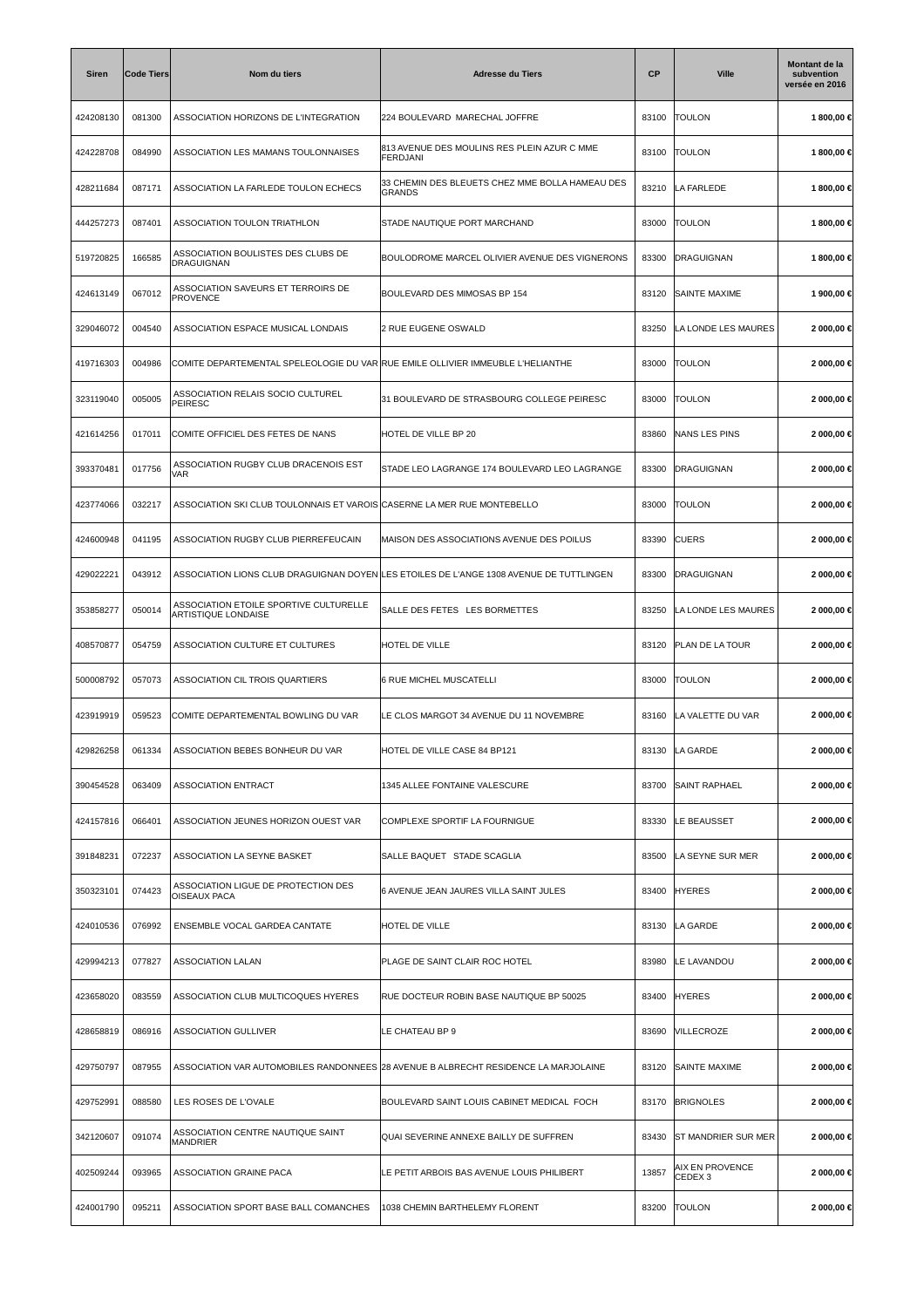| Siren | Code Tiers | Nom du tiers | Adresse du Tiers | CP | Ville | Montant de la subvention versée en 2016 |
|---|---|---|---|---|---|---|
| 424208130 | 081300 | ASSOCIATION HORIZONS DE L'INTEGRATION | 224 BOULEVARD MARECHAL JOFFRE | 83100 | TOULON | 1 800,00 € |
| 424228708 | 084990 | ASSOCIATION LES MAMANS TOULONNAISES | 813 AVENUE DES MOULINS RES PLEIN AZUR C MME FERDJANI | 83100 | TOULON | 1 800,00 € |
| 428211684 | 087171 | ASSOCIATION LA FARLEDE TOULON ECHECS | 33 CHEMIN DES BLEUETS CHEZ MME BOLLA HAMEAU DES GRANDS | 83210 | LA FARLEDE | 1 800,00 € |
| 444257273 | 087401 | ASSOCIATION TOULON TRIATHLON | STADE NAUTIQUE PORT MARCHAND | 83000 | TOULON | 1 800,00 € |
| 519720825 | 166585 | ASSOCIATION BOULISTES DES CLUBS DE DRAGUIGNAN | BOULODROME MARCEL OLIVIER AVENUE DES VIGNERONS | 83300 | DRAGUIGNAN | 1 800,00 € |
| 424613149 | 067012 | ASSOCIATION SAVEURS ET TERROIRS DE PROVENCE | BOULEVARD DES MIMOSAS BP 154 | 83120 | SAINTE MAXIME | 1 900,00 € |
| 329046072 | 004540 | ASSOCIATION ESPACE MUSICAL LONDAIS | 2 RUE EUGENE OSWALD | 83250 | LA LONDE LES MAURES | 2 000,00 € |
| 419716303 | 004986 | COMITE DEPARTEMENTAL SPELEOLOGIE DU VAR | RUE EMILE OLLIVIER IMMEUBLE L'HELIANTHE | 83000 | TOULON | 2 000,00 € |
| 323119040 | 005005 | ASSOCIATION RELAIS SOCIO CULTUREL PEIRESC | 31 BOULEVARD DE STRASBOURG COLLEGE PEIRESC | 83000 | TOULON | 2 000,00 € |
| 421614256 | 017011 | COMITE OFFICIEL DES FETES DE NANS | HOTEL DE VILLE BP 20 | 83860 | NANS LES PINS | 2 000,00 € |
| 393370481 | 017756 | ASSOCIATION RUGBY CLUB DRACENOIS EST VAR | STADE LEO LAGRANGE 174 BOULEVARD LEO LAGRANGE | 83300 | DRAGUIGNAN | 2 000,00 € |
| 423774066 | 032217 | ASSOCIATION SKI CLUB TOULONNAIS ET VAROIS | CASERNE LA MER RUE MONTEBELLO | 83000 | TOULON | 2 000,00 € |
| 424600948 | 041195 | ASSOCIATION RUGBY CLUB PIERREFEUCAIN | MAISON DES ASSOCIATIONS AVENUE DES POILUS | 83390 | CUERS | 2 000,00 € |
| 429022221 | 043912 | ASSOCIATION LIONS CLUB DRAGUIGNAN DOYEN | LES ETOILES DE L'ANGE 1308 AVENUE DE TUTTLINGEN | 83300 | DRAGUIGNAN | 2 000,00 € |
| 353858277 | 050014 | ASSOCIATION ETOILE SPORTIVE CULTURELLE ARTISTIQUE LONDAISE | SALLE DES FETES LES BORMETTES | 83250 | LA LONDE LES MAURES | 2 000,00 € |
| 408570877 | 054759 | ASSOCIATION CULTURE ET CULTURES | HOTEL DE VILLE | 83120 | PLAN DE LA TOUR | 2 000,00 € |
| 500008792 | 057073 | ASSOCIATION CIL TROIS QUARTIERS | 6 RUE MICHEL MUSCATELLI | 83000 | TOULON | 2 000,00 € |
| 423919919 | 059523 | COMITE DEPARTEMENTAL BOWLING DU VAR | LE CLOS MARGOT 34 AVENUE DU 11 NOVEMBRE | 83160 | LA VALETTE DU VAR | 2 000,00 € |
| 429826258 | 061334 | ASSOCIATION BEBES BONHEUR DU VAR | HOTEL DE VILLE CASE 84 BP121 | 83130 | LA GARDE | 2 000,00 € |
| 390454528 | 063409 | ASSOCIATION ENTRACT | 1345 ALLEE FONTAINE VALESCURE | 83700 | SAINT RAPHAEL | 2 000,00 € |
| 424157816 | 066401 | ASSOCIATION JEUNES HORIZON OUEST VAR | COMPLEXE SPORTIF LA FOURNIGUE | 83330 | LE BEAUSSET | 2 000,00 € |
| 391848231 | 072237 | ASSOCIATION LA SEYNE BASKET | SALLE BAQUET STADE SCAGLIA | 83500 | LA SEYNE SUR MER | 2 000,00 € |
| 350323101 | 074423 | ASSOCIATION LIGUE DE PROTECTION DES OISEAUX PACA | 6 AVENUE JEAN JAURES VILLA SAINT JULES | 83400 | HYERES | 2 000,00 € |
| 424010536 | 076992 | ENSEMBLE VOCAL GARDEA CANTATE | HOTEL DE VILLE | 83130 | LA GARDE | 2 000,00 € |
| 429994213 | 077827 | ASSOCIATION LALAN | PLAGE DE SAINT CLAIR ROC HOTEL | 83980 | LE LAVANDOU | 2 000,00 € |
| 423658020 | 083559 | ASSOCIATION CLUB MULTICOQUES HYERES | RUE DOCTEUR ROBIN BASE NAUTIQUE BP 50025 | 83400 | HYERES | 2 000,00 € |
| 428658819 | 086916 | ASSOCIATION GULLIVER | LE CHATEAU BP 9 | 83690 | VILLECROZE | 2 000,00 € |
| 429750797 | 087955 | ASSOCIATION VAR AUTOMOBILES RANDONNEES | 28 AVENUE B ALBRECHT RESIDENCE LA MARJOLAINE | 83120 | SAINTE MAXIME | 2 000,00 € |
| 429752991 | 088580 | LES ROSES DE L'OVALE | BOULEVARD SAINT LOUIS CABINET MEDICAL FOCH | 83170 | BRIGNOLES | 2 000,00 € |
| 342120607 | 091074 | ASSOCIATION CENTRE NAUTIQUE SAINT MANDRIER | QUAI SEVERINE ANNEXE BAILLY DE SUFFREN | 83430 | ST MANDRIER SUR MER | 2 000,00 € |
| 402509244 | 093965 | ASSOCIATION GRAINE PACA | LE PETIT ARBOIS BAS AVENUE LOUIS PHILIBERT | 13857 | AIX EN PROVENCE CEDEX 3 | 2 000,00 € |
| 424001790 | 095211 | ASSOCIATION SPORT BASE BALL COMANCHES | 1038 CHEMIN BARTHELEMY FLORENT | 83200 | TOULON | 2 000,00 € |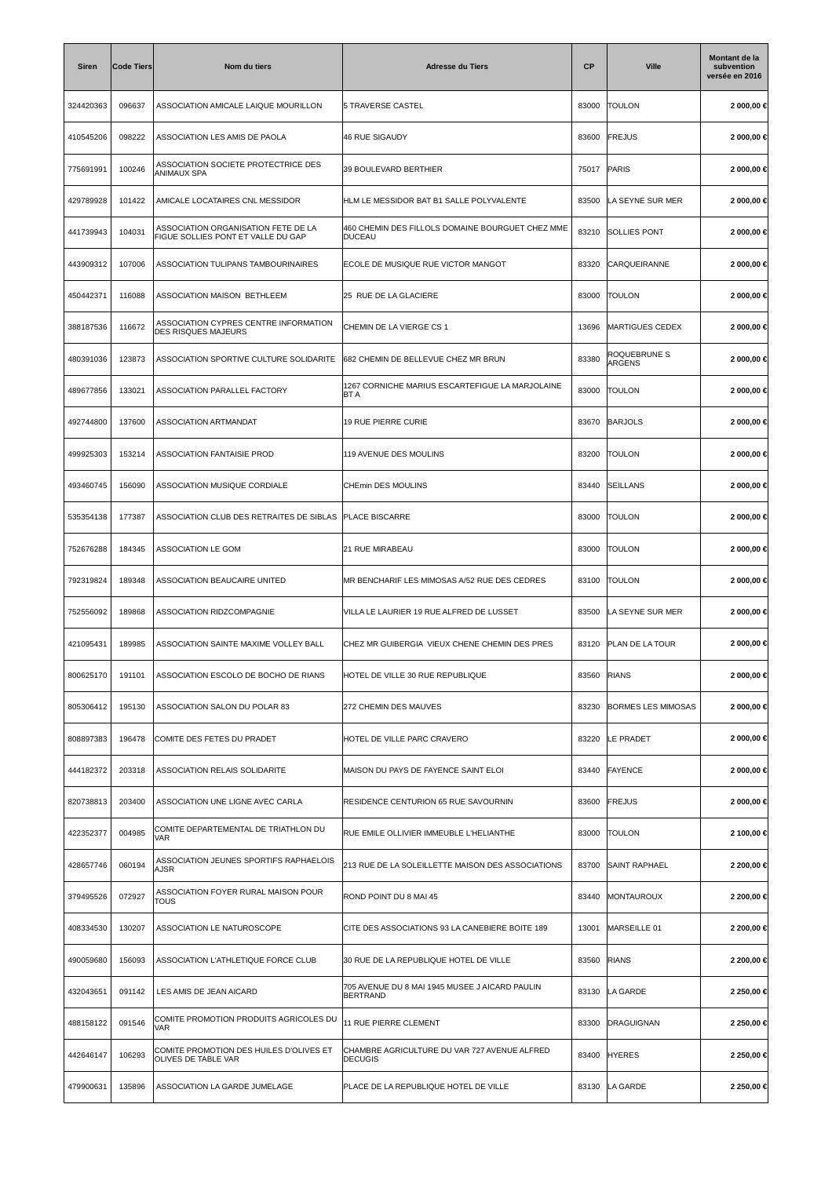| Siren | Code Tiers | Nom du tiers | Adresse du Tiers | CP | Ville | Montant de la subvention versée en 2016 |
|---|---|---|---|---|---|---|
| 324420363 | 096637 | ASSOCIATION AMICALE LAIQUE MOURILLON | 5 TRAVERSE CASTEL | 83000 | TOULON | 2 000,00 € |
| 410545206 | 098222 | ASSOCIATION LES AMIS DE PAOLA | 46 RUE SIGAUDY | 83600 | FREJUS | 2 000,00 € |
| 775691991 | 100246 | ASSOCIATION SOCIETE PROTECTRICE DES ANIMAUX SPA | 39 BOULEVARD BERTHIER | 75017 | PARIS | 2 000,00 € |
| 429789928 | 101422 | AMICALE LOCATAIRES CNL MESSIDOR | HLM LE MESSIDOR BAT B1 SALLE POLYVALENTE | 83500 | LA SEYNE SUR MER | 2 000,00 € |
| 441739943 | 104031 | ASSOCIATION ORGANISATION FETE DE LA FIGUE SOLLIES PONT ET VALLE DU GAP | 460 CHEMIN DES FILLOLS DOMAINE BOURGUET CHEZ MME DUCEAU | 83210 | SOLLIES PONT | 2 000,00 € |
| 443909312 | 107006 | ASSOCIATION TULIPANS TAMBOURINAIRES | ECOLE DE MUSIQUE RUE VICTOR MANGOT | 83320 | CARQUEIRANNE | 2 000,00 € |
| 450442371 | 116088 | ASSOCIATION MAISON BETHLEEM | 25 RUE DE LA GLACIERE | 83000 | TOULON | 2 000,00 € |
| 388187536 | 116672 | ASSOCIATION CYPRES CENTRE INFORMATION DES RISQUES MAJEURS | CHEMIN DE LA VIERGE CS 1 | 13696 | MARTIGUES CEDEX | 2 000,00 € |
| 480391036 | 123873 | ASSOCIATION SPORTIVE CULTURE SOLIDARITE | 682 CHEMIN DE BELLEVUE CHEZ MR BRUN | 83380 | ROQUEBRUNE S ARGENS | 2 000,00 € |
| 489677856 | 133021 | ASSOCIATION PARALLEL FACTORY | 1267 CORNICHE MARIUS ESCARTEFIGUE LA MARJOLAINE BT A | 83000 | TOULON | 2 000,00 € |
| 492744800 | 137600 | ASSOCIATION ARTMANDAT | 19 RUE PIERRE CURIE | 83670 | BARJOLS | 2 000,00 € |
| 499925303 | 153214 | ASSOCIATION FANTAISIE PROD | 119 AVENUE DES MOULINS | 83200 | TOULON | 2 000,00 € |
| 493460745 | 156090 | ASSOCIATION MUSIQUE CORDIALE | CHEmin DES MOULINS | 83440 | SEILLANS | 2 000,00 € |
| 535354138 | 177387 | ASSOCIATION CLUB DES RETRAITES DE SIBLAS | PLACE BISCARRE | 83000 | TOULON | 2 000,00 € |
| 752676288 | 184345 | ASSOCIATION LE GOM | 21 RUE MIRABEAU | 83000 | TOULON | 2 000,00 € |
| 792319824 | 189348 | ASSOCIATION BEAUCAIRE UNITED | MR BENCHARIF LES MIMOSAS A/52 RUE DES CEDRES | 83100 | TOULON | 2 000,00 € |
| 752556092 | 189868 | ASSOCIATION RIDZCOMPAGNIE | VILLA LE LAURIER 19 RUE ALFRED DE LUSSET | 83500 | LA SEYNE SUR MER | 2 000,00 € |
| 421095431 | 189985 | ASSOCIATION SAINTE MAXIME VOLLEY BALL | CHEZ MR GUIBERGIA VIEUX CHENE CHEMIN DES PRES | 83120 | PLAN DE LA TOUR | 2 000,00 € |
| 800625170 | 191101 | ASSOCIATION ESCOLO DE BOCHO DE RIANS | HOTEL DE VILLE 30 RUE REPUBLIQUE | 83560 | RIANS | 2 000,00 € |
| 805306412 | 195130 | ASSOCIATION SALON DU POLAR 83 | 272 CHEMIN DES MAUVES | 83230 | BORMES LES MIMOSAS | 2 000,00 € |
| 808897383 | 196478 | COMITE DES FETES DU PRADET | HOTEL DE VILLE PARC CRAVERO | 83220 | LE PRADET | 2 000,00 € |
| 444182372 | 203318 | ASSOCIATION RELAIS SOLIDARITE | MAISON DU PAYS DE FAYENCE SAINT ELOI | 83440 | FAYENCE | 2 000,00 € |
| 820738813 | 203400 | ASSOCIATION UNE LIGNE AVEC CARLA | RESIDENCE CENTURION 65 RUE SAVOURNIN | 83600 | FREJUS | 2 000,00 € |
| 422352377 | 004985 | COMITE DEPARTEMENTAL DE TRIATHLON DU VAR | RUE EMILE OLLIVIER IMMEUBLE L'HELIANTHE | 83000 | TOULON | 2 100,00 € |
| 428657746 | 060194 | ASSOCIATION JEUNES SPORTIFS RAPHAELOIS AJSR | 213 RUE DE LA SOLEILLETTE MAISON DES ASSOCIATIONS | 83700 | SAINT RAPHAEL | 2 200,00 € |
| 379495526 | 072927 | ASSOCIATION FOYER RURAL MAISON POUR TOUS | ROND POINT DU 8 MAI 45 | 83440 | MONTAUROUX | 2 200,00 € |
| 408334530 | 130207 | ASSOCIATION LE NATUROSCOPE | CITE DES ASSOCIATIONS 93 LA CANEBIERE BOITE 189 | 13001 | MARSEILLE 01 | 2 200,00 € |
| 490059680 | 156093 | ASSOCIATION L'ATHLETIQUE FORCE CLUB | 30 RUE DE LA REPUBLIQUE HOTEL DE VILLE | 83560 | RIANS | 2 200,00 € |
| 432043651 | 091142 | LES AMIS DE JEAN AICARD | 705 AVENUE DU 8 MAI 1945 MUSEE J AICARD PAULIN BERTRAND | 83130 | LA GARDE | 2 250,00 € |
| 488158122 | 091546 | COMITE PROMOTION PRODUITS AGRICOLES DU VAR | 11 RUE PIERRE CLEMENT | 83300 | DRAGUIGNAN | 2 250,00 € |
| 442646147 | 106293 | COMITE PROMOTION DES HUILES D'OLIVES ET OLIVES DE TABLE VAR | CHAMBRE AGRICULTURE DU VAR 727 AVENUE ALFRED DECUGIS | 83400 | HYERES | 2 250,00 € |
| 479900631 | 135896 | ASSOCIATION LA GARDE JUMELAGE | PLACE DE LA REPUBLIQUE HOTEL DE VILLE | 83130 | LA GARDE | 2 250,00 € |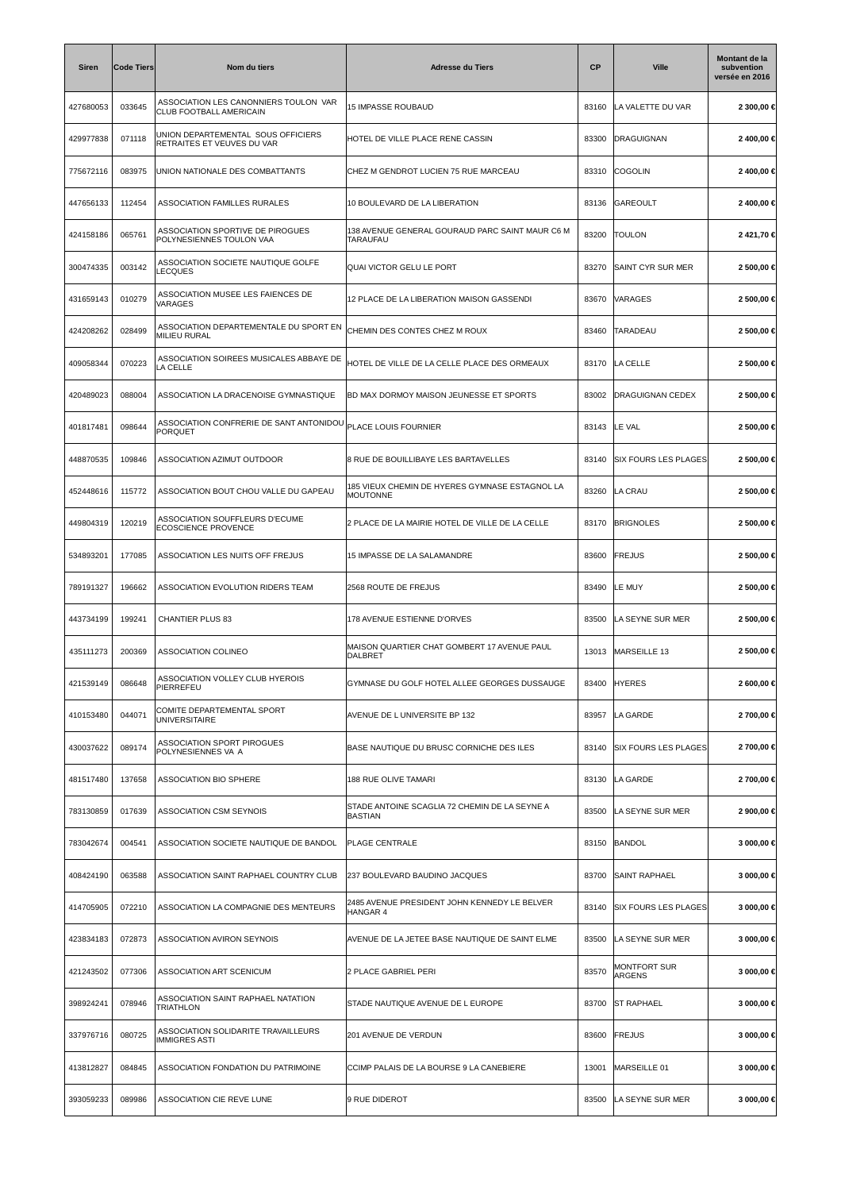| Siren | Code Tiers | Nom du tiers | Adresse du Tiers | CP | Ville | Montant de la subvention versée en 2016 |
|---|---|---|---|---|---|---|
| 427680053 | 033645 | ASSOCIATION LES CANONNIERS TOULON VAR CLUB FOOTBALL AMERICAIN | 15 IMPASSE ROUBAUD | 83160 | LA VALETTE DU VAR | 2 300,00 € |
| 429977838 | 071118 | UNION DEPARTEMENTAL SOUS OFFICIERS RETRAITES ET VEUVES DU VAR | HOTEL DE VILLE PLACE RENE CASSIN | 83300 | DRAGUIGNAN | 2 400,00 € |
| 775672116 | 083975 | UNION NATIONALE DES COMBATTANTS | CHEZ M GENDROT LUCIEN 75 RUE MARCEAU | 83310 | COGOLIN | 2 400,00 € |
| 447656133 | 112454 | ASSOCIATION FAMILLES RURALES | 10 BOULEVARD DE LA LIBERATION | 83136 | GAREOULT | 2 400,00 € |
| 424158186 | 065761 | ASSOCIATION SPORTIVE DE PIROGUES POLYNESIENNES TOULON VAA | 138 AVENUE GENERAL GOURAUD PARC SAINT MAUR C6 M TARAUFAU | 83200 | TOULON | 2 421,70 € |
| 300474335 | 003142 | ASSOCIATION SOCIETE NAUTIQUE GOLFE LECQUES | QUAI VICTOR GELU LE PORT | 83270 | SAINT CYR SUR MER | 2 500,00 € |
| 431659143 | 010279 | ASSOCIATION MUSEE LES FAIENCES DE VARAGES | 12 PLACE DE LA LIBERATION MAISON GASSENDI | 83670 | VARAGES | 2 500,00 € |
| 424208262 | 028499 | ASSOCIATION DEPARTEMENTALE DU SPORT EN MILIEU RURAL | CHEMIN DES CONTES CHEZ M ROUX | 83460 | TARADEAU | 2 500,00 € |
| 409058344 | 070223 | ASSOCIATION SOIREES MUSICALES ABBAYE DE LA CELLE | HOTEL DE VILLE DE LA CELLE PLACE DES ORMEAUX | 83170 | LA CELLE | 2 500,00 € |
| 420489023 | 088004 | ASSOCIATION LA DRACENOISE GYMNASTIQUE | BD MAX DORMOY MAISON JEUNESSE ET SPORTS | 83002 | DRAGUIGNAN CEDEX | 2 500,00 € |
| 401817481 | 098644 | ASSOCIATION CONFRERIE DE SANT ANTONIDOU PORQUET | PLACE LOUIS FOURNIER | 83143 | LE VAL | 2 500,00 € |
| 448870535 | 109846 | ASSOCIATION AZIMUT OUTDOOR | 8 RUE DE BOUILLIBAYE LES BARTAVELLES | 83140 | SIX FOURS LES PLAGES | 2 500,00 € |
| 452448616 | 115772 | ASSOCIATION BOUT CHOU VALLE DU GAPEAU | 185 VIEUX CHEMIN DE HYERES GYMNASE ESTAGNOL LA MOUTONNE | 83260 | LA CRAU | 2 500,00 € |
| 449804319 | 120219 | ASSOCIATION SOUFFLEURS D'ECUME ECOSCIENCE PROVENCE | 2 PLACE DE LA MAIRIE HOTEL DE VILLE DE LA CELLE | 83170 | BRIGNOLES | 2 500,00 € |
| 534893201 | 177085 | ASSOCIATION LES NUITS OFF FREJUS | 15 IMPASSE DE LA SALAMANDRE | 83600 | FREJUS | 2 500,00 € |
| 789191327 | 196662 | ASSOCIATION EVOLUTION RIDERS TEAM | 2568 ROUTE DE FREJUS | 83490 | LE MUY | 2 500,00 € |
| 443734199 | 199241 | CHANTIER PLUS 83 | 178 AVENUE ESTIENNE D'ORVES | 83500 | LA SEYNE SUR MER | 2 500,00 € |
| 435111273 | 200369 | ASSOCIATION COLINEO | MAISON QUARTIER CHAT GOMBERT 17 AVENUE PAUL DALBRET | 13013 | MARSEILLE 13 | 2 500,00 € |
| 421539149 | 086648 | ASSOCIATION VOLLEY CLUB HYEROIS PIERREFEU | GYMNASE DU GOLF HOTEL ALLEE GEORGES DUSSAUGE | 83400 | HYERES | 2 600,00 € |
| 410153480 | 044071 | COMITE DEPARTEMENTAL SPORT UNIVERSITAIRE | AVENUE DE L UNIVERSITE BP 132 | 83957 | LA GARDE | 2 700,00 € |
| 430037622 | 089174 | ASSOCIATION SPORT PIROGUES POLYNESIENNES VA A | BASE NAUTIQUE DU BRUSC CORNICHE DES ILES | 83140 | SIX FOURS LES PLAGES | 2 700,00 € |
| 481517480 | 137658 | ASSOCIATION BIO SPHERE | 188 RUE OLIVE TAMARI | 83130 | LA GARDE | 2 700,00 € |
| 783130859 | 017639 | ASSOCIATION CSM SEYNOIS | STADE ANTOINE SCAGLIA 72 CHEMIN DE LA SEYNE A BASTIAN | 83500 | LA SEYNE SUR MER | 2 900,00 € |
| 783042674 | 004541 | ASSOCIATION SOCIETE NAUTIQUE DE BANDOL | PLAGE CENTRALE | 83150 | BANDOL | 3 000,00 € |
| 408424190 | 063588 | ASSOCIATION SAINT RAPHAEL COUNTRY CLUB | 237 BOULEVARD BAUDINO JACQUES | 83700 | SAINT RAPHAEL | 3 000,00 € |
| 414705905 | 072210 | ASSOCIATION LA COMPAGNIE DES MENTEURS | 2485 AVENUE PRESIDENT JOHN KENNEDY LE BELVER HANGAR 4 | 83140 | SIX FOURS LES PLAGES | 3 000,00 € |
| 423834183 | 072873 | ASSOCIATION AVIRON SEYNOIS | AVENUE DE LA JETEE BASE NAUTIQUE DE SAINT ELME | 83500 | LA SEYNE SUR MER | 3 000,00 € |
| 421243502 | 077306 | ASSOCIATION ART SCENICUM | 2 PLACE GABRIEL PERI | 83570 | MONTFORT SUR ARGENS | 3 000,00 € |
| 398924241 | 078946 | ASSOCIATION SAINT RAPHAEL NATATION TRIATHLON | STADE NAUTIQUE AVENUE DE L EUROPE | 83700 | ST RAPHAEL | 3 000,00 € |
| 337976716 | 080725 | ASSOCIATION SOLIDARITE TRAVAILLEURS IMMIGRES ASTI | 201 AVENUE DE VERDUN | 83600 | FREJUS | 3 000,00 € |
| 413812827 | 084845 | ASSOCIATION FONDATION DU PATRIMOINE | CCIMP PALAIS DE LA BOURSE 9 LA CANEBIERE | 13001 | MARSEILLE 01 | 3 000,00 € |
| 393059233 | 089986 | ASSOCIATION CIE REVE LUNE | 9 RUE DIDEROT | 83500 | LA SEYNE SUR MER | 3 000,00 € |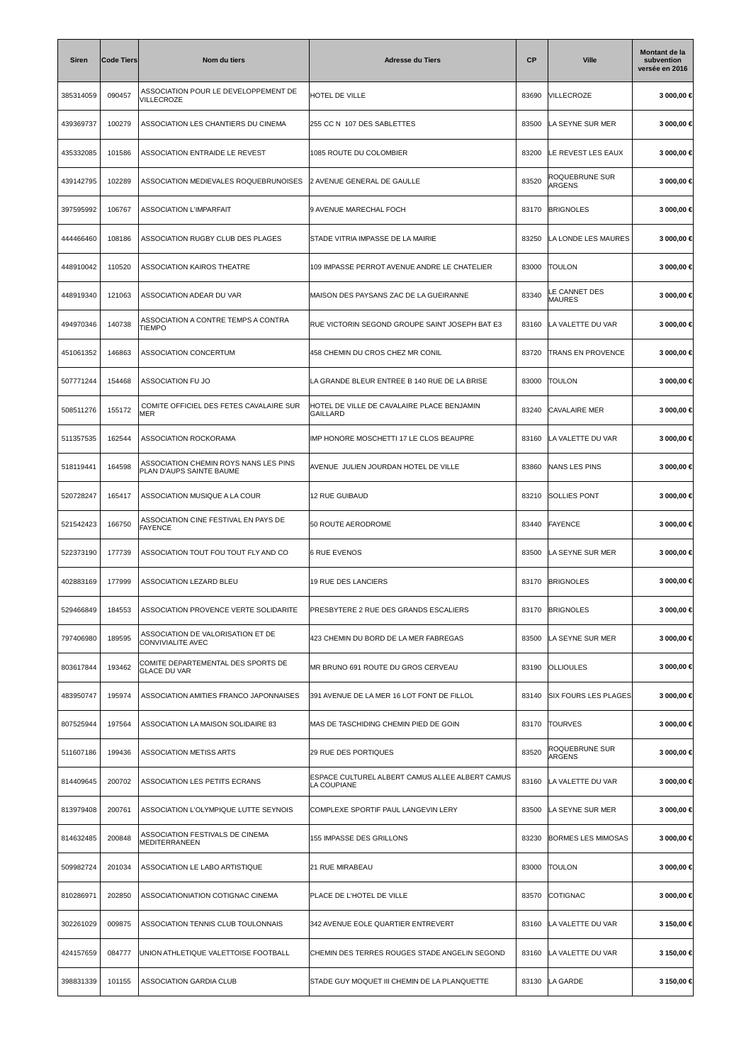| Siren | Code Tiers | Nom du tiers | Adresse du Tiers | CP | Ville | Montant de la subvention versée en 2016 |
|---|---|---|---|---|---|---|
| 385314059 | 090457 | ASSOCIATION POUR LE DEVELOPPEMENT DE VILLECROZE | HOTEL DE VILLE | 83690 | VILLECROZE | 3 000,00 € |
| 439369737 | 100279 | ASSOCIATION LES CHANTIERS DU CINEMA | 255 CC N 107 DES SABLETTES | 83500 | LA SEYNE SUR MER | 3 000,00 € |
| 435332085 | 101586 | ASSOCIATION ENTRAIDE LE REVEST | 1085 ROUTE DU COLOMBIER | 83200 | LE REVEST LES EAUX | 3 000,00 € |
| 439142795 | 102289 | ASSOCIATION MEDIEVALES ROQUEBRUNOISES | 2 AVENUE GENERAL DE GAULLE | 83520 | ROQUEBRUNE SUR ARGENS | 3 000,00 € |
| 397595992 | 106767 | ASSOCIATION L'IMPARFAIT | 9 AVENUE MARECHAL FOCH | 83170 | BRIGNOLES | 3 000,00 € |
| 444466460 | 108186 | ASSOCIATION RUGBY CLUB DES PLAGES | STADE VITRIA IMPASSE DE LA MAIRIE | 83250 | LA LONDE LES MAURES | 3 000,00 € |
| 448910042 | 110520 | ASSOCIATION KAIROS THEATRE | 109 IMPASSE PERROT AVENUE ANDRE LE CHATELIER | 83000 | TOULON | 3 000,00 € |
| 448919340 | 121063 | ASSOCIATION ADEAR DU VAR | MAISON DES PAYSANS ZAC DE LA GUEIRANNE | 83340 | LE CANNET DES MAURES | 3 000,00 € |
| 494970346 | 140738 | ASSOCIATION A CONTRE TEMPS A CONTRA TIEMPO | RUE VICTORIN SEGOND GROUPE SAINT JOSEPH BAT E3 | 83160 | LA VALETTE DU VAR | 3 000,00 € |
| 451061352 | 146863 | ASSOCIATION CONCERTUM | 458 CHEMIN DU CROS CHEZ MR CONIL | 83720 | TRANS EN PROVENCE | 3 000,00 € |
| 507771244 | 154468 | ASSOCIATION FU JO | LA GRANDE BLEUR ENTREE B 140 RUE DE LA BRISE | 83000 | TOULON | 3 000,00 € |
| 508511276 | 155172 | COMITE OFFICIEL DES FETES CAVALAIRE SUR MER | HOTEL DE VILLE DE CAVALAIRE PLACE BENJAMIN GAILLARD | 83240 | CAVALAIRE MER | 3 000,00 € |
| 511357535 | 162544 | ASSOCIATION ROCKORAMA | IMP HONORE MOSCHETTI 17 LE CLOS BEAUPRE | 83160 | LA VALETTE DU VAR | 3 000,00 € |
| 518119441 | 164598 | ASSOCIATION CHEMIN ROYS NANS LES PINS PLAN D'AUPS SAINTE BAUME | AVENUE JULIEN JOURDAN HOTEL DE VILLE | 83860 | NANS LES PINS | 3 000,00 € |
| 520728247 | 165417 | ASSOCIATION MUSIQUE A LA COUR | 12 RUE GUIBAUD | 83210 | SOLLIES PONT | 3 000,00 € |
| 521542423 | 166750 | ASSOCIATION CINE FESTIVAL EN PAYS DE FAYENCE | 50 ROUTE AERODROME | 83440 | FAYENCE | 3 000,00 € |
| 522373190 | 177739 | ASSOCIATION TOUT FOU TOUT FLY AND CO | 6 RUE EVENOS | 83500 | LA SEYNE SUR MER | 3 000,00 € |
| 402883169 | 177999 | ASSOCIATION LEZARD BLEU | 19 RUE DES LANCIERS | 83170 | BRIGNOLES | 3 000,00 € |
| 529466849 | 184553 | ASSOCIATION PROVENCE VERTE SOLIDARITE | PRESBYTERE 2 RUE DES GRANDS ESCALIERS | 83170 | BRIGNOLES | 3 000,00 € |
| 797406980 | 189595 | ASSOCIATION DE VALORISATION ET DE CONVIVIALITE AVEC | 423 CHEMIN DU BORD DE LA MER FABREGAS | 83500 | LA SEYNE SUR MER | 3 000,00 € |
| 803617844 | 193462 | COMITE DEPARTEMENTAL DES SPORTS DE GLACE DU VAR | MR BRUNO 691 ROUTE DU GROS CERVEAU | 83190 | OLLIOULES | 3 000,00 € |
| 483950747 | 195974 | ASSOCIATION AMITIES FRANCO JAPONNAISES | 391 AVENUE DE LA MER 16 LOT FONT DE FILLOL | 83140 | SIX FOURS LES PLAGES | 3 000,00 € |
| 807525944 | 197564 | ASSOCIATION LA MAISON SOLIDAIRE 83 | MAS DE TASCHIDING CHEMIN PIED DE GOIN | 83170 | TOURVES | 3 000,00 € |
| 511607186 | 199436 | ASSOCIATION METISS ARTS | 29 RUE DES PORTIQUES | 83520 | ROQUEBRUNE SUR ARGENS | 3 000,00 € |
| 814409645 | 200702 | ASSOCIATION LES PETITS ECRANS | ESPACE CULTUREL ALBERT CAMUS ALLEE ALBERT CAMUS LA COUPIANE | 83160 | LA VALETTE DU VAR | 3 000,00 € |
| 813979408 | 200761 | ASSOCIATION L'OLYMPIQUE LUTTE SEYNOIS | COMPLEXE SPORTIF PAUL LANGEVIN LERY | 83500 | LA SEYNE SUR MER | 3 000,00 € |
| 814632485 | 200848 | ASSOCIATION FESTIVALS DE CINEMA MEDITERRANEEN | 155 IMPASSE DES GRILLONS | 83230 | BORMES LES MIMOSAS | 3 000,00 € |
| 509982724 | 201034 | ASSOCIATION LE LABO ARTISTIQUE | 21 RUE MIRABEAU | 83000 | TOULON | 3 000,00 € |
| 810286971 | 202850 | ASSOCIATIONIATION COTIGNAC CINEMA | PLACE DE L'HOTEL DE VILLE | 83570 | COTIGNAC | 3 000,00 € |
| 302261029 | 009875 | ASSOCIATION TENNIS CLUB TOULONNAIS | 342 AVENUE EOLE QUARTIER ENTREVERT | 83160 | LA VALETTE DU VAR | 3 150,00 € |
| 424157659 | 084777 | UNION ATHLETIQUE VALETTOISE FOOTBALL | CHEMIN DES TERRES ROUGES STADE ANGELIN SEGOND | 83160 | LA VALETTE DU VAR | 3 150,00 € |
| 398831339 | 101155 | ASSOCIATION GARDIA CLUB | STADE GUY MOQUET III CHEMIN DE LA PLANQUETTE | 83130 | LA GARDE | 3 150,00 € |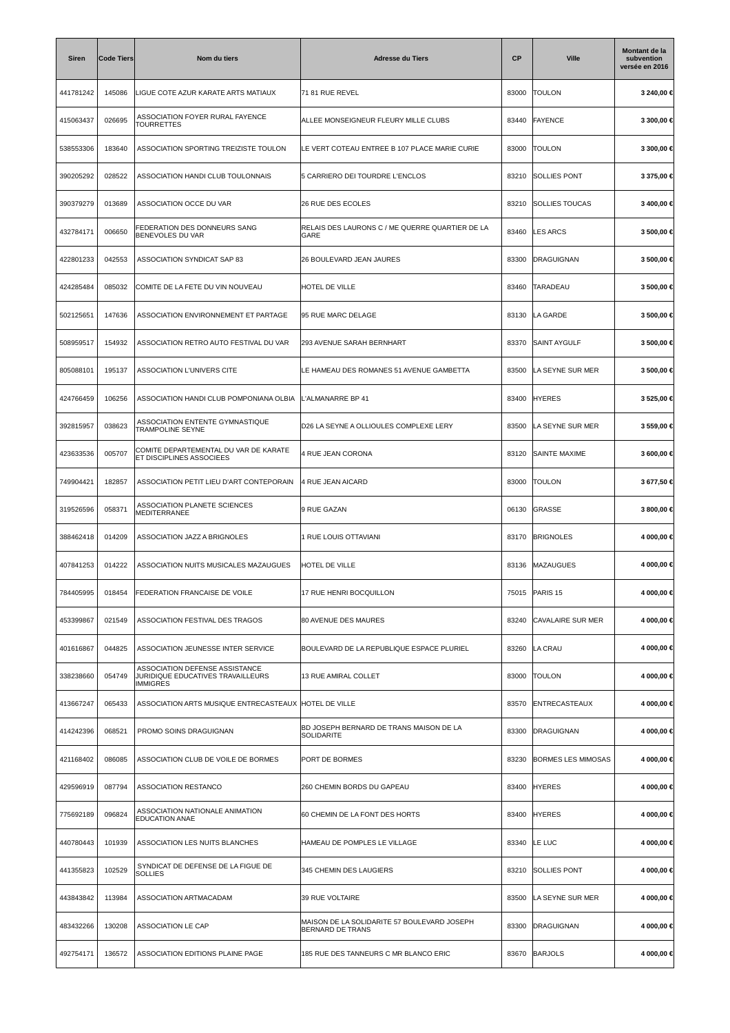| Siren | Code Tiers | Nom du tiers | Adresse du Tiers | CP | Ville | Montant de la subvention versée en 2016 |
|---|---|---|---|---|---|---|
| 441781242 | 145086 | LIGUE COTE AZUR KARATE ARTS MATIAUX | 71 81 RUE REVEL | 83000 | TOULON | 3 240,00 € |
| 415063437 | 026695 | ASSOCIATION FOYER RURAL FAYENCE TOURRETTES | ALLEE MONSEIGNEUR FLEURY MILLE CLUBS | 83440 | FAYENCE | 3 300,00 € |
| 538553306 | 183640 | ASSOCIATION SPORTING TREIZISTE TOULON | LE VERT COTEAU ENTREE B 107 PLACE MARIE CURIE | 83000 | TOULON | 3 300,00 € |
| 390205292 | 028522 | ASSOCIATION HANDI CLUB TOULONNAIS | 5 CARRIERO DEI TOURDRE L'ENCLOS | 83210 | SOLLIES PONT | 3 375,00 € |
| 390379279 | 013689 | ASSOCIATION OCCE DU VAR | 26 RUE DES ECOLES | 83210 | SOLLIES TOUCAS | 3 400,00 € |
| 432784171 | 006650 | FEDERATION DES DONNEURS SANG BENEVOLES DU VAR | RELAIS DES LAURONS C / ME QUERRE QUARTIER DE LA GARE | 83460 | LES ARCS | 3 500,00 € |
| 422801233 | 042553 | ASSOCIATION SYNDICAT SAP 83 | 26 BOULEVARD JEAN JAURES | 83300 | DRAGUIGNAN | 3 500,00 € |
| 424285484 | 085032 | COMITE DE LA FETE DU VIN NOUVEAU | HOTEL DE VILLE | 83460 | TARADEAU | 3 500,00 € |
| 502125651 | 147636 | ASSOCIATION ENVIRONNEMENT ET PARTAGE | 95 RUE MARC DELAGE | 83130 | LA GARDE | 3 500,00 € |
| 508959517 | 154932 | ASSOCIATION RETRO AUTO FESTIVAL DU VAR | 293 AVENUE SARAH BERNHART | 83370 | SAINT AYGULF | 3 500,00 € |
| 805088101 | 195137 | ASSOCIATION L'UNIVERS CITE | LE HAMEAU DES ROMANES 51 AVENUE GAMBETTA | 83500 | LA SEYNE SUR MER | 3 500,00 € |
| 424766459 | 106256 | ASSOCIATION HANDI CLUB POMPONIANA OLBIA | L'ALMANARRE BP 41 | 83400 | HYERES | 3 525,00 € |
| 392815957 | 038623 | ASSOCIATION ENTENTE GYMNASTIQUE TRAMPOLINE SEYNE | D26 LA SEYNE A OLLIOULES COMPLEXE LERY | 83500 | LA SEYNE SUR MER | 3 559,00 € |
| 423633536 | 005707 | COMITE DEPARTEMENTAL DU VAR DE KARATE ET DISCIPLINES ASSOCIEES | 4 RUE JEAN CORONA | 83120 | SAINTE MAXIME | 3 600,00 € |
| 749904421 | 182857 | ASSOCIATION PETIT LIEU D'ART CONTEPORAIN | 4 RUE JEAN AICARD | 83000 | TOULON | 3 677,50 € |
| 319526596 | 058371 | ASSOCIATION PLANETE SCIENCES MEDITERRANEE | 9 RUE GAZAN | 06130 | GRASSE | 3 800,00 € |
| 388462418 | 014209 | ASSOCIATION JAZZ A BRIGNOLES | 1 RUE LOUIS OTTAVIANI | 83170 | BRIGNOLES | 4 000,00 € |
| 407841253 | 014222 | ASSOCIATION NUITS MUSICALES MAZAUGUES | HOTEL DE VILLE | 83136 | MAZAUGUES | 4 000,00 € |
| 784405995 | 018454 | FEDERATION FRANCAISE DE VOILE | 17 RUE HENRI BOCQUILLON | 75015 | PARIS 15 | 4 000,00 € |
| 453399867 | 021549 | ASSOCIATION FESTIVAL DES TRAGOS | 80 AVENUE DES MAURES | 83240 | CAVALAIRE SUR MER | 4 000,00 € |
| 401616867 | 044825 | ASSOCIATION JEUNESSE INTER SERVICE | BOULEVARD DE LA REPUBLIQUE ESPACE PLURIEL | 83260 | LA CRAU | 4 000,00 € |
| 338238660 | 054749 | ASSOCIATION DEFENSE ASSISTANCE JURIDIQUE EDUCATIVES TRAVAILLEURS IMMIGRES | 13 RUE AMIRAL COLLET | 83000 | TOULON | 4 000,00 € |
| 413667247 | 065433 | ASSOCIATION ARTS MUSIQUE ENTRECASTEAUX | HOTEL DE VILLE | 83570 | ENTRECASTEAUX | 4 000,00 € |
| 414242396 | 068521 | PROMO SOINS DRAGUIGNAN | BD JOSEPH BERNARD DE TRANS MAISON DE LA SOLIDARITE | 83300 | DRAGUIGNAN | 4 000,00 € |
| 421168402 | 086085 | ASSOCIATION CLUB DE VOILE DE BORMES | PORT DE BORMES | 83230 | BORMES LES MIMOSAS | 4 000,00 € |
| 429596919 | 087794 | ASSOCIATION RESTANCO | 260 CHEMIN BORDS DU GAPEAU | 83400 | HYERES | 4 000,00 € |
| 775692189 | 096824 | ASSOCIATION NATIONALE ANIMATION EDUCATION ANAE | 60 CHEMIN DE LA FONT DES HORTS | 83400 | HYERES | 4 000,00 € |
| 440780443 | 101939 | ASSOCIATION LES NUITS BLANCHES | HAMEAU DE POMPLES LE VILLAGE | 83340 | LE LUC | 4 000,00 € |
| 441355823 | 102529 | SYNDICAT DE DEFENSE DE LA FIGUE DE SOLLIES | 345 CHEMIN DES LAUGIERS | 83210 | SOLLIES PONT | 4 000,00 € |
| 443843842 | 113984 | ASSOCIATION ARTMACADAM | 39 RUE VOLTAIRE | 83500 | LA SEYNE SUR MER | 4 000,00 € |
| 483432266 | 130208 | ASSOCIATION LE CAP | MAISON DE LA SOLIDARITE 57 BOULEVARD JOSEPH BERNARD DE TRANS | 83300 | DRAGUIGNAN | 4 000,00 € |
| 492754171 | 136572 | ASSOCIATION EDITIONS PLAINE PAGE | 185 RUE DES TANNEURS C MR BLANCO ERIC | 83670 | BARJOLS | 4 000,00 € |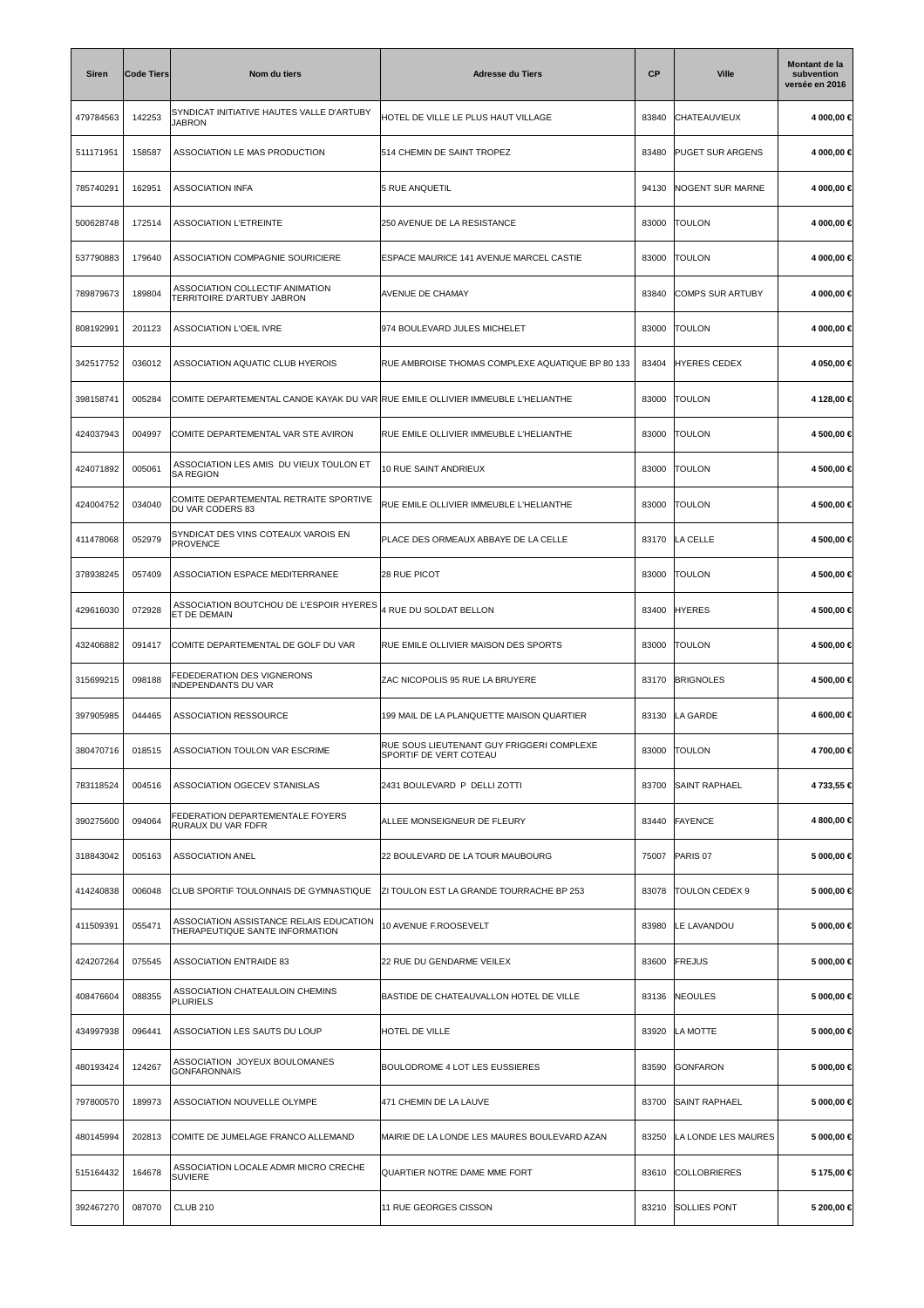| Siren | Code Tiers | Nom du tiers | Adresse du Tiers | CP | Ville | Montant de la subvention versée en 2016 |
|---|---|---|---|---|---|---|
| 479784563 | 142253 | SYNDICAT INITIATIVE HAUTES VALLE D'ARTUBY JABRON | HOTEL DE VILLE LE PLUS HAUT VILLAGE | 83840 | CHATEAUVIEUX | 4 000,00 € |
| 511171951 | 158587 | ASSOCIATION LE MAS PRODUCTION | 514 CHEMIN DE SAINT TROPEZ | 83480 | PUGET SUR ARGENS | 4 000,00 € |
| 785740291 | 162951 | ASSOCIATION INFA | 5 RUE ANQUETIL | 94130 | NOGENT SUR MARNE | 4 000,00 € |
| 500628748 | 172514 | ASSOCIATION L'ETREINTE | 250 AVENUE DE LA RESISTANCE | 83000 | TOULON | 4 000,00 € |
| 537790883 | 179640 | ASSOCIATION COMPAGNIE SOURICIERE | ESPACE MAURICE 141 AVENUE MARCEL CASTIE | 83000 | TOULON | 4 000,00 € |
| 789879673 | 189804 | ASSOCIATION COLLECTIF ANIMATION TERRITOIRE D'ARTUBY JABRON | AVENUE DE CHAMAY | 83840 | COMPS SUR ARTUBY | 4 000,00 € |
| 808192991 | 201123 | ASSOCIATION L'OEIL IVRE | 974 BOULEVARD JULES MICHELET | 83000 | TOULON | 4 000,00 € |
| 342517752 | 036012 | ASSOCIATION AQUATIC CLUB HYEROIS | RUE AMBROISE THOMAS COMPLEXE AQUATIQUE BP 80 133 | 83404 | HYERES CEDEX | 4 050,00 € |
| 398158741 | 005284 | COMITE DEPARTEMENTAL CANOE KAYAK DU VAR | RUE EMILE OLLIVIER IMMEUBLE L'HELIANTHE | 83000 | TOULON | 4 128,00 € |
| 424037943 | 004997 | COMITE DEPARTEMENTAL VAR STE AVIRON | RUE EMILE OLLIVIER IMMEUBLE L'HELIANTHE | 83000 | TOULON | 4 500,00 € |
| 424071892 | 005061 | ASSOCIATION LES AMIS DU VIEUX TOULON ET SA REGION | 10 RUE SAINT ANDRIEUX | 83000 | TOULON | 4 500,00 € |
| 424004752 | 034040 | COMITE DEPARTEMENTAL RETRAITE SPORTIVE DU VAR CODERS 83 | RUE EMILE OLLIVIER IMMEUBLE L'HELIANTHE | 83000 | TOULON | 4 500,00 € |
| 411478068 | 052979 | SYNDICAT DES VINS COTEAUX VAROIS EN PROVENCE | PLACE DES ORMEAUX ABBAYE DE LA CELLE | 83170 | LA CELLE | 4 500,00 € |
| 378938245 | 057409 | ASSOCIATION ESPACE MEDITERRANEE | 28 RUE PICOT | 83000 | TOULON | 4 500,00 € |
| 429616030 | 072928 | ASSOCIATION BOUTCHOU DE L'ESPOIR HYERES ET DE DEMAIN | 4 RUE DU SOLDAT BELLON | 83400 | HYERES | 4 500,00 € |
| 432406882 | 091417 | COMITE DEPARTEMENTAL DE GOLF DU VAR | RUE EMILE OLLIVIER MAISON DES SPORTS | 83000 | TOULON | 4 500,00 € |
| 315699215 | 098188 | FEDEDERATION DES VIGNERONS INDEPENDANTS DU VAR | ZAC NICOPOLIS 95 RUE LA BRUYERE | 83170 | BRIGNOLES | 4 500,00 € |
| 397905985 | 044465 | ASSOCIATION RESSOURCE | 199 MAIL DE LA PLANQUETTE MAISON QUARTIER | 83130 | LA GARDE | 4 600,00 € |
| 380470716 | 018515 | ASSOCIATION TOULON VAR ESCRIME | RUE SOUS LIEUTENANT GUY FRIGGERI COMPLEXE SPORTIF DE VERT COTEAU | 83000 | TOULON | 4 700,00 € |
| 783118524 | 004516 | ASSOCIATION OGECEV STANISLAS | 2431 BOULEVARD P DELLI ZOTTI | 83700 | SAINT RAPHAEL | 4 733,55 € |
| 390275600 | 094064 | FEDERATION DEPARTEMENTALE FOYERS RURAUX DU VAR FDFR | ALLEE MONSEIGNEUR DE FLEURY | 83440 | FAYENCE | 4 800,00 € |
| 318843042 | 005163 | ASSOCIATION ANEL | 22 BOULEVARD DE LA TOUR MAUBOURG | 75007 | PARIS 07 | 5 000,00 € |
| 414240838 | 006048 | CLUB SPORTIF TOULONNAIS DE GYMNASTIQUE | ZI TOULON EST LA GRANDE TOURRACHE BP 253 | 83078 | TOULON CEDEX 9 | 5 000,00 € |
| 411509391 | 055471 | ASSOCIATION ASSISTANCE RELAIS EDUCATION THERAPEUTIQUE SANTE INFORMATION | 10 AVENUE F.ROOSEVELT | 83980 | LE LAVANDOU | 5 000,00 € |
| 424207264 | 075545 | ASSOCIATION ENTRAIDE 83 | 22 RUE DU GENDARME VEILEX | 83600 | FREJUS | 5 000,00 € |
| 408476604 | 088355 | ASSOCIATION CHATEAULOIN CHEMINS PLURIELS | BASTIDE DE CHATEAUVALLON HOTEL DE VILLE | 83136 | NEOULES | 5 000,00 € |
| 434997938 | 096441 | ASSOCIATION LES SAUTS DU LOUP | HOTEL DE VILLE | 83920 | LA MOTTE | 5 000,00 € |
| 480193424 | 124267 | ASSOCIATION JOYEUX BOULOMANES GONFARONNAIS | BOULODROME 4 LOT LES EUSSIERES | 83590 | GONFARON | 5 000,00 € |
| 797800570 | 189973 | ASSOCIATION NOUVELLE OLYMPE | 471 CHEMIN DE LA LAUVE | 83700 | SAINT RAPHAEL | 5 000,00 € |
| 480145994 | 202813 | COMITE DE JUMELAGE FRANCO ALLEMAND | MAIRIE DE LA LONDE LES MAURES BOULEVARD AZAN | 83250 | LA LONDE LES MAURES | 5 000,00 € |
| 515164432 | 164678 | ASSOCIATION LOCALE ADMR MICRO CRECHE SUVIERE | QUARTIER NOTRE DAME MME FORT | 83610 | COLLOBRIERES | 5 175,00 € |
| 392467270 | 087070 | CLUB 210 | 11 RUE GEORGES CISSON | 83210 | SOLLIES PONT | 5 200,00 € |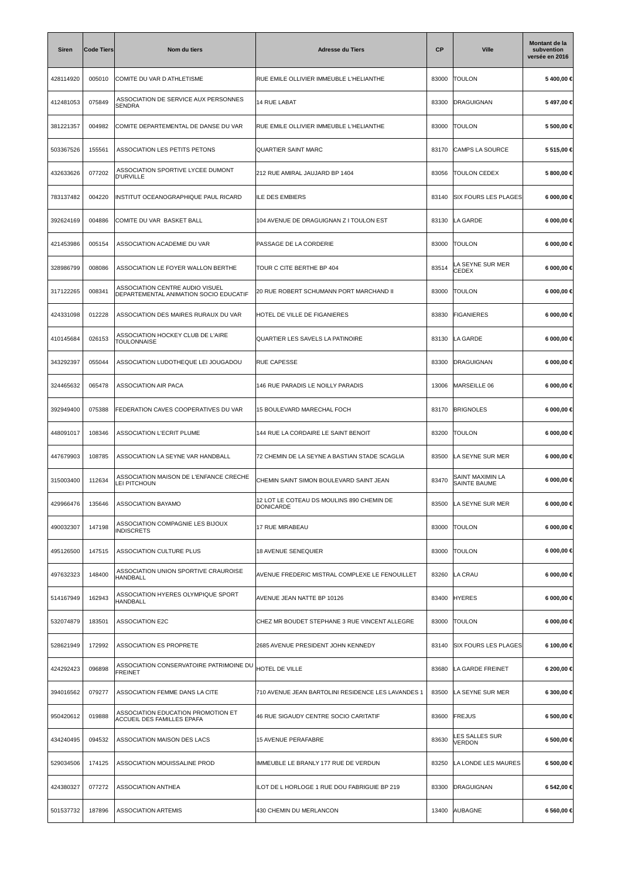| Siren | Code Tiers | Nom du tiers | Adresse du Tiers | CP | Ville | Montant de la subvention versée en 2016 |
|---|---|---|---|---|---|---|
| 428114920 | 005010 | COMITE DU VAR D ATHLETISME | RUE EMILE OLLIVIER IMMEUBLE L'HELIANTHE | 83000 | TOULON | 5 400,00 € |
| 412481053 | 075849 | ASSOCIATION DE SERVICE AUX PERSONNES SENDRA | 14 RUE LABAT | 83300 | DRAGUIGNAN | 5 497,00 € |
| 381221357 | 004982 | COMITE DEPARTEMENTAL DE DANSE DU VAR | RUE EMILE OLLIVIER IMMEUBLE L'HELIANTHE | 83000 | TOULON | 5 500,00 € |
| 503367526 | 155561 | ASSOCIATION LES PETITS PETONS | QUARTIER SAINT MARC | 83170 | CAMPS LA SOURCE | 5 515,00 € |
| 432633626 | 077202 | ASSOCIATION SPORTIVE LYCEE DUMONT D'URVILLE | 212 RUE AMIRAL JAUJARD BP 1404 | 83056 | TOULON CEDEX | 5 800,00 € |
| 783137482 | 004220 | INSTITUT OCEANOGRAPHIQUE PAUL RICARD | ILE DES EMBIERS | 83140 | SIX FOURS LES PLAGES | 6 000,00 € |
| 392624169 | 004886 | COMITE DU VAR BASKET BALL | 104 AVENUE DE DRAGUIGNAN Z I TOULON EST | 83130 | LA GARDE | 6 000,00 € |
| 421453986 | 005154 | ASSOCIATION ACADEMIE DU VAR | PASSAGE DE LA CORDERIE | 83000 | TOULON | 6 000,00 € |
| 328986799 | 008086 | ASSOCIATION LE FOYER WALLON BERTHE | TOUR C CITE BERTHE BP 404 | 83514 | LA SEYNE SUR MER CEDEX | 6 000,00 € |
| 317122265 | 008341 | ASSOCIATION CENTRE AUDIO VISUEL DEPARTEMENTAL ANIMATION SOCIO EDUCATIF | 20 RUE ROBERT SCHUMANN PORT MARCHAND II | 83000 | TOULON | 6 000,00 € |
| 424331098 | 012228 | ASSOCIATION DES MAIRES RURAUX DU VAR | HOTEL DE VILLE DE FIGANIERES | 83830 | FIGANIERES | 6 000,00 € |
| 410145684 | 026153 | ASSOCIATION HOCKEY CLUB DE L'AIRE TOULONNAISE | QUARTIER LES SAVELS LA PATINOIRE | 83130 | LA GARDE | 6 000,00 € |
| 343292397 | 055044 | ASSOCIATION LUDOTHEQUE LEI JOUGADOU | RUE CAPESSE | 83300 | DRAGUIGNAN | 6 000,00 € |
| 324465632 | 065478 | ASSOCIATION AIR PACA | 146 RUE PARADIS LE NOILLY PARADIS | 13006 | MARSEILLE 06 | 6 000,00 € |
| 392949400 | 075388 | FEDERATION CAVES COOPERATIVES DU VAR | 15 BOULEVARD MARECHAL FOCH | 83170 | BRIGNOLES | 6 000,00 € |
| 448091017 | 108346 | ASSOCIATION L'ECRIT PLUME | 144 RUE LA CORDAIRE LE SAINT BENOIT | 83200 | TOULON | 6 000,00 € |
| 447679903 | 108785 | ASSOCIATION LA SEYNE VAR HANDBALL | 72 CHEMIN DE LA SEYNE A BASTIAN STADE SCAGLIA | 83500 | LA SEYNE SUR MER | 6 000,00 € |
| 315003400 | 112634 | ASSOCIATION MAISON DE L'ENFANCE CRECHE LEI PITCHOUN | CHEMIN SAINT SIMON BOULEVARD SAINT JEAN | 83470 | SAINT MAXIMIN LA SAINTE BAUME | 6 000,00 € |
| 429966476 | 135646 | ASSOCIATION BAYAMO | 12 LOT LE COTEAU DS MOULINS 890 CHEMIN DE DONICARDE | 83500 | LA SEYNE SUR MER | 6 000,00 € |
| 490032307 | 147198 | ASSOCIATION COMPAGNIE LES BIJOUX INDISCRETS | 17 RUE MIRABEAU | 83000 | TOULON | 6 000,00 € |
| 495126500 | 147515 | ASSOCIATION CULTURE PLUS | 18 AVENUE SENEQUIER | 83000 | TOULON | 6 000,00 € |
| 497632323 | 148400 | ASSOCIATION UNION SPORTIVE CRAUROISE HANDBALL | AVENUE FREDERIC MISTRAL COMPLEXE LE FENOUILLET | 83260 | LA CRAU | 6 000,00 € |
| 514167949 | 162943 | ASSOCIATION HYERES OLYMPIQUE SPORT HANDBALL | AVENUE JEAN NATTE BP 10126 | 83400 | HYERES | 6 000,00 € |
| 532074879 | 183501 | ASSOCIATION E2C | CHEZ MR BOUDET STEPHANE 3 RUE VINCENT ALLEGRE | 83000 | TOULON | 6 000,00 € |
| 528621949 | 172992 | ASSOCIATION ES PROPRETE | 2685 AVENUE PRESIDENT JOHN KENNEDY | 83140 | SIX FOURS LES PLAGES | 6 100,00 € |
| 424292423 | 096898 | ASSOCIATION CONSERVATOIRE PATRIMOINE DU FREINET | HOTEL DE VILLE | 83680 | LA GARDE FREINET | 6 200,00 € |
| 394016562 | 079277 | ASSOCIATION FEMME DANS LA CITE | 710 AVENUE JEAN BARTOLINI RESIDENCE LES LAVANDES 1 | 83500 | LA SEYNE SUR MER | 6 300,00 € |
| 950420612 | 019888 | ASSOCIATION EDUCATION PROMOTION ET ACCUEIL DES FAMILLES EPAFA | 46 RUE SIGAUDY CENTRE SOCIO CARITATIF | 83600 | FREJUS | 6 500,00 € |
| 434240495 | 094532 | ASSOCIATION MAISON DES LACS | 15 AVENUE PERAFABRE | 83630 | LES SALLES SUR VERDON | 6 500,00 € |
| 529034506 | 174125 | ASSOCIATION MOUISSALINE PROD | IMMEUBLE LE BRANLY 177 RUE DE VERDUN | 83250 | LA LONDE LES MAURES | 6 500,00 € |
| 424380327 | 077272 | ASSOCIATION ANTHEA | ILOT DE L HORLOGE 1 RUE DOU FABRIGUIE BP 219 | 83300 | DRAGUIGNAN | 6 542,00 € |
| 501537732 | 187896 | ASSOCIATION ARTEMIS | 430 CHEMIN DU MERLANCON | 13400 | AUBAGNE | 6 560,00 € |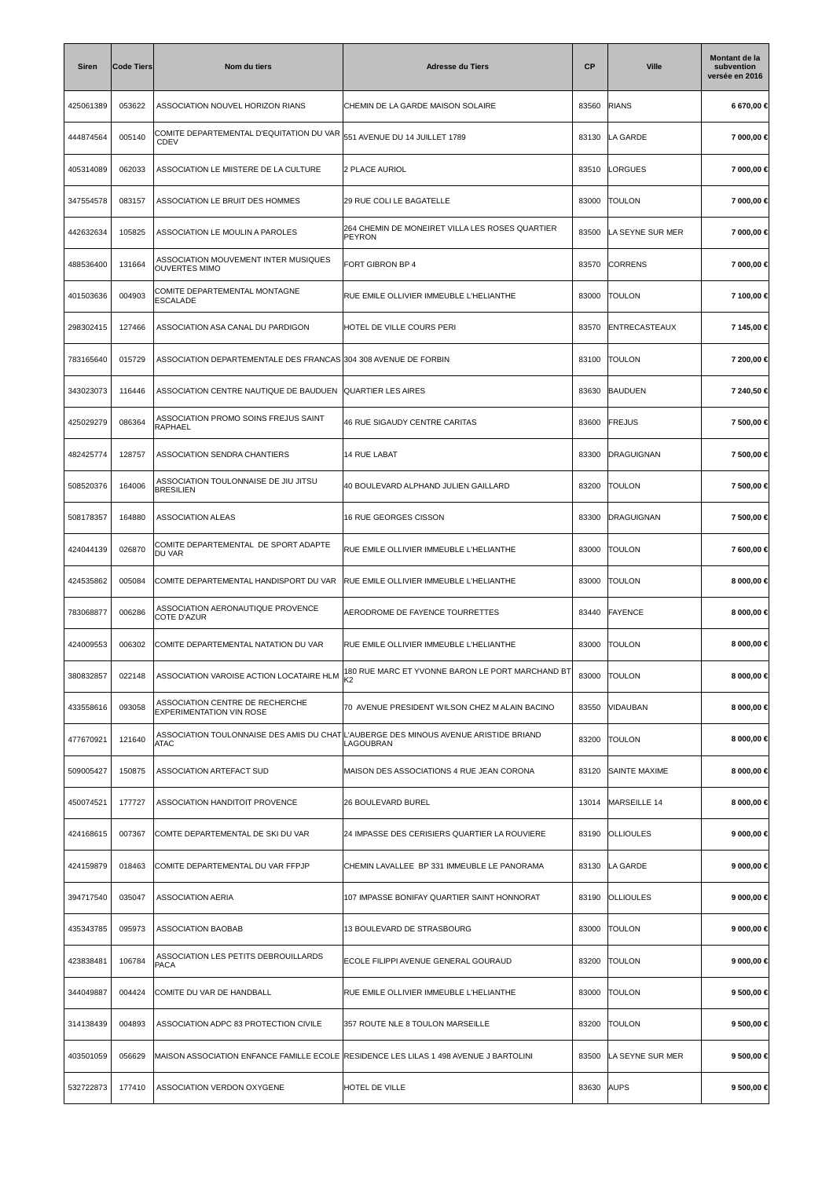| Siren | Code Tiers | Nom du tiers | Adresse du Tiers | CP | Ville | Montant de la subvention versée en 2016 |
|---|---|---|---|---|---|---|
| 425061389 | 053622 | ASSOCIATION NOUVEL HORIZON RIANS | CHEMIN DE LA GARDE MAISON SOLAIRE | 83560 | RIANS | 6 670,00 € |
| 444874564 | 005140 | COMITE DEPARTEMENTAL D'EQUITATION DU VAR CDEV | 551 AVENUE DU 14 JUILLET 1789 | 83130 | LA GARDE | 7 000,00 € |
| 405314089 | 062033 | ASSOCIATION LE MIISTERE DE LA CULTURE | 2 PLACE AURIOL | 83510 | LORGUES | 7 000,00 € |
| 347554578 | 083157 | ASSOCIATION LE BRUIT DES HOMMES | 29 RUE COLI LE BAGATELLE | 83000 | TOULON | 7 000,00 € |
| 442632634 | 105825 | ASSOCIATION LE MOULIN A PAROLES | 264 CHEMIN DE MONEIRET VILLA LES ROSES QUARTIER PEYRON | 83500 | LA SEYNE SUR MER | 7 000,00 € |
| 488536400 | 131664 | ASSOCIATION MOUVEMENT INTER MUSIQUES OUVERTES MIMO | FORT GIBRON BP 4 | 83570 | CORRENS | 7 000,00 € |
| 401503636 | 004903 | COMITE DEPARTEMENTAL MONTAGNE ESCALADE | RUE EMILE OLLIVIER IMMEUBLE L'HELIANTHE | 83000 | TOULON | 7 100,00 € |
| 298302415 | 127466 | ASSOCIATION ASA CANAL DU PARDIGON | HOTEL DE VILLE COURS PERI | 83570 | ENTRECASTEAUX | 7 145,00 € |
| 783165640 | 015729 | ASSOCIATION DEPARTEMENTALE DES FRANCAS | 304 308 AVENUE DE FORBIN | 83100 | TOULON | 7 200,00 € |
| 343023073 | 116446 | ASSOCIATION CENTRE NAUTIQUE DE BAUDUEN | QUARTIER LES AIRES | 83630 | BAUDUEN | 7 240,50 € |
| 425029279 | 086364 | ASSOCIATION PROMO SOINS FREJUS SAINT RAPHAEL | 46 RUE SIGAUDY CENTRE CARITAS | 83600 | FREJUS | 7 500,00 € |
| 482425774 | 128757 | ASSOCIATION SENDRA CHANTIERS | 14 RUE LABAT | 83300 | DRAGUIGNAN | 7 500,00 € |
| 508520376 | 164006 | ASSOCIATION TOULONNAISE DE JIU JITSU BRESILIEN | 40 BOULEVARD ALPHAND JULIEN GAILLARD | 83200 | TOULON | 7 500,00 € |
| 508178357 | 164880 | ASSOCIATION ALEAS | 16 RUE GEORGES CISSON | 83300 | DRAGUIGNAN | 7 500,00 € |
| 424044139 | 026870 | COMITE DEPARTEMENTAL DE SPORT ADAPTE DU VAR | RUE EMILE OLLIVIER IMMEUBLE L'HELIANTHE | 83000 | TOULON | 7 600,00 € |
| 424535862 | 005084 | COMITE DEPARTEMENTAL HANDISPORT DU VAR | RUE EMILE OLLIVIER IMMEUBLE L'HELIANTHE | 83000 | TOULON | 8 000,00 € |
| 783068877 | 006286 | ASSOCIATION AERONAUTIQUE PROVENCE COTE D'AZUR | AERODROME DE FAYENCE TOURRETTES | 83440 | FAYENCE | 8 000,00 € |
| 424009553 | 006302 | COMITE DEPARTEMENTAL NATATION DU VAR | RUE EMILE OLLIVIER IMMEUBLE L'HELIANTHE | 83000 | TOULON | 8 000,00 € |
| 380832857 | 022148 | ASSOCIATION VAROISE ACTION LOCATAIRE HLM | 180 RUE MARC ET YVONNE BARON LE PORT MARCHAND BT K2 | 83000 | TOULON | 8 000,00 € |
| 433558616 | 093058 | ASSOCIATION CENTRE DE RECHERCHE EXPERIMENTATION VIN ROSE | 70 AVENUE PRESIDENT WILSON CHEZ M ALAIN BACINO | 83550 | VIDAUBAN | 8 000,00 € |
| 477670921 | 121640 | ASSOCIATION TOULONNAISE DES AMIS DU CHAT ATAC | L'AUBERGE DES MINOUS AVENUE ARISTIDE BRIAND LAGOUBRAN | 83200 | TOULON | 8 000,00 € |
| 509005427 | 150875 | ASSOCIATION ARTEFACT SUD | MAISON DES ASSOCIATIONS 4 RUE JEAN CORONA | 83120 | SAINTE MAXIME | 8 000,00 € |
| 450074521 | 177727 | ASSOCIATION HANDITOIT PROVENCE | 26 BOULEVARD BUREL | 13014 | MARSEILLE 14 | 8 000,00 € |
| 424168615 | 007367 | COMTE DEPARTEMENTAL DE SKI DU VAR | 24 IMPASSE DES CERISIERS QUARTIER LA ROUVIERE | 83190 | OLLIOULES | 9 000,00 € |
| 424159879 | 018463 | COMITE DEPARTEMENTAL DU VAR FFPJP | CHEMIN LAVALLEE BP 331 IMMEUBLE LE PANORAMA | 83130 | LA GARDE | 9 000,00 € |
| 394717540 | 035047 | ASSOCIATION AERIA | 107 IMPASSE BONIFAY QUARTIER SAINT HONNORAT | 83190 | OLLIOULES | 9 000,00 € |
| 435343785 | 095973 | ASSOCIATION BAOBAB | 13 BOULEVARD DE STRASBOURG | 83000 | TOULON | 9 000,00 € |
| 423838481 | 106784 | ASSOCIATION LES PETITS DEBROUILLARDS PACA | ECOLE FILIPPI AVENUE GENERAL GOURAUD | 83200 | TOULON | 9 000,00 € |
| 344049887 | 004424 | COMITE DU VAR DE HANDBALL | RUE EMILE OLLIVIER IMMEUBLE L'HELIANTHE | 83000 | TOULON | 9 500,00 € |
| 314138439 | 004893 | ASSOCIATION ADPC 83 PROTECTION CIVILE | 357 ROUTE NLE 8 TOULON MARSEILLE | 83200 | TOULON | 9 500,00 € |
| 403501059 | 056629 | MAISON ASSOCIATION ENFANCE FAMILLE ECOLE | RESIDENCE LES LILAS 1 498 AVENUE J BARTOLINI | 83500 | LA SEYNE SUR MER | 9 500,00 € |
| 532722873 | 177410 | ASSOCIATION VERDON OXYGENE | HOTEL DE VILLE | 83630 | AUPS | 9 500,00 € |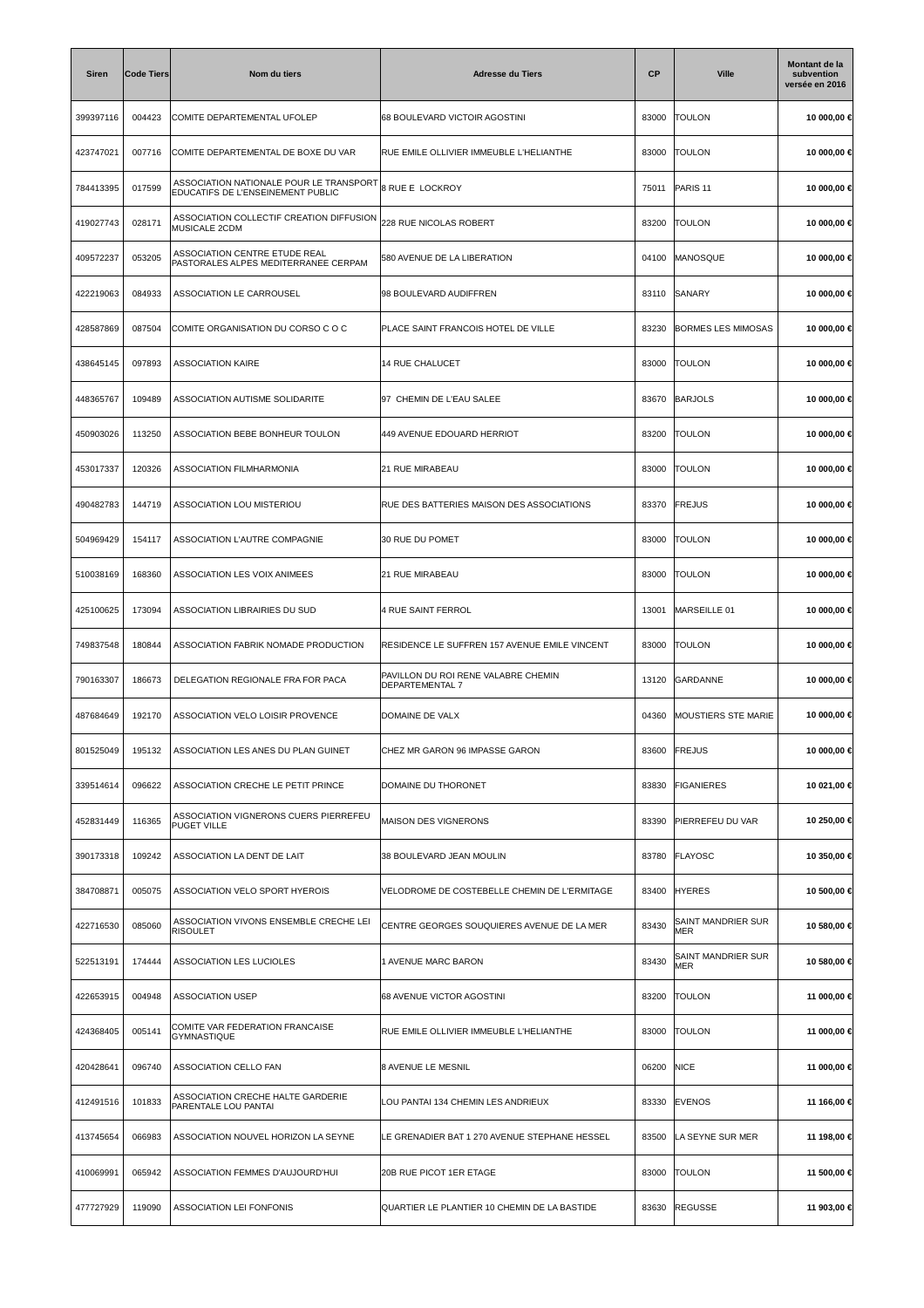| Siren | Code Tiers | Nom du tiers | Adresse du Tiers | CP | Ville | Montant de la subvention versée en 2016 |
|---|---|---|---|---|---|---|
| 399397116 | 004423 | COMITE DEPARTEMENTAL UFOLEP | 68 BOULEVARD VICTOIR AGOSTINI | 83000 | TOULON | **10 000,00 €** |
| 423747021 | 007716 | COMITE DEPARTEMENTAL DE BOXE DU VAR | RUE EMILE OLLIVIER IMMEUBLE L'HELIANTHE | 83000 | TOULON | **10 000,00 €** |
| 784413395 | 017599 | ASSOCIATION NATIONALE POUR LE TRANSPORT EDUCATIFS DE L'ENSEINEMENT PUBLIC | 8 RUE E LOCKROY | 75011 | PARIS 11 | **10 000,00 €** |
| 419027743 | 028171 | ASSOCIATION COLLECTIF CREATION DIFFUSION MUSICALE 2CDM | 228 RUE NICOLAS ROBERT | 83200 | TOULON | **10 000,00 €** |
| 409572237 | 053205 | ASSOCIATION CENTRE ETUDE REAL PASTORALES ALPES MEDITERRANEE CERPAM | 580 AVENUE DE LA LIBERATION | 04100 | MANOSQUE | **10 000,00 €** |
| 422219063 | 084933 | ASSOCIATION LE CARROUSEL | 98 BOULEVARD AUDIFFREN | 83110 | SANARY | **10 000,00 €** |
| 428587869 | 087504 | COMITE ORGANISATION DU CORSO C O C | PLACE SAINT FRANCOIS HOTEL DE VILLE | 83230 | BORMES LES MIMOSAS | **10 000,00 €** |
| 438645145 | 097893 | ASSOCIATION KAIRE | 14 RUE CHALUCET | 83000 | TOULON | **10 000,00 €** |
| 448365767 | 109489 | ASSOCIATION AUTISME SOLIDARITE | 97 CHEMIN DE L'EAU SALEE | 83670 | BARJOLS | **10 000,00 €** |
| 450903026 | 113250 | ASSOCIATION BEBE BONHEUR TOULON | 449 AVENUE EDOUARD HERRIOT | 83200 | TOULON | **10 000,00 €** |
| 453017337 | 120326 | ASSOCIATION FILMHARMONIA | 21 RUE MIRABEAU | 83000 | TOULON | **10 000,00 €** |
| 490482783 | 144719 | ASSOCIATION LOU MISTERIOU | RUE DES BATTERIES MAISON DES ASSOCIATIONS | 83370 | FREJUS | **10 000,00 €** |
| 504969429 | 154117 | ASSOCIATION L'AUTRE COMPAGNIE | 30 RUE DU POMET | 83000 | TOULON | **10 000,00 €** |
| 510038169 | 168360 | ASSOCIATION LES VOIX ANIMEES | 21 RUE MIRABEAU | 83000 | TOULON | **10 000,00 €** |
| 425100625 | 173094 | ASSOCIATION LIBRAIRIES DU SUD | 4 RUE SAINT FERROL | 13001 | MARSEILLE 01 | **10 000,00 €** |
| 749837548 | 180844 | ASSOCIATION FABRIK NOMADE PRODUCTION | RESIDENCE LE SUFFREN 157 AVENUE EMILE VINCENT | 83000 | TOULON | **10 000,00 €** |
| 790163307 | 186673 | DELEGATION REGIONALE FRA FOR PACA | PAVILLON DU ROI RENE VALABRE CHEMIN DEPARTEMENTAL 7 | 13120 | GARDANNE | **10 000,00 €** |
| 487684649 | 192170 | ASSOCIATION VELO LOISIR PROVENCE | DOMAINE DE VALX | 04360 | MOUSTIERS STE MARIE | **10 000,00 €** |
| 801525049 | 195132 | ASSOCIATION LES ANES DU PLAN GUINET | CHEZ MR GARON 96 IMPASSE GARON | 83600 | FREJUS | **10 000,00 €** |
| 339514614 | 096622 | ASSOCIATION CRECHE LE PETIT PRINCE | DOMAINE DU THORONET | 83830 | FIGANIERES | **10 021,00 €** |
| 452831449 | 116365 | ASSOCIATION VIGNERONS CUERS PIERREFEU PUGET VILLE | MAISON DES VIGNERONS | 83390 | PIERREFEU DU VAR | **10 250,00 €** |
| 390173318 | 109242 | ASSOCIATION LA DENT DE LAIT | 38 BOULEVARD JEAN MOULIN | 83780 | FLAYOSC | **10 350,00 €** |
| 384708871 | 005075 | ASSOCIATION VELO SPORT HYEROIS | VELODROME DE COSTEBELLE CHEMIN DE L'ERMITAGE | 83400 | HYERES | **10 500,00 €** |
| 422716530 | 085060 | ASSOCIATION VIVONS ENSEMBLE CRECHE LEI RISOULET | CENTRE GEORGES SOUQUIERES AVENUE DE LA MER | 83430 | SAINT MANDRIER SUR MER | **10 580,00 €** |
| 522513191 | 174444 | ASSOCIATION LES LUCIOLES | 1 AVENUE MARC BARON | 83430 | SAINT MANDRIER SUR MER | **10 580,00 €** |
| 422653915 | 004948 | ASSOCIATION USEP | 68 AVENUE VICTOR AGOSTINI | 83200 | TOULON | **11 000,00 €** |
| 424368405 | 005141 | COMITE VAR FEDERATION FRANCAISE GYMNASTIQUE | RUE EMILE OLLIVIER IMMEUBLE L'HELIANTHE | 83000 | TOULON | **11 000,00 €** |
| 420428641 | 096740 | ASSOCIATION CELLO FAN | 8 AVENUE LE MESNIL | 06200 | NICE | **11 000,00 €** |
| 412491516 | 101833 | ASSOCIATION CRECHE HALTE GARDERIE PARENTALE LOU PANTAI | LOU PANTAI 134 CHEMIN LES ANDRIEUX | 83330 | EVENOS | **11 166,00 €** |
| 413745654 | 066983 | ASSOCIATION NOUVEL HORIZON LA SEYNE | LE GRENADIER BAT 1 270 AVENUE STEPHANE HESSEL | 83500 | LA SEYNE SUR MER | **11 198,00 €** |
| 410069991 | 065942 | ASSOCIATION FEMMES D'AUJOURD'HUI | 20B RUE PICOT 1ER ETAGE | 83000 | TOULON | **11 500,00 €** |
| 477727929 | 119090 | ASSOCIATION LEI FONFONIS | QUARTIER LE PLANTIER 10 CHEMIN DE LA BASTIDE | 83630 | REGUSSE | **11 903,00 €** |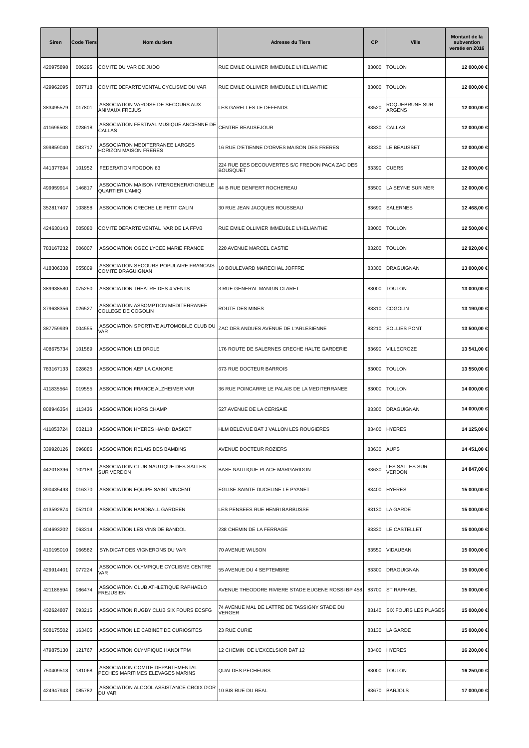| Siren | Code Tiers | Nom du tiers | Adresse du Tiers | CP | Ville | Montant de la subvention versée en 2016 |
|---|---|---|---|---|---|---|
| 420975898 | 006295 | COMITE DU VAR DE JUDO | RUE EMILE OLLIVIER IMMEUBLE L'HELIANTHE | 83000 | TOULON | 12 000,00 € |
| 429962095 | 007718 | COMITE DEPARTEMENTAL CYCLISME DU VAR | RUE EMILE OLLIVIER IMMEUBLE L'HELIANTHE | 83000 | TOULON | 12 000,00 € |
| 383495579 | 017801 | ASSOCIATION VAROISE DE SECOURS AUX ANIMAUX FREJUS | LES GARELLES LE DEFENDS | 83520 | ROQUEBRUNE SUR ARGENS | 12 000,00 € |
| 411696503 | 028618 | ASSOCIATION FESTIVAL MUSIQUE ANCIENNE DE CALLAS | CENTRE BEAUSEJOUR | 83830 | CALLAS | 12 000,00 € |
| 399859040 | 083717 | ASSOCIATION MEDITERRANEE LARGES HORIZON MAISON FRERES | 16 RUE D'ETIENNE D'ORVES MAISON DES FRERES | 83330 | LE BEAUSSET | 12 000,00 € |
| 441377694 | 101952 | FEDERATION FDGDON 83 | 224 RUE DES DECOUVERTES S/C FREDON PACA ZAC DES BOUSQUET | 83390 | CUERS | 12 000,00 € |
| 499959914 | 146817 | ASSOCIATION MAISON INTERGENERATIONELLE QUARTIER L'AMIQ | 44 B RUE DENFERT ROCHEREAU | 83500 | LA SEYNE SUR MER | 12 000,00 € |
| 352817407 | 103858 | ASSOCIATION CRECHE LE PETIT CALIN | 30 RUE JEAN JACQUES ROUSSEAU | 83690 | SALERNES | 12 468,00 € |
| 424630143 | 005080 | COMITE DEPARTEMENTAL VAR DE LA FFVB | RUE EMILE OLLIVIER IMMEUBLE L'HELIANTHE | 83000 | TOULON | 12 500,00 € |
| 783167232 | 006007 | ASSOCIATION OGEC LYCEE MARIE FRANCE | 220 AVENUE MARCEL CASTIE | 83200 | TOULON | 12 920,00 € |
| 418306338 | 055809 | ASSOCIATION SECOURS POPULAIRE FRANCAIS COMITE DRAGUIGNAN | 10 BOULEVARD MARECHAL JOFFRE | 83300 | DRAGUIGNAN | 13 000,00 € |
| 389938580 | 075250 | ASSOCIATION THEATRE DES 4 VENTS | 3 RUE GENERAL MANGIN CLARET | 83000 | TOULON | 13 000,00 € |
| 379638356 | 026527 | ASSOCIATION ASSOMPTION MEDITERRANEE COLLEGE DE COGOLIN | ROUTE DES MINES | 83310 | COGOLIN | 13 190,00 € |
| 387759939 | 004555 | ASSOCIATION SPORTIVE AUTOMOBILE CLUB DU VAR | ZAC DES ANDUES AVENUE DE L'ARLESIENNE | 83210 | SOLLIES PONT | 13 500,00 € |
| 408675734 | 101589 | ASSOCIATION LEI DROLE | 176 ROUTE DE SALERNES CRECHE HALTE GARDERIE | 83690 | VILLECROZE | 13 541,00 € |
| 783167133 | 028625 | ASSOCIATION AEP LA CANORE | 673 RUE DOCTEUR BARROIS | 83000 | TOULON | 13 550,00 € |
| 411835564 | 019555 | ASSOCIATION FRANCE ALZHEIMER VAR | 36 RUE POINCARRE LE PALAIS DE LA MEDITERRANEE | 83000 | TOULON | 14 000,00 € |
| 808946354 | 113436 | ASSOCIATION HORS CHAMP | 527 AVENUE DE LA CERISAIE | 83300 | DRAGUIGNAN | 14 000,00 € |
| 411853724 | 032118 | ASSOCIATION HYERES HANDI BASKET | HLM BELEVUE BAT J VALLON LES ROUGIERES | 83400 | HYERES | 14 125,00 € |
| 339920126 | 096886 | ASSOCIATION RELAIS DES BAMBINS | AVENUE DOCTEUR ROZIERS | 83630 | AUPS | 14 451,00 € |
| 442018396 | 102183 | ASSOCIATION CLUB NAUTIQUE DES SALLES SUR VERDON | BASE NAUTIQUE PLACE MARGARIDON | 83630 | LES SALLES SUR VERDON | 14 847,00 € |
| 390435493 | 016370 | ASSOCIATION EQUIPE SAINT VINCENT | EGLISE SAINTE DUCELINE LE PYANET | 83400 | HYERES | 15 000,00 € |
| 413592874 | 052103 | ASSOCIATION HANDBALL GARDEEN | LES PENSEES RUE HENRI BARBUSSE | 83130 | LA GARDE | 15 000,00 € |
| 404693202 | 063314 | ASSOCIATION LES VINS DE BANDOL | 238 CHEMIN DE LA FERRAGE | 83330 | LE CASTELLET | 15 000,00 € |
| 410195010 | 066582 | SYNDICAT DES VIGNERONS DU VAR | 70 AVENUE WILSON | 83550 | VIDAUBAN | 15 000,00 € |
| 429914401 | 077224 | ASSOCIATION OLYMPIQUE CYCLISME CENTRE VAR | 55 AVENUE DU 4 SEPTEMBRE | 83300 | DRAGUIGNAN | 15 000,00 € |
| 421186594 | 086474 | ASSOCIATION CLUB ATHLETIQUE RAPHAELO FREJUSIEN | AVENUE THEODORE RIVIERE STADE EUGENE ROSSI BP 458 | 83700 | ST RAPHAEL | 15 000,00 € |
| 432624807 | 093215 | ASSOCIATION RUGBY CLUB SIX FOURS ECSFG | 74 AVENUE MAL DE LATTRE DE TASSIGNY STADE DU VERGER | 83140 | SIX FOURS LES PLAGES | 15 000,00 € |
| 508175502 | 163405 | ASSOCIATION LE CABINET DE CURIOSITES | 23 RUE CURIE | 83130 | LA GARDE | 15 000,00 € |
| 479875130 | 121767 | ASSOCIATION OLYMPIQUE HANDI TPM | 12 CHEMIN DE L'EXCELSIOR BAT 12 | 83400 | HYERES | 16 200,00 € |
| 750409518 | 181068 | ASSOCIATION COMITE DEPARTEMENTAL PECHES MARITIMES ELEVAGES MARINS | QUAI DES PECHEURS | 83000 | TOULON | 16 250,00 € |
| 424947943 | 085782 | ASSOCIATION ALCOOL ASSISTANCE CROIX D'OR DU VAR | 10 BIS RUE DU REAL | 83670 | BARJOLS | 17 000,00 € |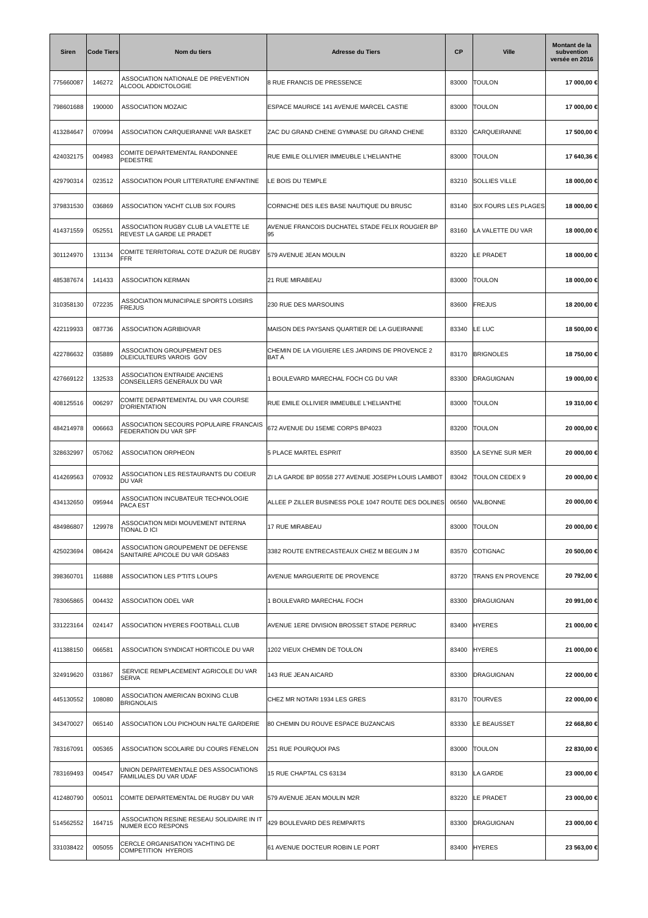| Siren | Code Tiers | Nom du tiers | Adresse du Tiers | CP | Ville | Montant de la subvention versée en 2016 |
|---|---|---|---|---|---|---|
| 775660087 | 146272 | ASSOCIATION NATIONALE DE PREVENTION ALCOOL ADDICTOLOGIE | 8 RUE FRANCIS DE PRESSENCE | 83000 | TOULON | 17 000,00 € |
| 798601688 | 190000 | ASSOCIATION MOZAIC | ESPACE MAURICE 141 AVENUE MARCEL CASTIE | 83000 | TOULON | 17 000,00 € |
| 413284647 | 070994 | ASSOCIATION CARQUEIRANNE VAR BASKET | ZAC DU GRAND CHENE GYMNASE DU GRAND CHENE | 83320 | CARQUEIRANNE | 17 500,00 € |
| 424032175 | 004983 | COMITE DEPARTEMENTAL RANDONNEE PEDESTRE | RUE EMILE OLLIVIER IMMEUBLE L'HELIANTHE | 83000 | TOULON | 17 640,36 € |
| 429790314 | 023512 | ASSOCIATION POUR LITTERATURE ENFANTINE | LE BOIS DU TEMPLE | 83210 | SOLLIES VILLE | 18 000,00 € |
| 379831530 | 036869 | ASSOCIATION YACHT CLUB SIX FOURS | CORNICHE DES ILES BASE NAUTIQUE DU BRUSC | 83140 | SIX FOURS LES PLAGES | 18 000,00 € |
| 414371559 | 052551 | ASSOCIATION RUGBY CLUB LA VALETTE LE REVEST LA GARDE LE PRADET | AVENUE FRANCOIS DUCHATEL STADE FELIX ROUGIER BP 95 | 83160 | LA VALETTE DU VAR | 18 000,00 € |
| 301124970 | 131134 | COMITE TERRITORIAL COTE D'AZUR DE RUGBY FFR | 579 AVENUE JEAN MOULIN | 83220 | LE PRADET | 18 000,00 € |
| 485387674 | 141433 | ASSOCIATION KERMAN | 21 RUE MIRABEAU | 83000 | TOULON | 18 000,00 € |
| 310358130 | 072235 | ASSOCIATION MUNICIPALE SPORTS LOISIRS FREJUS | 230 RUE DES MARSOUINS | 83600 | FREJUS | 18 200,00 € |
| 422119933 | 087736 | ASSOCIATION AGRIBIOVAR | MAISON DES PAYSANS QUARTIER DE LA GUEIRANNE | 83340 | LE LUC | 18 500,00 € |
| 422786632 | 035889 | ASSOCIATION GROUPEMENT DES OLEICULTEURS VAROIS GOV | CHEMIN DE LA VIGUIERE LES JARDINS DE PROVENCE 2 BAT A | 83170 | BRIGNOLES | 18 750,00 € |
| 427669122 | 132533 | ASSOCIATION ENTRAIDE ANCIENS CONSEILLERS GENERAUX DU VAR | 1 BOULEVARD MARECHAL FOCH CG DU VAR | 83300 | DRAGUIGNAN | 19 000,00 € |
| 408125516 | 006297 | COMITE DEPARTEMENTAL DU VAR COURSE D'ORIENTATION | RUE EMILE OLLIVIER IMMEUBLE L'HELIANTHE | 83000 | TOULON | 19 310,00 € |
| 484214978 | 006663 | ASSOCIATION SECOURS POPULAIRE FRANCAIS FEDERATION DU VAR SPF | 672 AVENUE DU 15EME CORPS BP4023 | 83200 | TOULON | 20 000,00 € |
| 328632997 | 057062 | ASSOCIATION ORPHEON | 5 PLACE MARTEL ESPRIT | 83500 | LA SEYNE SUR MER | 20 000,00 € |
| 414269563 | 070932 | ASSOCIATION LES RESTAURANTS DU COEUR DU VAR | ZI LA GARDE BP 80558 277 AVENUE JOSEPH LOUIS LAMBOT | 83042 | TOULON CEDEX 9 | 20 000,00 € |
| 434132650 | 095944 | ASSOCIATION INCUBATEUR TECHNOLOGIE PACA EST | ALLEE P ZILLER BUSINESS POLE 1047 ROUTE DES DOLINES | 06560 | VALBONNE | 20 000,00 € |
| 484986807 | 129978 | ASSOCIATION MIDI MOUVEMENT INTERNA TIONAL D ICI | 17 RUE MIRABEAU | 83000 | TOULON | 20 000,00 € |
| 425023694 | 086424 | ASSOCIATION GROUPEMENT DE DEFENSE SANITAIRE APICOLE DU VAR GDSA83 | 3382 ROUTE ENTRECASTEAUX CHEZ M BEGUIN J M | 83570 | COTIGNAC | 20 500,00 € |
| 398360701 | 116888 | ASSOCIATION LES P'TITS LOUPS | AVENUE MARGUERITE DE PROVENCE | 83720 | TRANS EN PROVENCE | 20 792,00 € |
| 783065865 | 004432 | ASSOCIATION ODEL VAR | 1 BOULEVARD MARECHAL FOCH | 83300 | DRAGUIGNAN | 20 991,00 € |
| 331223164 | 024147 | ASSOCIATION HYERES FOOTBALL CLUB | AVENUE 1ERE DIVISION BROSSET STADE PERRUC | 83400 | HYERES | 21 000,00 € |
| 411388150 | 066581 | ASSOCIATION SYNDICAT HORTICOLE DU VAR | 1202 VIEUX CHEMIN DE TOULON | 83400 | HYERES | 21 000,00 € |
| 324919620 | 031867 | SERVICE REMPLACEMENT AGRICOLE DU VAR SERVA | 143 RUE JEAN AICARD | 83300 | DRAGUIGNAN | 22 000,00 € |
| 445130552 | 108080 | ASSOCIATION AMERICAN BOXING CLUB BRIGNOLAIS | CHEZ MR NOTARI 1934 LES GRES | 83170 | TOURVES | 22 000,00 € |
| 343470027 | 065140 | ASSOCIATION LOU PICHOUN HALTE GARDERIE | 80 CHEMIN DU ROUVE ESPACE BUZANCAIS | 83330 | LE BEAUSSET | 22 668,80 € |
| 783167091 | 005365 | ASSOCIATION SCOLAIRE DU COURS FENELON | 251 RUE POURQUOI PAS | 83000 | TOULON | 22 830,00 € |
| 783169493 | 004547 | UNION DEPARTEMENTALE DES ASSOCIATIONS FAMILIALES DU VAR UDAF | 15 RUE CHAPTAL CS 63134 | 83130 | LA GARDE | 23 000,00 € |
| 412480790 | 005011 | COMITE DEPARTEMENTAL DE RUGBY DU VAR | 579 AVENUE JEAN MOULIN M2R | 83220 | LE PRADET | 23 000,00 € |
| 514562552 | 164715 | ASSOCIATION RESINE RESEAU SOLIDAIRE IN IT NUMER ECO RESPONS | 429 BOULEVARD DES REMPARTS | 83300 | DRAGUIGNAN | 23 000,00 € |
| 331038422 | 005055 | CERCLE ORGANISATION YACHTING DE COMPETITION HYEROIS | 61 AVENUE DOCTEUR ROBIN LE PORT | 83400 | HYERES | 23 563,00 € |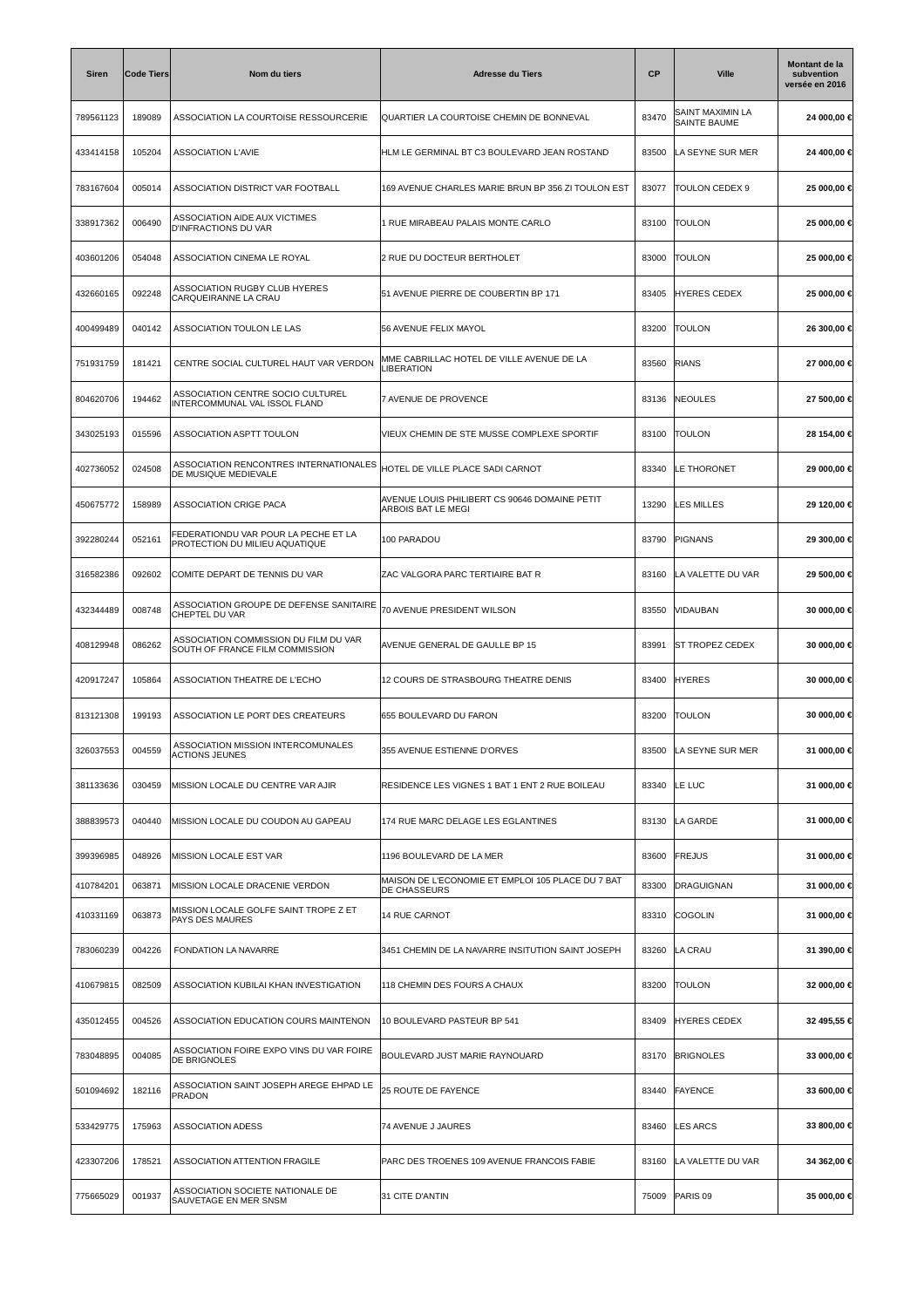| Siren | Code Tiers | Nom du tiers | Adresse du Tiers | CP | Ville | Montant de la subvention versée en 2016 |
|---|---|---|---|---|---|---|
| 789561123 | 189089 | ASSOCIATION LA COURTOISE RESSOURCERIE | QUARTIER LA COURTOISE CHEMIN DE BONNEVAL | 83470 | SAINT MAXIMIN LA SAINTE BAUME | 24 000,00 € |
| 433414158 | 105204 | ASSOCIATION L'AVIE | HLM LE GERMINAL BT C3 BOULEVARD JEAN ROSTAND | 83500 | LA SEYNE SUR MER | 24 400,00 € |
| 783167604 | 005014 | ASSOCIATION DISTRICT VAR FOOTBALL | 169 AVENUE CHARLES MARIE BRUN BP 356 ZI TOULON EST | 83077 | TOULON CEDEX 9 | 25 000,00 € |
| 338917362 | 006490 | ASSOCIATION AIDE AUX VICTIMES D'INFRACTIONS DU VAR | 1 RUE MIRABEAU PALAIS MONTE CARLO | 83100 | TOULON | 25 000,00 € |
| 403601206 | 054048 | ASSOCIATION CINEMA LE ROYAL | 2 RUE DU DOCTEUR BERTHOLET | 83000 | TOULON | 25 000,00 € |
| 432660165 | 092248 | ASSOCIATION RUGBY CLUB HYERES CARQUEIRANNE LA CRAU | 51 AVENUE PIERRE DE COUBERTIN BP 171 | 83405 | HYERES CEDEX | 25 000,00 € |
| 400499489 | 040142 | ASSOCIATION TOULON LE LAS | 56 AVENUE FELIX MAYOL | 83200 | TOULON | 26 300,00 € |
| 751931759 | 181421 | CENTRE SOCIAL CULTUREL HAUT VAR VERDON | MME CABRILLAC HOTEL DE VILLE AVENUE DE LA LIBERATION | 83560 | RIANS | 27 000,00 € |
| 804620706 | 194462 | ASSOCIATION CENTRE SOCIO CULTUREL INTERCOMMUNAL VAL ISSOL FLAND | 7 AVENUE DE PROVENCE | 83136 | NEOULES | 27 500,00 € |
| 343025193 | 015596 | ASSOCIATION ASPTT TOULON | VIEUX CHEMIN DE STE MUSSE COMPLEXE SPORTIF | 83100 | TOULON | 28 154,00 € |
| 402736052 | 024508 | ASSOCIATION RENCONTRES INTERNATIONALES DE MUSIQUE MEDIEVALE | HOTEL DE VILLE PLACE SADI CARNOT | 83340 | LE THORONET | 29 000,00 € |
| 450675772 | 158989 | ASSOCIATION CRIGE PACA | AVENUE LOUIS PHILIBERT CS 90646 DOMAINE PETIT ARBOIS BAT LE MEGI | 13290 | LES MILLES | 29 120,00 € |
| 392280244 | 052161 | FEDERATIONDU VAR POUR LA PECHE ET LA PROTECTION DU MILIEU AQUATIQUE | 100 PARADOU | 83790 | PIGNANS | 29 300,00 € |
| 316582386 | 092602 | COMITE DEPART DE TENNIS DU VAR | ZAC VALGORA PARC TERTIAIRE BAT R | 83160 | LA VALETTE DU VAR | 29 500,00 € |
| 432344489 | 008748 | ASSOCIATION GROUPE DE DEFENSE SANITAIRE CHEPTEL DU VAR | 70 AVENUE PRESIDENT WILSON | 83550 | VIDAUBAN | 30 000,00 € |
| 408129948 | 086262 | ASSOCIATION COMMISSION DU FILM DU VAR SOUTH OF FRANCE FILM COMMISSION | AVENUE GENERAL DE GAULLE BP 15 | 83991 | ST TROPEZ CEDEX | 30 000,00 € |
| 420917247 | 105864 | ASSOCIATION THEATRE DE L'ECHO | 12 COURS DE STRASBOURG THEATRE DENIS | 83400 | HYERES | 30 000,00 € |
| 813121308 | 199193 | ASSOCIATION LE PORT DES CREATEURS | 655 BOULEVARD DU FARON | 83200 | TOULON | 30 000,00 € |
| 326037553 | 004559 | ASSOCIATION MISSION INTERCOMUNALES ACTIONS JEUNES | 355 AVENUE ESTIENNE D'ORVES | 83500 | LA SEYNE SUR MER | 31 000,00 € |
| 381133636 | 030459 | MISSION LOCALE DU CENTRE VAR AJIR | RESIDENCE LES VIGNES 1 BAT 1 ENT 2 RUE BOILEAU | 83340 | LE LUC | 31 000,00 € |
| 388839573 | 040440 | MISSION LOCALE DU COUDON AU GAPEAU | 174 RUE MARC DELAGE LES EGLANTINES | 83130 | LA GARDE | 31 000,00 € |
| 399396985 | 048926 | MISSION LOCALE EST VAR | 1196 BOULEVARD DE LA MER | 83600 | FREJUS | 31 000,00 € |
| 410784201 | 063871 | MISSION LOCALE DRACENIE VERDON | MAISON DE L'ECONOMIE ET EMPLOI 105 PLACE DU 7 BAT DE CHASSEURS | 83300 | DRAGUIGNAN | 31 000,00 € |
| 410331169 | 063873 | MISSION LOCALE GOLFE SAINT TROPE Z ET PAYS DES MAURES | 14 RUE CARNOT | 83310 | COGOLIN | 31 000,00 € |
| 783060239 | 004226 | FONDATION LA NAVARRE | 3451 CHEMIN DE LA NAVARRE INSITUTION SAINT JOSEPH | 83260 | LA CRAU | 31 390,00 € |
| 410679815 | 082509 | ASSOCIATION KUBILAI KHAN INVESTIGATION | 118 CHEMIN DES FOURS A CHAUX | 83200 | TOULON | 32 000,00 € |
| 435012455 | 004526 | ASSOCIATION EDUCATION COURS MAINTENON | 10 BOULEVARD PASTEUR BP 541 | 83409 | HYERES CEDEX | 32 495,55 € |
| 783048895 | 004085 | ASSOCIATION FOIRE EXPO VINS DU VAR FOIRE DE BRIGNOLES | BOULEVARD JUST MARIE RAYNOUARD | 83170 | BRIGNOLES | 33 000,00 € |
| 501094692 | 182116 | ASSOCIATION SAINT JOSEPH AREGE EHPAD LE PRADON | 25 ROUTE DE FAYENCE | 83440 | FAYENCE | 33 600,00 € |
| 533429775 | 175963 | ASSOCIATION ADESS | 74 AVENUE J JAURES | 83460 | LES ARCS | 33 800,00 € |
| 423307206 | 178521 | ASSOCIATION ATTENTION FRAGILE | PARC DES TROENES 109 AVENUE FRANCOIS FABIE | 83160 | LA VALETTE DU VAR | 34 362,00 € |
| 775665029 | 001937 | ASSOCIATION SOCIETE NATIONALE DE SAUVETAGE EN MER SNSM | 31 CITE D'ANTIN | 75009 | PARIS 09 | 35 000,00 € |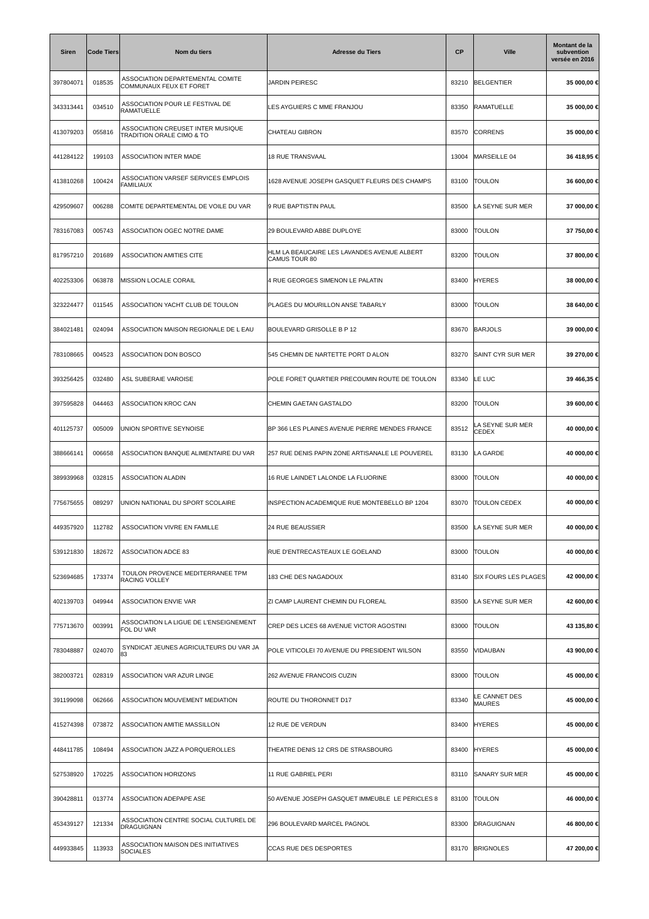| Siren | Code Tiers | Nom du tiers | Adresse du Tiers | CP | Ville | Montant de la subvention versée en 2016 |
|---|---|---|---|---|---|---|
| 397804071 | 018535 | ASSOCIATION DEPARTEMENTAL COMITE COMMUNAUX FEUX ET FORET | JARDIN PEIRESC | 83210 | BELGENTIER | **35 000,00 €** |
| 343313441 | 034510 | ASSOCIATION POUR LE FESTIVAL DE RAMATUELLE | LES AYGUIERS C MME FRANJOU | 83350 | RAMATUELLE | **35 000,00 €** |
| 413079203 | 055816 | ASSOCIATION CREUSET INTER MUSIQUE TRADITION ORALE CIMO & TO | CHATEAU GIBRON | 83570 | CORRENS | **35 000,00 €** |
| 441284122 | 199103 | ASSOCIATION INTER MADE | 18 RUE TRANSVAAL | 13004 | MARSEILLE 04 | **36 418,95 €** |
| 413810268 | 100424 | ASSOCIATION VARSEF SERVICES EMPLOIS FAMILIAUX | 1628 AVENUE JOSEPH GASQUET FLEURS DES CHAMPS | 83100 | TOULON | **36 600,00 €** |
| 429509607 | 006288 | COMITE DEPARTEMENTAL DE VOILE DU VAR | 9 RUE BAPTISTIN PAUL | 83500 | LA SEYNE SUR MER | **37 000,00 €** |
| 783167083 | 005743 | ASSOCIATION OGEC NOTRE DAME | 29 BOULEVARD ABBE DUPLOYE | 83000 | TOULON | **37 750,00 €** |
| 817957210 | 201689 | ASSOCIATION AMITIES CITE | HLM LA BEAUCAIRE LES LAVANDES AVENUE ALBERT CAMUS TOUR 80 | 83200 | TOULON | **37 800,00 €** |
| 402253306 | 063878 | MISSION LOCALE CORAIL | 4 RUE GEORGES SIMENON LE PALATIN | 83400 | HYERES | **38 000,00 €** |
| 323224477 | 011545 | ASSOCIATION YACHT CLUB DE TOULON | PLAGES DU MOURILLON ANSE TABARLY | 83000 | TOULON | **38 640,00 €** |
| 384021481 | 024094 | ASSOCIATION MAISON REGIONALE DE L EAU | BOULEVARD GRISOLLE B P 12 | 83670 | BARJOLS | **39 000,00 €** |
| 783108665 | 004523 | ASSOCIATION DON BOSCO | 545 CHEMIN DE NARTETTE PORT D ALON | 83270 | SAINT CYR SUR MER | **39 270,00 €** |
| 393256425 | 032480 | ASL SUBERAIE VAROISE | POLE FORET QUARTIER PRECOUMIN ROUTE DE TOULON | 83340 | LE LUC | **39 466,35 €** |
| 397595828 | 044463 | ASSOCIATION KROC CAN | CHEMIN GAETAN GASTALDO | 83200 | TOULON | **39 600,00 €** |
| 401125737 | 005009 | UNION SPORTIVE SEYNOISE | BP 366 LES PLAINES AVENUE PIERRE MENDES FRANCE | 83512 | LA SEYNE SUR MER CEDEX | **40 000,00 €** |
| 388666141 | 006658 | ASSOCIATION BANQUE ALIMENTAIRE DU VAR | 257 RUE DENIS PAPIN ZONE ARTISANALE LE POUVEREL | 83130 | LA GARDE | **40 000,00 €** |
| 389939968 | 032815 | ASSOCIATION ALADIN | 16 RUE LAINDET LALONDE LA FLUORINE | 83000 | TOULON | **40 000,00 €** |
| 775675655 | 089297 | UNION NATIONAL DU SPORT SCOLAIRE | INSPECTION ACADEMIQUE RUE MONTEBELLO BP 1204 | 83070 | TOULON CEDEX | **40 000,00 €** |
| 449357920 | 112782 | ASSOCIATION VIVRE EN FAMILLE | 24 RUE BEAUSSIER | 83500 | LA SEYNE SUR MER | **40 000,00 €** |
| 539121830 | 182672 | ASSOCIATION ADCE 83 | RUE D'ENTRECASTEAUX LE GOELAND | 83000 | TOULON | **40 000,00 €** |
| 523694685 | 173374 | TOULON PROVENCE MEDITERRANEE TPM RACING VOLLEY | 183 CHE DES NAGADOUX | 83140 | SIX FOURS LES PLAGES | **42 000,00 €** |
| 402139703 | 049944 | ASSOCIATION ENVIE VAR | ZI CAMP LAURENT CHEMIN DU FLOREAL | 83500 | LA SEYNE SUR MER | **42 600,00 €** |
| 775713670 | 003991 | ASSOCIATION LA LIGUE DE L'ENSEIGNEMENT FOL DU VAR | CREP DES LICES 68 AVENUE VICTOR AGOSTINI | 83000 | TOULON | **43 135,80 €** |
| 783048887 | 024070 | SYNDICAT JEUNES AGRICULTEURS DU VAR JA 83 | POLE VITICOLEI 70 AVENUE DU PRESIDENT WILSON | 83550 | VIDAUBAN | **43 900,00 €** |
| 382003721 | 028319 | ASSOCIATION VAR AZUR LINGE | 262 AVENUE FRANCOIS CUZIN | 83000 | TOULON | **45 000,00 €** |
| 391199098 | 062666 | ASSOCIATION MOUVEMENT MEDIATION | ROUTE DU THORONNET D17 | 83340 | LE CANNET DES MAURES | **45 000,00 €** |
| 415274398 | 073872 | ASSOCIATION AMITIE MASSILLON | 12 RUE DE VERDUN | 83400 | HYERES | **45 000,00 €** |
| 448411785 | 108494 | ASSOCIATION JAZZ A PORQUEROLLES | THEATRE DENIS 12 CRS DE STRASBOURG | 83400 | HYERES | **45 000,00 €** |
| 527538920 | 170225 | ASSOCIATION HORIZONS | 11 RUE GABRIEL PERI | 83110 | SANARY SUR MER | **45 000,00 €** |
| 390428811 | 013774 | ASSOCIATION ADEPAPE ASE | 50 AVENUE JOSEPH GASQUET IMMEUBLE LE PERICLES 8 | 83100 | TOULON | **46 000,00 €** |
| 453439127 | 121334 | ASSOCIATION CENTRE SOCIAL CULTUREL DE DRAGUIGNAN | 296 BOULEVARD MARCEL PAGNOL | 83300 | DRAGUIGNAN | **46 800,00 €** |
| 449933845 | 113933 | ASSOCIATION MAISON DES INITIATIVES SOCIALES | CCAS RUE DES DESPORTES | 83170 | BRIGNOLES | **47 200,00 €** |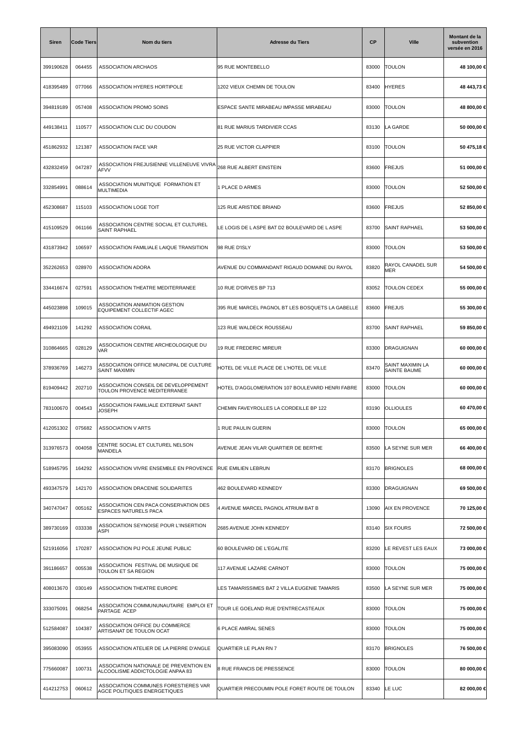| Siren | Code Tiers | Nom du tiers | Adresse du Tiers | CP | Ville | Montant de la subvention versée en 2016 |
|---|---|---|---|---|---|---|
| 399190628 | 064455 | ASSOCIATION ARCHAOS | 95 RUE MONTEBELLO | 83000 | TOULON | 48 100,00 € |
| 418395489 | 077066 | ASSOCIATION HYERES HORTIPOLE | 1202 VIEUX CHEMIN DE TOULON | 83400 | HYERES | 48 443,73 € |
| 394819189 | 057408 | ASSOCIATION PROMO SOINS | ESPACE SANTE MIRABEAU IMPASSE MIRABEAU | 83000 | TOULON | 48 800,00 € |
| 449138411 | 110577 | ASSOCIATION CLIC DU COUDON | 81 RUE MARIUS TARDIVIER CCAS | 83130 | LA GARDE | 50 000,00 € |
| 451862932 | 121387 | ASSOCIATION FACE VAR | 25 RUE VICTOR CLAPPIER | 83100 | TOULON | 50 475,18 € |
| 432832459 | 047287 | ASSOCIATION FREJUSIENNE VILLENEUVE VIVRA AFVV | 268 RUE ALBERT EINSTEIN | 83600 | FREJUS | 51 000,00 € |
| 332854991 | 088614 | ASSOCIATION MUNITIQUE FORMATION ET MULTIMEDIA | 1 PLACE D ARMES | 83000 | TOULON | 52 500,00 € |
| 452308687 | 115103 | ASSOCIATION LOGE TOIT | 125 RUE ARISTIDE BRIAND | 83600 | FREJUS | 52 850,00 € |
| 415109529 | 061166 | ASSOCIATION CENTRE SOCIAL ET CULTUREL SAINT RAPHAEL | LE LOGIS DE L ASPE BAT D2 BOULEVARD DE L ASPE | 83700 | SAINT RAPHAEL | 53 500,00 € |
| 431873942 | 106597 | ASSOCIATION FAMILIALE LAIQUE TRANSITION | 98 RUE D'ISLY | 83000 | TOULON | 53 500,00 € |
| 352262653 | 028970 | ASSOCIATION ADORA | AVENUE DU COMMANDANT RIGAUD DOMAINE DU RAYOL | 83820 | RAYOL CANADEL SUR MER | 54 500,00 € |
| 334416674 | 027591 | ASSOCIATION THEATRE MEDITERRANEE | 10 RUE D'ORVES BP 713 | 83052 | TOULON CEDEX | 55 000,00 € |
| 445023898 | 109015 | ASSOCIATION ANIMATION GESTION EQUIPEMENT COLLECTIF AGEC | 395 RUE MARCEL PAGNOL BT LES BOSQUETS LA GABELLE | 83600 | FREJUS | 55 300,00 € |
| 494921109 | 141292 | ASSOCIATION CORAIL | 123 RUE WALDECK ROUSSEAU | 83700 | SAINT RAPHAEL | 59 850,00 € |
| 310864665 | 028129 | ASSOCIATION CENTRE ARCHEOLOGIQUE DU VAR | 19 RUE FREDERIC MIREUR | 83300 | DRAGUIGNAN | 60 000,00 € |
| 378936769 | 146273 | ASSOCIATION OFFICE MUNICIPAL DE CULTURE SAINT MAXIMIN | HOTEL DE VILLE PLACE DE L'HOTEL DE VILLE | 83470 | SAINT MAXIMIN LA SAINTE BAUME | 60 000,00 € |
| 819409442 | 202710 | ASSOCIATION CONSEIL DE DEVELOPPEMENT TOULON PROVENCE MEDITERRANEE | HOTEL D'AGGLOMERATION 107 BOULEVARD HENRI FABRE | 83000 | TOULON | 60 000,00 € |
| 783100670 | 004543 | ASSOCIATION FAMILIALE EXTERNAT SAINT JOSEPH | CHEMIN FAVEYROLLES LA CORDEILLE BP 122 | 83190 | OLLIOULES | 60 470,00 € |
| 412051302 | 075682 | ASSOCIATION V ARTS | 1 RUE PAULIN GUERIN | 83000 | TOULON | 65 000,00 € |
| 313976573 | 004058 | CENTRE SOCIAL ET CULTUREL NELSON MANDELA | AVENUE JEAN VILAR QUARTIER DE BERTHE | 83500 | LA SEYNE SUR MER | 66 400,00 € |
| 518945795 | 164292 | ASSOCIATION VIVRE ENSEMBLE EN PROVENCE | RUE EMILIEN LEBRUN | 83170 | BRIGNOLES | 68 000,00 € |
| 493347579 | 142170 | ASSOCIATION DRACENIE SOLIDARITES | 462 BOULEVARD KENNEDY | 83300 | DRAGUIGNAN | 69 500,00 € |
| 340747047 | 005162 | ASSOCIATION CEN PACA CONSERVATION DES ESPACES NATURELS PACA | 4 AVENUE MARCEL PAGNOL ATRIUM BAT B | 13090 | AIX EN PROVENCE | 70 125,00 € |
| 389730169 | 033338 | ASSOCIATION SEYNOISE POUR L'INSERTION ASPI | 2685 AVENUE JOHN KENNEDY | 83140 | SIX FOURS | 72 500,00 € |
| 521916056 | 170287 | ASSOCIATION PIJ POLE JEUNE PUBLIC | 60 BOULEVARD DE L'EGALITE | 83200 | LE REVEST LES EAUX | 73 000,00 € |
| 391186657 | 005538 | ASSOCIATION FESTIVAL DE MUSIQUE DE TOULON ET SA REGION | 117 AVENUE LAZARE CARNOT | 83000 | TOULON | 75 000,00 € |
| 408013670 | 030149 | ASSOCIATION THEATRE EUROPE | LES TAMARISSIMES BAT 2 VILLA EUGENIE TAMARIS | 83500 | LA SEYNE SUR MER | 75 000,00 € |
| 333075091 | 068254 | ASSOCIATION COMMUNUNAUTAIRE EMPLOI ET PARTAGE ACEP | TOUR LE GOELAND RUE D'ENTRECASTEAUX | 83000 | TOULON | 75 000,00 € |
| 512584087 | 104387 | ASSOCIATION OFFICE DU COMMERCE ARTISANAT DE TOULON OCAT | 6 PLACE AMIRAL SENES | 83000 | TOULON | 75 000,00 € |
| 395083090 | 053955 | ASSOCIATION ATELIER DE LA PIERRE D'ANGLE | QUARTIER LE PLAN RN 7 | 83170 | BRIGNOLES | 76 500,00 € |
| 775660087 | 100731 | ASSOCIATION NATIONALE DE PREVENTION EN ALCOOLISME ADDICTOLOGIE ANPAA 83 | 8 RUE FRANCIS DE PRESSENCE | 83000 | TOULON | 80 000,00 € |
| 414212753 | 060612 | ASSOCIATION COMMUNES FORESTIERES VAR AGCE POLITIQUES ENERGETIQUES | QUARTIER PRECOUMIN POLE FORET ROUTE DE TOULON | 83340 | LE LUC | 82 000,00 € |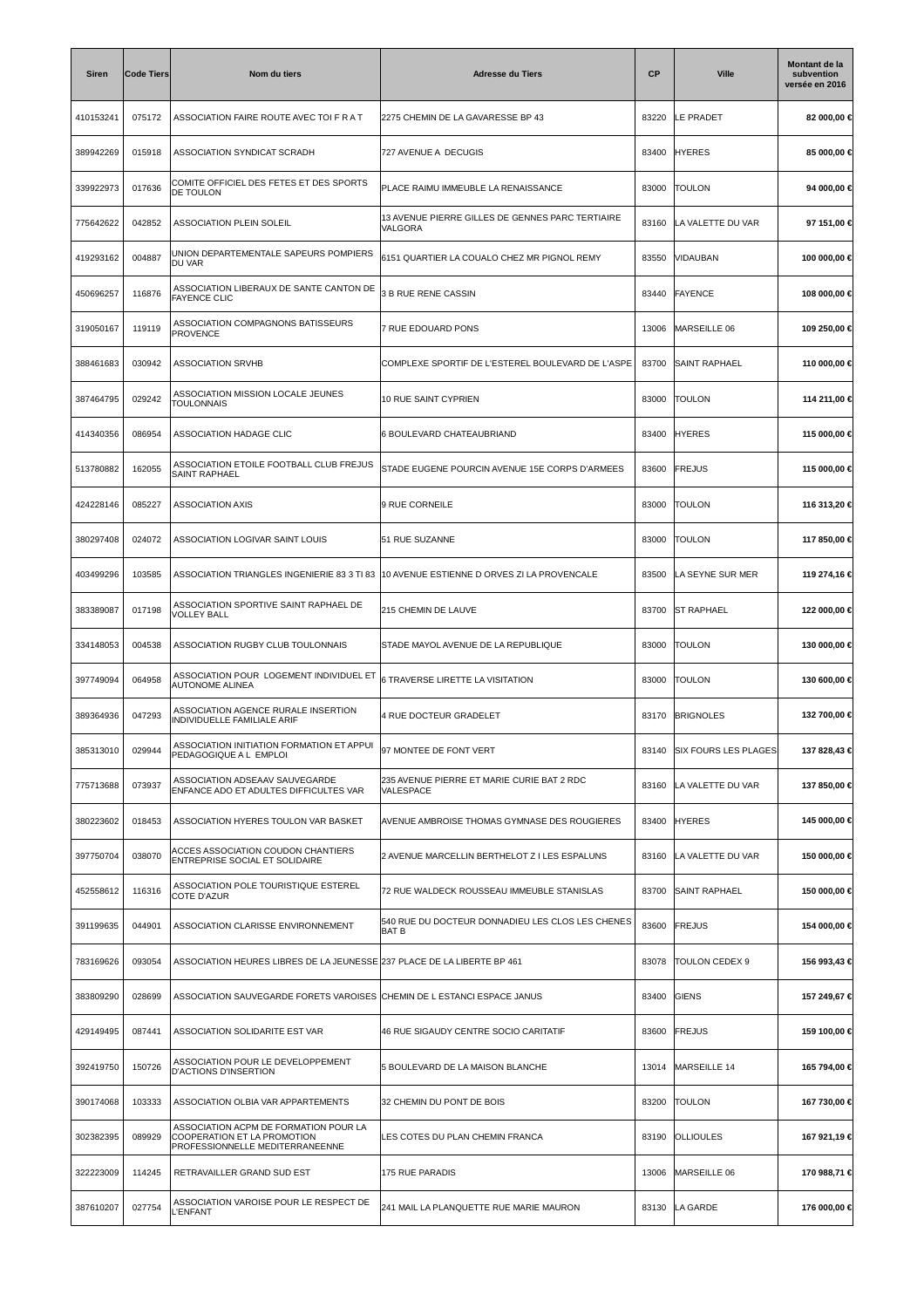| Siren | Code Tiers | Nom du tiers | Adresse du Tiers | CP | Ville | Montant de la subvention versée en 2016 |
|---|---|---|---|---|---|---|
| 410153241 | 075172 | ASSOCIATION FAIRE ROUTE AVEC TOI F R A T | 2275 CHEMIN DE LA GAVARESSE BP 43 | 83220 | LE PRADET | 82 000,00 € |
| 389942269 | 015918 | ASSOCIATION SYNDICAT SCRADH | 727 AVENUE A DECUGIS | 83400 | HYERES | 85 000,00 € |
| 339922973 | 017636 | COMITE OFFICIEL DES FETES ET DES SPORTS DE TOULON | PLACE RAIMU IMMEUBLE LA RENAISSANCE | 83000 | TOULON | 94 000,00 € |
| 775642622 | 042852 | ASSOCIATION PLEIN SOLEIL | 13 AVENUE PIERRE GILLES DE GENNES PARC TERTIAIRE VALGORA | 83160 | LA VALETTE DU VAR | 97 151,00 € |
| 419293162 | 004887 | UNION DEPARTEMENTALE SAPEURS POMPIERS DU VAR | 6151 QUARTIER LA COUALO CHEZ MR PIGNOL REMY | 83550 | VIDAUBAN | 100 000,00 € |
| 450696257 | 116876 | ASSOCIATION LIBERAUX DE SANTE CANTON DE FAYENCE CLIC | 3 B RUE RENE CASSIN | 83440 | FAYENCE | 108 000,00 € |
| 319050167 | 119119 | ASSOCIATION COMPAGNONS BATISSEURS PROVENCE | 7 RUE EDOUARD PONS | 13006 | MARSEILLE 06 | 109 250,00 € |
| 388461683 | 030942 | ASSOCIATION SRVHB | COMPLEXE SPORTIF DE L'ESTEREL BOULEVARD DE L'ASPE | 83700 | SAINT RAPHAEL | 110 000,00 € |
| 387464795 | 029242 | ASSOCIATION MISSION LOCALE JEUNES TOULONNAIS | 10 RUE SAINT CYPRIEN | 83000 | TOULON | 114 211,00 € |
| 414340356 | 086954 | ASSOCIATION HADAGE CLIC | 6 BOULEVARD CHATEAUBRIAND | 83400 | HYERES | 115 000,00 € |
| 513780882 | 162055 | ASSOCIATION ETOILE FOOTBALL CLUB FREJUS SAINT RAPHAEL | STADE EUGENE POURCIN AVENUE 15E CORPS D'ARMEES | 83600 | FREJUS | 115 000,00 € |
| 424228146 | 085227 | ASSOCIATION AXIS | 9 RUE CORNEILE | 83000 | TOULON | 116 313,20 € |
| 380297408 | 024072 | ASSOCIATION LOGIVAR SAINT LOUIS | 51 RUE SUZANNE | 83000 | TOULON | 117 850,00 € |
| 403499296 | 103585 | ASSOCIATION TRIANGLES INGENIERIE 83 3 TI 83 | 10 AVENUE ESTIENNE D ORVES ZI LA PROVENCALE | 83500 | LA SEYNE SUR MER | 119 274,16 € |
| 383389087 | 017198 | ASSOCIATION SPORTIVE SAINT RAPHAEL DE VOLLEY BALL | 215 CHEMIN DE LAUVE | 83700 | ST RAPHAEL | 122 000,00 € |
| 334148053 | 004538 | ASSOCIATION RUGBY CLUB TOULONNAIS | STADE MAYOL AVENUE DE LA REPUBLIQUE | 83000 | TOULON | 130 000,00 € |
| 397749094 | 064958 | ASSOCIATION POUR LOGEMENT INDIVIDUEL ET AUTONOME ALINEA | 6 TRAVERSE LIRETTE LA VISITATION | 83000 | TOULON | 130 600,00 € |
| 389364936 | 047293 | ASSOCIATION AGENCE RURALE INSERTION INDIVIDUELLE FAMILIALE ARIF | 4 RUE DOCTEUR GRADELET | 83170 | BRIGNOLES | 132 700,00 € |
| 385313010 | 029944 | ASSOCIATION INITIATION FORMATION ET APPUI PEDAGOGIQUE A L EMPLOI | 97 MONTEE DE FONT VERT | 83140 | SIX FOURS LES PLAGES | 137 828,43 € |
| 775713688 | 073937 | ASSOCIATION ADSEAAV SAUVEGARDE ENFANCE ADO ET ADULTES DIFFICULTES VAR | 235 AVENUE PIERRE ET MARIE CURIE BAT 2 RDC VALESPACE | 83160 | LA VALETTE DU VAR | 137 850,00 € |
| 380223602 | 018453 | ASSOCIATION HYERES TOULON VAR BASKET | AVENUE AMBROISE THOMAS GYMNASE DES ROUGIERES | 83400 | HYERES | 145 000,00 € |
| 397750704 | 038070 | ACCES ASSOCIATION COUDON CHANTIERS ENTREPRISE SOCIAL ET SOLIDAIRE | 2 AVENUE MARCELLIN BERTHELOT Z I LES ESPALUNS | 83160 | LA VALETTE DU VAR | 150 000,00 € |
| 452558612 | 116316 | ASSOCIATION POLE TOURISTIQUE ESTEREL COTE D'AZUR | 72 RUE WALDECK ROUSSEAU IMMEUBLE STANISLAS | 83700 | SAINT RAPHAEL | 150 000,00 € |
| 391199635 | 044901 | ASSOCIATION CLARISSE ENVIRONNEMENT | 540 RUE DU DOCTEUR DONNADIEU LES CLOS LES CHENES BAT B | 83600 | FREJUS | 154 000,00 € |
| 783169626 | 093054 | ASSOCIATION HEURES LIBRES DE LA JEUNESSE | 237 PLACE DE LA LIBERTE BP 461 | 83078 | TOULON CEDEX 9 | 156 993,43 € |
| 383809290 | 028699 | ASSOCIATION SAUVEGARDE FORETS VAROISES | CHEMIN DE L ESTANCI ESPACE JANUS | 83400 | GIENS | 157 249,67 € |
| 429149495 | 087441 | ASSOCIATION SOLIDARITE EST VAR | 46 RUE SIGAUDY CENTRE SOCIO CARITATIF | 83600 | FREJUS | 159 100,00 € |
| 392419750 | 150726 | ASSOCIATION POUR LE DEVELOPPEMENT D'ACTIONS D'INSERTION | 5 BOULEVARD DE LA MAISON BLANCHE | 13014 | MARSEILLE 14 | 165 794,00 € |
| 390174068 | 103333 | ASSOCIATION OLBIA VAR APPARTEMENTS | 32 CHEMIN DU PONT DE BOIS | 83200 | TOULON | 167 730,00 € |
| 302382395 | 089929 | ASSOCIATION ACPM DE FORMATION POUR LA COOPERATION ET LA PROMOTION PROFESSIONNELLE MEDITERRANEENNE | LES COTES DU PLAN CHEMIN FRANCA | 83190 | OLLIOULES | 167 921,19 € |
| 322223009 | 114245 | RETRAVAILLER GRAND SUD EST | 175 RUE PARADIS | 13006 | MARSEILLE 06 | 170 988,71 € |
| 387610207 | 027754 | ASSOCIATION VAROISE POUR LE RESPECT DE L'ENFANT | 241 MAIL LA PLANQUETTE RUE MARIE MAURON | 83130 | LA GARDE | 176 000,00 € |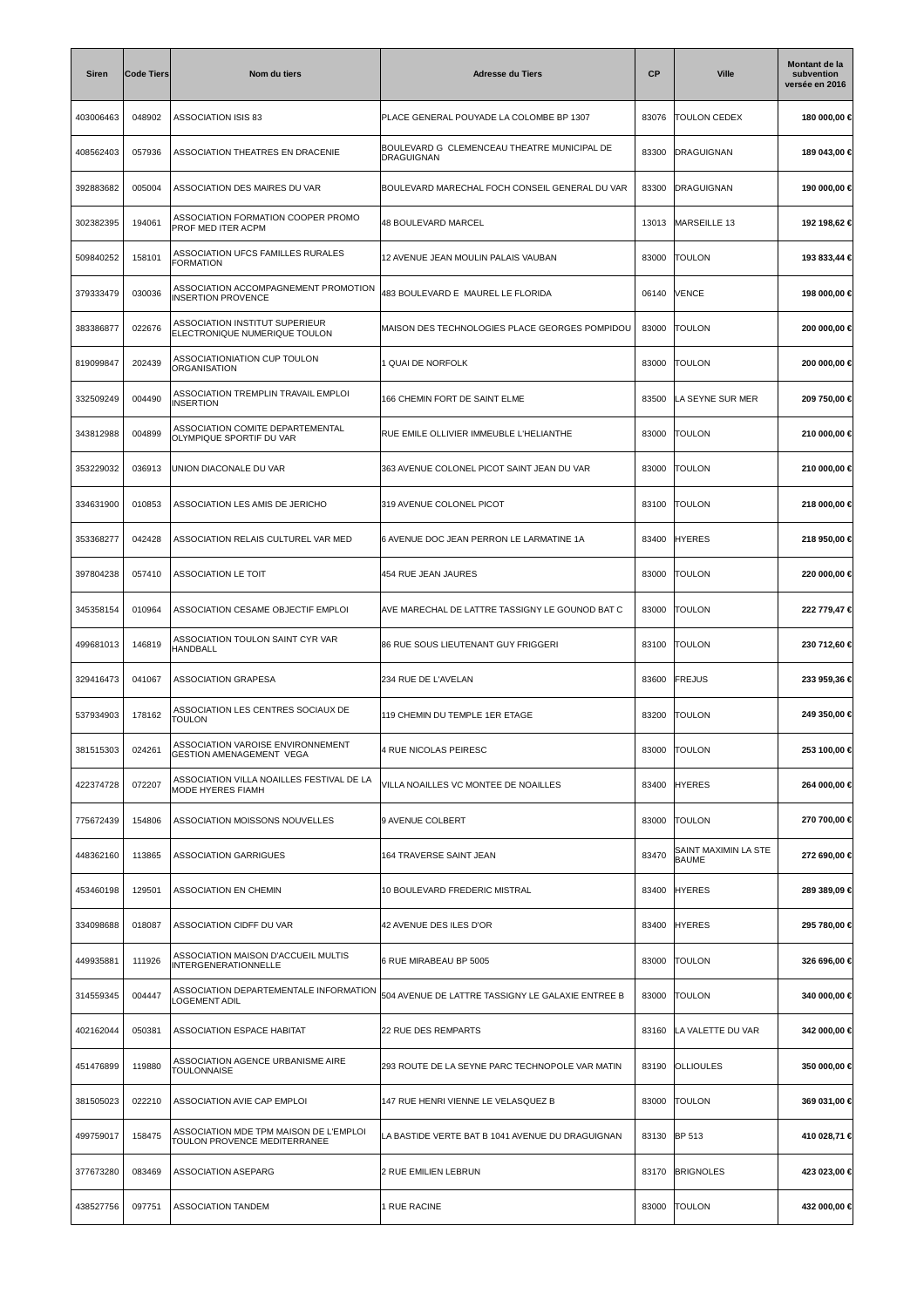| Siren | Code Tiers | Nom du tiers | Adresse du Tiers | CP | Ville | Montant de la subvention versée en 2016 |
|---|---|---|---|---|---|---|
| 403006463 | 048902 | ASSOCIATION ISIS 83 | PLACE GENERAL POUYADE LA COLOMBE BP 1307 | 83076 | TOULON CEDEX | **180 000,00 €** |
| 408562403 | 057936 | ASSOCIATION THEATRES EN DRACENIE | BOULEVARD G CLEMENCEAU THEATRE MUNICIPAL DE DRAGUIGNAN | 83300 | DRAGUIGNAN | **189 043,00 €** |
| 392883682 | 005004 | ASSOCIATION DES MAIRES DU VAR | BOULEVARD MARECHAL FOCH CONSEIL GENERAL DU VAR | 83300 | DRAGUIGNAN | **190 000,00 €** |
| 302382395 | 194061 | ASSOCIATION FORMATION COOPER PROMO PROF MED ITER ACPM | 48 BOULEVARD MARCEL | 13013 | MARSEILLE 13 | **192 198,62 €** |
| 509840252 | 158101 | ASSOCIATION UFCS FAMILLES RURALES FORMATION | 12 AVENUE JEAN MOULIN PALAIS VAUBAN | 83000 | TOULON | **193 833,44 €** |
| 379333479 | 030036 | ASSOCIATION ACCOMPAGNEMENT PROMOTION INSERTION PROVENCE | 483 BOULEVARD E MAUREL LE FLORIDA | 06140 | VENCE | **198 000,00 €** |
| 383386877 | 022676 | ASSOCIATION INSTITUT SUPERIEUR ELECTRONIQUE NUMERIQUE TOULON | MAISON DES TECHNOLOGIES PLACE GEORGES POMPIDOU | 83000 | TOULON | **200 000,00 €** |
| 819099847 | 202439 | ASSOCIATIONIATION CUP TOULON ORGANISATION | 1 QUAI DE NORFOLK | 83000 | TOULON | **200 000,00 €** |
| 332509249 | 004490 | ASSOCIATION TREMPLIN TRAVAIL EMPLOI INSERTION | 166 CHEMIN FORT DE SAINT ELME | 83500 | LA SEYNE SUR MER | **209 750,00 €** |
| 343812988 | 004899 | ASSOCIATION COMITE DEPARTEMENTAL OLYMPIQUE SPORTIF DU VAR | RUE EMILE OLLIVIER IMMEUBLE L'HELIANTHE | 83000 | TOULON | **210 000,00 €** |
| 353229032 | 036913 | UNION DIACONALE DU VAR | 363 AVENUE COLONEL PICOT SAINT JEAN DU VAR | 83000 | TOULON | **210 000,00 €** |
| 334631900 | 010853 | ASSOCIATION LES AMIS DE JERICHO | 319 AVENUE COLONEL PICOT | 83100 | TOULON | **218 000,00 €** |
| 353368277 | 042428 | ASSOCIATION RELAIS CULTUREL VAR MED | 6 AVENUE DOC JEAN PERRON LE LARMATINE 1A | 83400 | HYERES | **218 950,00 €** |
| 397804238 | 057410 | ASSOCIATION LE TOIT | 454 RUE JEAN JAURES | 83000 | TOULON | **220 000,00 €** |
| 345358154 | 010964 | ASSOCIATION CESAME OBJECTIF EMPLOI | AVE MARECHAL DE LATTRE TASSIGNY LE GOUNOD BAT C | 83000 | TOULON | **222 779,47 €** |
| 499681013 | 146819 | ASSOCIATION TOULON SAINT CYR VAR HANDBALL | 86 RUE SOUS LIEUTENANT GUY FRIGGERI | 83100 | TOULON | **230 712,60 €** |
| 329416473 | 041067 | ASSOCIATION GRAPESA | 234 RUE DE L'AVELAN | 83600 | FREJUS | **233 959,36 €** |
| 537934903 | 178162 | ASSOCIATION LES CENTRES SOCIAUX DE TOULON | 119 CHEMIN DU TEMPLE 1ER ETAGE | 83200 | TOULON | **249 350,00 €** |
| 381515303 | 024261 | ASSOCIATION VAROISE ENVIRONNEMENT GESTION AMENAGEMENT VEGA | 4 RUE NICOLAS PEIRESC | 83000 | TOULON | **253 100,00 €** |
| 422374728 | 072207 | ASSOCIATION VILLA NOAILLES FESTIVAL DE LA MODE HYERES FIAMH | VILLA NOAILLES VC MONTEE DE NOAILLES | 83400 | HYERES | **264 000,00 €** |
| 775672439 | 154806 | ASSOCIATION MOISSONS NOUVELLES | 9 AVENUE COLBERT | 83000 | TOULON | **270 700,00 €** |
| 448362160 | 113865 | ASSOCIATION GARRIGUES | 164 TRAVERSE SAINT JEAN | 83470 | SAINT MAXIMIN LA STE BAUME | **272 690,00 €** |
| 453460198 | 129501 | ASSOCIATION EN CHEMIN | 10 BOULEVARD FREDERIC MISTRAL | 83400 | HYERES | **289 389,09 €** |
| 334098688 | 018087 | ASSOCIATION CIDFF DU VAR | 42 AVENUE DES ILES D'OR | 83400 | HYERES | **295 780,00 €** |
| 449935881 | 111926 | ASSOCIATION MAISON D'ACCUEIL MULTIS INTERGENERATIONNELLE | 6 RUE MIRABEAU BP 5005 | 83000 | TOULON | **326 696,00 €** |
| 314559345 | 004447 | ASSOCIATION DEPARTEMENTALE INFORMATION LOGEMENT ADIL | 504 AVENUE DE LATTRE TASSIGNY LE GALAXIE ENTREE B | 83000 | TOULON | **340 000,00 €** |
| 402162044 | 050381 | ASSOCIATION ESPACE HABITAT | 22 RUE DES REMPARTS | 83160 | LA VALETTE DU VAR | **342 000,00 €** |
| 451476899 | 119880 | ASSOCIATION AGENCE URBANISME AIRE TOULONNAISE | 293 ROUTE DE LA SEYNE PARC TECHNOPOLE VAR MATIN | 83190 | OLLIOULES | **350 000,00 €** |
| 381505023 | 022210 | ASSOCIATION AVIE CAP EMPLOI | 147 RUE HENRI VIENNE LE VELASQUEZ B | 83000 | TOULON | **369 031,00 €** |
| 499759017 | 158475 | ASSOCIATION MDE TPM MAISON DE L'EMPLOI TOULON PROVENCE MEDITERRANEE | LA BASTIDE VERTE BAT B 1041 AVENUE DU DRAGUIGNAN | 83130 | BP 513 | **410 028,71 €** |
| 377673280 | 083469 | ASSOCIATION ASEPARG | 2 RUE EMILIEN LEBRUN | 83170 | BRIGNOLES | **423 023,00 €** |
| 438527756 | 097751 | ASSOCIATION TANDEM | 1 RUE RACINE | 83000 | TOULON | **432 000,00 €** |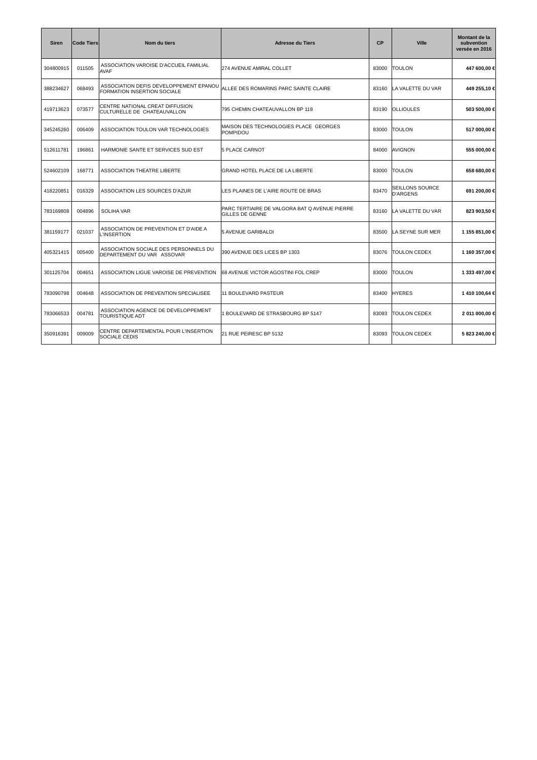| Siren | Code Tiers | Nom du tiers | Adresse du Tiers | CP | Ville | Montant de la subvention versée en 2016 |
|---|---|---|---|---|---|---|
| 304800915 | 011505 | ASSOCIATION VAROISE D'ACCUEIL FAMILIAL AVAF | 274 AVENUE AMIRAL COLLET | 83000 | TOULON | 447 600,00 € |
| 388234627 | 068493 | ASSOCIATION DEFIS DEVELOPPEMENT EPANOU FORMATION INSERTION SOCIALE | ALLEE DES ROMARINS PARC SAINTE CLAIRE | 83160 | LA VALETTE DU VAR | 449 255,10 € |
| 419713623 | 073577 | CENTRE NATIONAL CREAT DIFFUSION CULTURELLE DE CHATEAUVALLON | 795 CHEMIN CHATEAUVALLON BP 118 | 83190 | OLLIOULES | 503 500,00 € |
| 345245260 | 006409 | ASSOCIATION TOULON VAR TECHNOLOGIES | MAISON DES TECHNOLOGIES PLACE GEORGES POMPIDOU | 83000 | TOULON | 517 000,00 € |
| 512611781 | 196861 | HARMONIE SANTE ET SERVICES SUD EST | 5 PLACE CARNOT | 84000 | AVIGNON | 555 000,00 € |
| 524602109 | 168771 | ASSOCIATION THEATRE LIBERTE | GRAND HOTEL PLACE DE LA LIBERTE | 83000 | TOULON | 658 680,00 € |
| 418220851 | 016329 | ASSOCIATION LES SOURCES D'AZUR | LES PLAINES DE L'AIRE ROUTE DE BRAS | 83470 | SEILLONS SOURCE D'ARGENS | 691 200,00 € |
| 783169808 | 004896 | SOLIHA VAR | PARC TERTIAIRE DE VALGORA BAT Q AVENUE PIERRE GILLES DE GENNE | 83160 | LA VALETTE DU VAR | 823 903,50 € |
| 381159177 | 021037 | ASSOCIATION DE PREVENTION ET D'AIDE A L'INSERTION | 5 AVENUE GARIBALDI | 83500 | LA SEYNE SUR MER | 1 155 851,00 € |
| 405321415 | 005400 | ASSOCIATION SOCIALE DES PERSONNELS DU DEPARTEMENT DU VAR ASSOVAR | 390 AVENUE DES LICES BP 1303 | 83076 | TOULON CEDEX | 1 160 357,00 € |
| 301125704 | 004651 | ASSOCIATION LIGUE VAROISE DE PREVENTION | 68 AVENUE VICTOR AGOSTINI FOL CREP | 83000 | TOULON | 1 333 497,00 € |
| 783090798 | 004648 | ASSOCIATION DE PREVENTION SPECIALISEE | 11 BOULEVARD PASTEUR | 83400 | HYERES | 1 410 100,64 € |
| 783066533 | 004781 | ASSOCIATION AGENCE DE DEVELOPPEMENT TOURISTIQUE ADT | 1 BOULEVARD DE STRASBOURG BP 5147 | 83093 | TOULON CEDEX | 2 011 000,00 € |
| 350916391 | 009009 | CENTRE DEPARTEMENTAL POUR L'INSERTION SOCIALE CEDIS | 21 RUE PEIRESC BP 5132 | 83093 | TOULON CEDEX | 5 823 240,00 € |